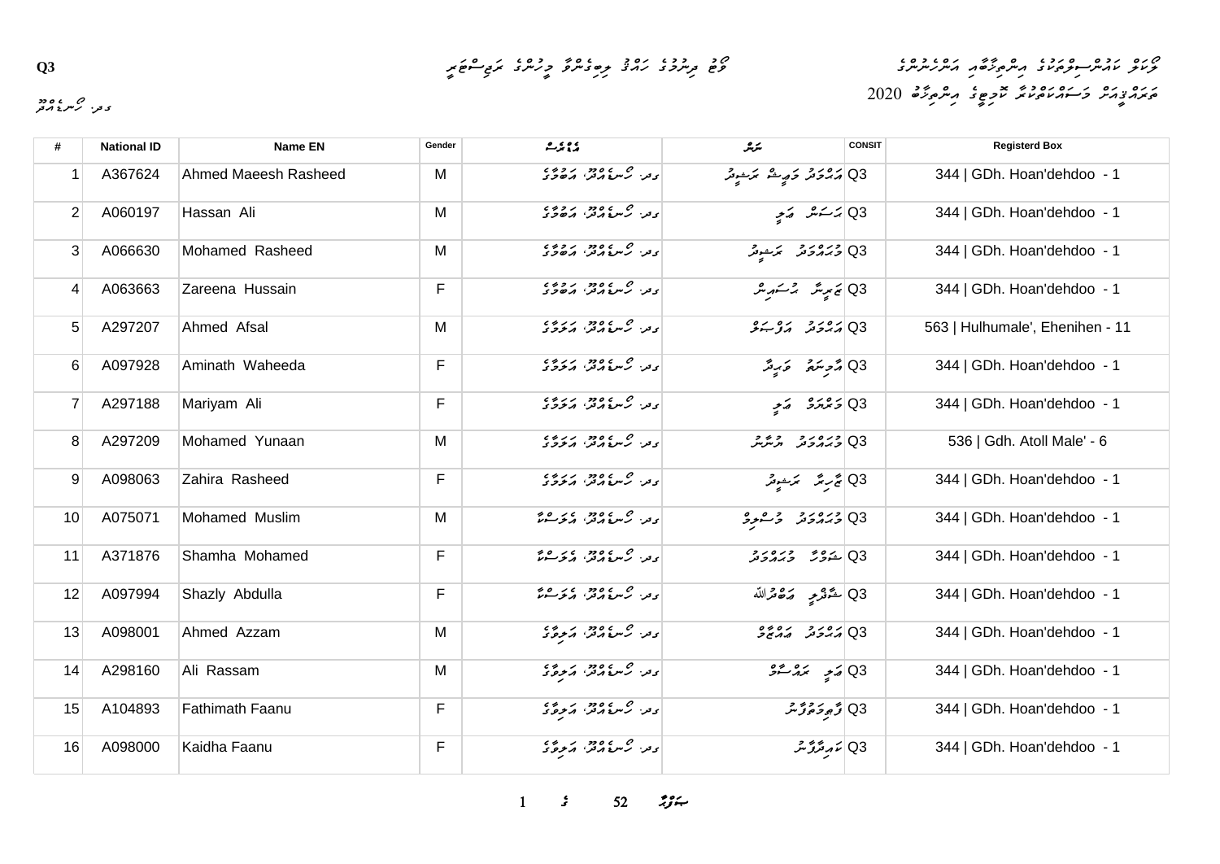ރާއްޖޭ ކައުންސިލްތަކުގެ އިންތިޚާބާއި އަންހެނުންގެ ތަރައްޤީއަށް މަސައްކަތްކުރާ ކޮމިޓީގެ އިންތިޚާބު 2020 — ވޯޓު ލިސްޓު Q3

ގދ. ހޯނޑެއްދޫ

| # | National ID | Name EN | Gender | އެޑްރެސް | ނަން | CONSIT | Registerd Box |
|---|---|---|---|---|---|---|---|
| 1 | A367624 | Ahmed Maeesh Rasheed | M | ގދ. ހޯނޑެއްދޫ، އަބުވާގެ | އަހުމަދު މައީޝް ރަޝީދު | Q3 | 344 \| GDh. Hoan'dehdoo - 1 |
| 2 | A060197 | Hassan Ali | M | ގދ. ހޯނޑެއްދޫ، އަބުވާގެ | ހަސަން އަލި | Q3 | 344 \| GDh. Hoan'dehdoo - 1 |
| 3 | A066630 | Mohamed Rasheed | M | ގދ. ހޯނޑެއްދޫ، އަބުވާގެ | މުހައްމަދު ރަޝީދު | Q3 | 344 \| GDh. Hoan'dehdoo - 1 |
| 4 | A063663 | Zareena Hussain | F | ގދ. ހޯނޑެއްދޫ، އަބުވާގެ | ޒަރީނާ ހުސައިން | Q3 | 344 \| GDh. Hoan'dehdoo - 1 |
| 5 | A297207 | Ahmed Afsal | M | ގދ. ހޯނޑެއްދޫ، އަލަމާގެ | އަހުމަދު އަފްސަލް | Q3 | 563 \| Hulhumale', Ehenihen - 11 |
| 6 | A097928 | Aminath Waheeda | F | ގދ. ހޯނޑެއްދޫ، އަލަމާގެ | އާމިނަތު ވަހީދާ | Q3 | 344 \| GDh. Hoan'dehdoo - 1 |
| 7 | A297188 | Mariyam Ali | F | ގދ. ހޯނޑެއްދޫ، އަލަމާގެ | މަރިޔަމް އަލި | Q3 | 344 \| GDh. Hoan'dehdoo - 1 |
| 8 | A297209 | Mohamed Yunaan | M | ގދ. ހޯނޑެއްދޫ، އަލަމާގެ | މުހައްމަދު ޔޫނާން | Q3 | 536 \| Gdh. Atoll Male' - 6 |
| 9 | A098063 | Zahira Rasheed | F | ގދ. ހޯނޑެއްދޫ، އަލަމާގެ | ޒާހިރާ ރަޝީދު | Q3 | 344 \| GDh. Hoan'dehdoo - 1 |
| 10 | A075071 | Mohamed Muslim | M | ގދ. ހޯނޑެއްދޫ، އެވަރަސްޓް | މުހައްމަދު މުސްލިމް | Q3 | 344 \| GDh. Hoan'dehdoo - 1 |
| 11 | A371876 | Shamha Mohamed | F | ގދ. ހޯނޑެއްދޫ، އެވަރަސްޓް | ޝަމްހާ މުހައްމަދު | Q3 | 344 \| GDh. Hoan'dehdoo - 1 |
| 12 | A097994 | Shazly Abdulla | F | ގދ. ހޯނޑެއްދޫ، އެވަރަސްޓް | ޝާޒްލީ އަބްދުﷲ | Q3 | 344 \| GDh. Hoan'dehdoo - 1 |
| 13 | A098001 | Ahmed Azzam | M | ގދ. ހޯނޑެއްދޫ، އަލިވާގެ | އަހުމަދު އައްޒާމް | Q3 | 344 \| GDh. Hoan'dehdoo - 1 |
| 14 | A298160 | Ali Rassam | M | ގދ. ހޯނޑެއްދޫ، އަލިވާގެ | އަލި ރައްސާމް | Q3 | 344 \| GDh. Hoan'dehdoo - 1 |
| 15 | A104893 | Fathimath Faanu | F | ގދ. ހޯނޑެއްދޫ، އަލިވާގެ | ފާތިމަތު ފާނު | Q3 | 344 \| GDh. Hoan'dehdoo - 1 |
| 16 | A098000 | Kaidha Faanu | F | ގދ. ހޯނޑެއްދޫ، އަލިވާގެ | ކައިދާ ފާނު | Q3 | 344 \| GDh. Hoan'dehdoo - 1 |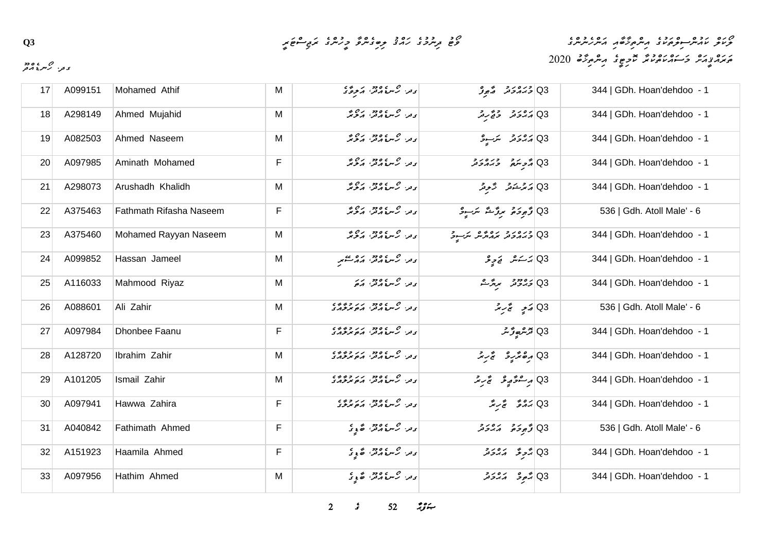| 17 | A099151 | Mohamed Athif | M | ގދ. ހޯނޑެއްދޫ، އަލިވާގެ | Q3 | 344 \| GDh. Hoan'dehdoo - 1 |
|---|---|---|---|---|---|---|
| 18 | A298149 | Ahmed Mujahid | M | ގދ. ހޯނޑެއްދޫ، އަވަހާ | Q3 | 344 \| GDh. Hoan'dehdoo - 1 |
| 19 | A082503 | Ahmed Naseem | M | ގދ. ހޯނޑެއްދޫ، އަވަހާ | Q3 | 344 \| GDh. Hoan'dehdoo - 1 |
| 20 | A097985 | Aminath Mohamed | F | ގދ. ހޯނޑެއްދޫ، އަވަހާ | Q3 | 344 \| GDh. Hoan'dehdoo - 1 |
| 21 | A298073 | Arushadh Khalidh | M | ގދ. ހޯނޑެއްދޫ، އަވަހާ | Q3 | 344 \| GDh. Hoan'dehdoo - 1 |
| 22 | A375463 | Fathmath Rifasha Naseem | F | ގދ. ހޯނޑެއްދޫ، އަވަހާ | Q3 | 536 \| Gdh. Atoll Male' - 6 |
| 23 | A375460 | Mohamed Rayyan Naseem | M | ގދ. ހޯނޑެއްދޫ، އަވަހާ | Q3 | 344 \| GDh. Hoan'dehdoo - 1 |
| 24 | A099852 | Hassan Jameel | M | ގދ. ހޯނޑެއްދޫ، އައްސޭރި | Q3 | 344 \| GDh. Hoan'dehdoo - 1 |
| 25 | A116033 | Mahmood Riyaz | M | ގދ. ހޯނޑެއްދޫ، އަޒަ | Q3 | 344 \| GDh. Hoan'dehdoo - 1 |
| 26 | A088601 | Ali Zahir | M | ގދ. ހޯނޑެއްދޫ، އަޒީޒުވާއްގެ | Q3 | 536 \| Gdh. Atoll Male' - 6 |
| 27 | A097984 | Dhonbee Faanu | F | ގދ. ހޯނޑެއްދޫ، އަޒީޒުވާއްގެ | Q3 | 344 \| GDh. Hoan'dehdoo - 1 |
| 28 | A128720 | Ibrahim Zahir | M | ގދ. ހޯނޑެއްދޫ، އަޒީޒުވާއްގެ | Q3 | 344 \| GDh. Hoan'dehdoo - 1 |
| 29 | A101205 | Ismail Zahir | M | ގދ. ހޯނޑެއްދޫ، އަޒީޒުވާއްގެ | Q3 | 344 \| GDh. Hoan'dehdoo - 1 |
| 30 | A097941 | Hawwa Zahira | F | ގދ. ހޯނޑެއްދޫ، އަޒީޒުވާގެ | Q3 | 344 \| GDh. Hoan'dehdoo - 1 |
| 31 | A040842 | Fathimath Ahmed | F | ގދ. ހޯނޑެއްދޫ، ބާޒީގެ | Q3 | 536 \| Gdh. Atoll Male' - 6 |
| 32 | A151923 | Haamila Ahmed | F | ގދ. ހޯނޑެއްދޫ، ބާޒީގެ | Q3 | 344 \| GDh. Hoan'dehdoo - 1 |
| 33 | A097956 | Hathim Ahmed | M | ގދ. ހޯނޑެއްދޫ، ބާޒީގެ | Q3 | 344 \| GDh. Hoan'dehdoo - 1 |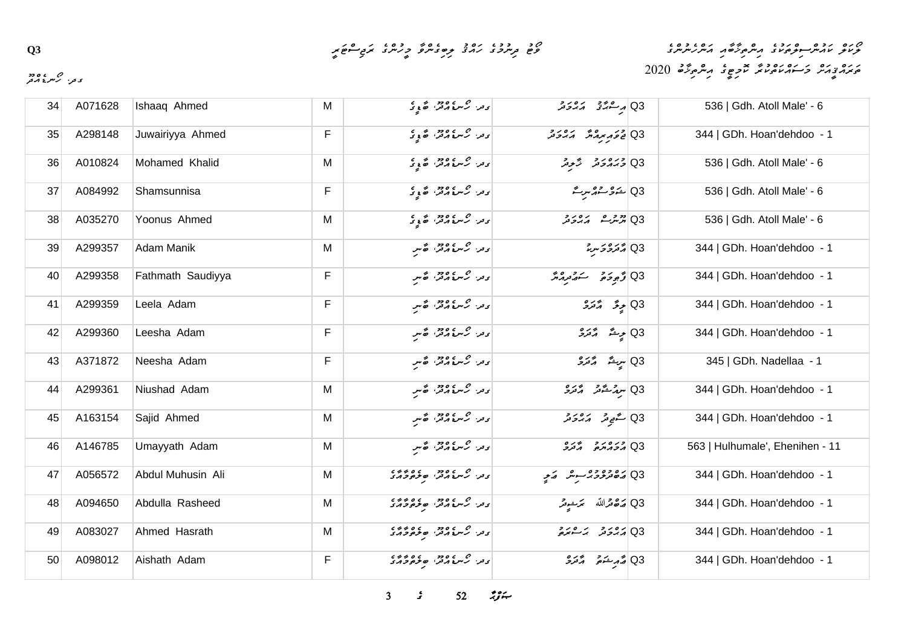| 34 | A071628 | Ishaaq Ahmed | M | ގދ. ހޯނޑެއްދޫ، ބާވީ | Q3 އިސްޙާޤު އަޙްމަދު | 536 \| Gdh. Atoll Male' - 6 |
|---|---|---|---|---|---|---|
| 35 | A298148 | Juwairiyya Ahmed | F | ގދ. ހޯނޑެއްދޫ، ބާވީ | Q3 ޖުވައިރިއްޔާ އަޙްމަދު | 344 \| GDh. Hoan'dehdoo - 1 |
| 36 | A010824 | Mohamed Khalid | M | ގދ. ހޯނޑެއްދޫ، ބާވީ | Q3 މުޙައްމަދު ޚާލިދު | 536 \| Gdh. Atoll Male' - 6 |
| 37 | A084992 | Shamsunnisa | F | ގދ. ހޯނޑެއްދޫ، ބާވީ | Q3 ޝަމްސުއްނިސާ | 536 \| Gdh. Atoll Male' - 6 |
| 38 | A035270 | Yoonus Ahmed | M | ގދ. ހޯނޑެއްދޫ، ބާވީ | Q3 ޔޫނުސް އަޙްމަދު | 536 \| Gdh. Atoll Male' - 6 |
| 39 | A299357 | Adam Manik | M | ގދ. ހޯނޑެއްދޫ، ބާނި | Q3 އާދަމްމަނިކު | 344 \| GDh. Hoan'dehdoo - 1 |
| 40 | A299358 | Fathmath Saudiyya | F | ގދ. ހޯނޑެއްދޫ، ބާނި | Q3 ފާތިމަތު ސައުދިއްޔާ | 344 \| GDh. Hoan'dehdoo - 1 |
| 41 | A299359 | Leela Adam | F | ގދ. ހޯނޑެއްދޫ، ބާނި | Q3 ލީލާ އާދަމް | 344 \| GDh. Hoan'dehdoo - 1 |
| 42 | A299360 | Leesha Adam | F | ގދ. ހޯނޑެއްދޫ، ބާނި | Q3 ލީޝާ އާދަމް | 344 \| GDh. Hoan'dehdoo - 1 |
| 43 | A371872 | Neesha Adam | F | ގދ. ހޯނޑެއްދޫ، ބާނި | Q3 ނީޝާ އާދަމް | 345 \| GDh. Nadellaa - 1 |
| 44 | A299361 | Niushad Adam | M | ގދ. ހޯނޑެއްދޫ، ބާނި | Q3 ނިއުޝާދު އާދަމް | 344 \| GDh. Hoan'dehdoo - 1 |
| 45 | A163154 | Sajid Ahmed | M | ގދ. ހޯނޑެއްދޫ، ބާނި | Q3 ސާޖިދު އަޙްމަދު | 344 \| GDh. Hoan'dehdoo - 1 |
| 46 | A146785 | Umayyath Adam | M | ގދ. ހޯނޑެއްދޫ، ބާނި | Q3 އުމައްޔަތު އާދަމް | 563 \| Hulhumale', Ehenihen - 11 |
| 47 | A056572 | Abdul Muhusin Ali | M | ގދ. ހޯނޑެއްދޫ، ބިލެތްފަހީ | Q3 އަބްދުލްމުޙުސިން ޢަލީ | 344 \| GDh. Hoan'dehdoo - 1 |
| 48 | A094650 | Abdulla Rasheed | M | ގދ. ހޯނޑެއްދޫ، ބިލެތްފަހީ | Q3 އަބްދުﷲ ރަޝީދު | 344 \| GDh. Hoan'dehdoo - 1 |
| 49 | A083027 | Ahmed Hasrath | M | ގދ. ހޯނޑެއްދޫ، ބިލެތްފަހީ | Q3 އަޙްމަދު ހަސްރަތު | 344 \| GDh. Hoan'dehdoo - 1 |
| 50 | A098012 | Aishath Adam | F | ގދ. ހޯނޑެއްދޫ، ބިލެތްފަހީ | Q3 އާއިޝަތު އާދަމް | 344 \| GDh. Hoan'dehdoo - 1 |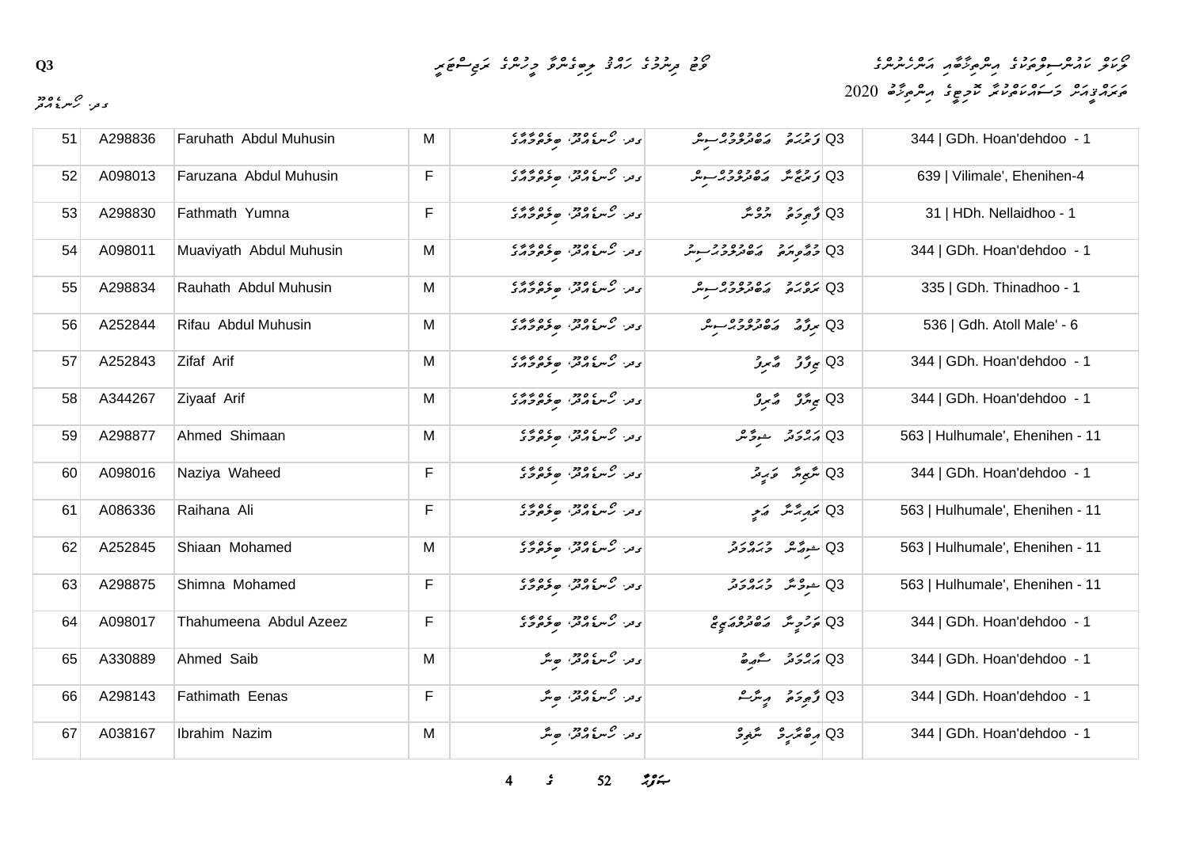| 51 | A298836 | Faruhath Abdul Muhusin | M | ގދ. ހޯނޑެއްދޫ، ބިލެތްފަރާގެ | ފަރުހަތު އަބްދުލްމުހުސިން | Q3 | 344 \| GDh. Hoan'dehdoo - 1 |
|---|---|---|---|---|---|---|---|
| 52 | A098013 | Faruzana Abdul Muhusin | F | ގދ. ހޯނޑެއްދޫ، ބިލެތްފަރާގެ | ފަރުޒާނާ އަބްދުލްމުހުސިން | Q3 | 639 \| Vilimale', Ehenihen-4 |
| 53 | A298830 | Fathmath Yumna | F | ގދ. ހޯނޑެއްދޫ، ބިލެތްފަރާގެ | ފާތިމަތު ޔުމްނާ | Q3 | 31 \| HDh. Nellaidhoo - 1 |
| 54 | A098011 | Muaviyath Abdul Muhusin | M | ގދ. ހޯނޑެއްދޫ، ބިލެތްފަރާގެ | މުއާވިޔަތު އަބްދުލްމުހުސިން | Q3 | 344 \| GDh. Hoan'dehdoo - 1 |
| 55 | A298834 | Rauhath Abdul Muhusin | M | ގދ. ހޯނޑެއްދޫ، ބިލެތްފަރާގެ | ރައުހަތު އަބްދުލްމުހުސިން | Q3 | 335 \| GDh. Thinadhoo - 1 |
| 56 | A252844 | Rifau Abdul Muhusin | M | ގދ. ހޯނޑެއްދޫ، ބިލެތްފަރާގެ | ރިފާއު އަބްދުލްމުހުސިން | Q3 | 536 \| Gdh. Atoll Male' - 6 |
| 57 | A252843 | Zifaf Arif | M | ގދ. ހޯނޑެއްދޫ، ބިލެތްފަރާގެ | ޒިފާފު އާރިފު | Q3 | 344 \| GDh. Hoan'dehdoo - 1 |
| 58 | A344267 | Ziyaaf Arif | M | ގދ. ހޯނޑެއްދޫ، ބިލެތްފަރާގެ | ޒިޔާފު އާރިފު | Q3 | 344 \| GDh. Hoan'dehdoo - 1 |
| 59 | A298877 | Ahmed Shimaan | M | ގދ. ހޯނޑެއްދޫ، ބިލެތްފަރާ | އަހުމަދު ޝިމާން | Q3 | 563 \| Hulhumale', Ehenihen - 11 |
| 60 | A098016 | Naziya Waheed | F | ގދ. ހޯނޑެއްދޫ، ބިލެތްފަރާ | ނާޒިޔާ ވަޙީދު | Q3 | 344 \| GDh. Hoan'dehdoo - 1 |
| 61 | A086336 | Raihana Ali | F | ގދ. ހޯނޑެއްދޫ، ބިލެތްފަރާ | ރައިހާނާ ޢަލީ | Q3 | 563 \| Hulhumale', Ehenihen - 11 |
| 62 | A252845 | Shiaan Mohamed | M | ގދ. ހޯނޑެއްދޫ، ބިލެތްފަރާ | ޝިޔާން މުޙައްމަދު | Q3 | 563 \| Hulhumale', Ehenihen - 11 |
| 63 | A298875 | Shimna Mohamed | F | ގދ. ހޯނޑެއްދޫ، ބިލެތްފަރާ | ޝިމްނާ މުޙައްމަދު | Q3 | 563 \| Hulhumale', Ehenihen - 11 |
| 64 | A098017 | Thahumeena Abdul Azeez | F | ގދ. ހޯނޑެއްދޫ، ބިލެތްފަރާ | ތަހުމީނާ އަބްދުލްޢަޒީޒު | Q3 | 344 \| GDh. Hoan'dehdoo - 1 |
| 65 | A330889 | Ahmed Saib | M | ގދ. ހޯނޑެއްދޫ، ބިން | އަހުމަދު ސާއިބު | Q3 | 344 \| GDh. Hoan'dehdoo - 1 |
| 66 | A298143 | Fathimath Eenas | F | ގދ. ހޯނޑެއްދޫ، ބިން | ފާތިމަތު އީނާސް | Q3 | 344 \| GDh. Hoan'dehdoo - 1 |
| 67 | A038167 | Ibrahim Nazim | M | ގދ. ހޯނޑެއްދޫ، ބިން | އިބްރާހީމް ނާޒިމް | Q3 | 344 \| GDh. Hoan'dehdoo - 1 |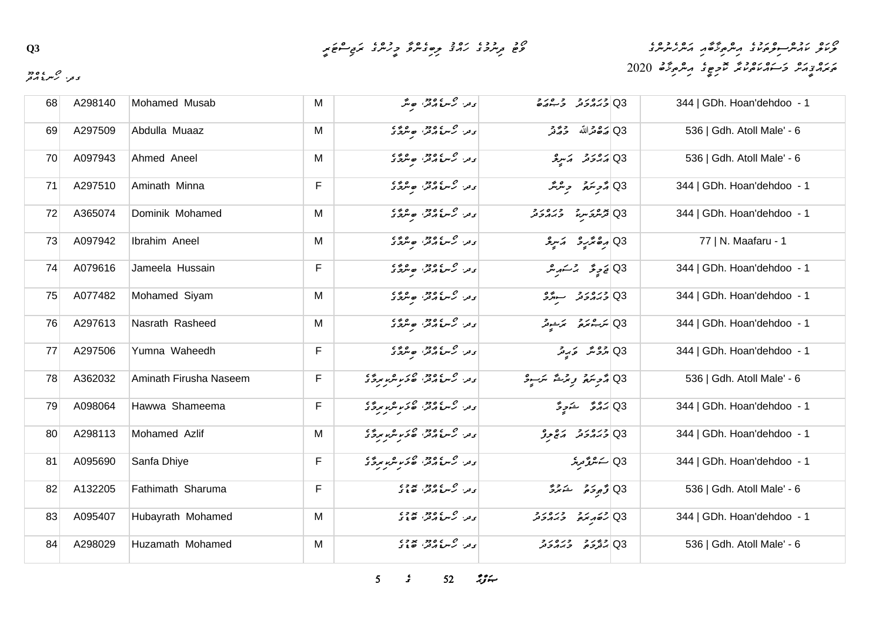| 68 | A298140 | Mohamed Musab | M | ގދ. ހޯނޑެއްދޫ، ބީޗް | Q3 މުޙައްމަދު މުސްޢަބް | 344 \| GDh. Hoan'dehdoo - 1 |
|---|---|---|---|---|---|---|
| 69 | A297509 | Abdulla Muaaz | M | ގދ. ހޯނޑެއްދޫ، ބިންމާގެ | Q3 އަބްދުﷲ މުޢާޛު | 536 \| Gdh. Atoll Male' - 6 |
| 70 | A097943 | Ahmed Aneel | M | ގދ. ހޯނޑެއްދޫ، ބިންމާގެ | Q3 އަޙްމަދު އަނީލް | 536 \| Gdh. Atoll Male' - 6 |
| 71 | A297510 | Aminath Minna | F | ގދ. ހޯނޑެއްދޫ، ބިންމާގެ | Q3 އާމިނަތު މިންނާ | 344 \| GDh. Hoan'dehdoo - 1 |
| 72 | A365074 | Dominik Mohamed | M | ގދ. ހޯނޑެއްދޫ، ބިންމާގެ | Q3 ޑޮމިނިކް މުޙައްމަދު | 344 \| GDh. Hoan'dehdoo - 1 |
| 73 | A097942 | Ibrahim Aneel | M | ގދ. ހޯނޑެއްދޫ، ބިންމާގެ | Q3 އިބްރާހީމް އަނީލް | 77 \| N. Maafaru - 1 |
| 74 | A079616 | Jameela Hussain | F | ގދ. ހޯނޑެއްދޫ، ބިންމާގެ | Q3 ޖަމީލާ ހުސައިން | 344 \| GDh. Hoan'dehdoo - 1 |
| 75 | A077482 | Mohamed Siyam | M | ގދ. ހޯނޑެއްދޫ، ބިންމާގެ | Q3 މުޙައްމަދު ސިޔާމް | 344 \| GDh. Hoan'dehdoo - 1 |
| 76 | A297613 | Nasrath Rasheed | M | ގދ. ހޯނޑެއްދޫ، ބިންމާގެ | Q3 ނަސްރަތު ރަޝީދު | 344 \| GDh. Hoan'dehdoo - 1 |
| 77 | A297506 | Yumna Waheedh | F | ގދ. ހޯނޑެއްދޫ، ބިންމާގެ | Q3 ޔުމްނާ ވަހީދު | 344 \| GDh. Hoan'dehdoo - 1 |
| 78 | A362032 | Aminath Firusha Naseem | F | ގދ. ހޯނޑެއްދޫ، ބޯގަނވިލިޔާގެ | Q3 އާމިނަތު ފިރުޝާ ނަސީމް | 536 \| Gdh. Atoll Male' - 6 |
| 79 | A098064 | Hawwa Shameema | F | ގދ. ހޯނޑެއްދޫ، ބޯގަނވިލިޔާގެ | Q3 ހައްވާ ޝަމީމާ | 344 \| GDh. Hoan'dehdoo - 1 |
| 80 | A298113 | Mohamed Azlif | M | ގދ. ހޯނޑެއްދޫ، ބޯގަނވިލިޔާގެ | Q3 މުޙައްމަދު އަޒްލިފް | 344 \| GDh. Hoan'dehdoo - 1 |
| 81 | A095690 | Sanfa Dhiye | F | ގދ. ހޯނޑެއްދޫ، ބޯގަނވިލިޔާގެ | Q3 ސަންފާދިޔެ | 344 \| GDh. Hoan'dehdoo - 1 |
| 82 | A132205 | Fathimath Sharuma | F | ގދ. ހޯނޑެއްދޫ، ބޮޑުގެ | Q3 ފާތިމަތު ޝަރުމާ | 536 \| Gdh. Atoll Male' - 6 |
| 83 | A095407 | Hubayrath Mohamed | M | ގދ. ހޯނޑެއްދޫ، ބޮޑުގެ | Q3 ހުބައިރަތު މުޙައްމަދު | 344 \| GDh. Hoan'dehdoo - 1 |
| 84 | A298029 | Huzamath Mohamed | M | ގދ. ހޯނޑެއްދޫ، ބޮޑުގެ | Q3 ހުޒަމަތު މުޙައްމަދު | 536 \| Gdh. Atoll Male' - 6 |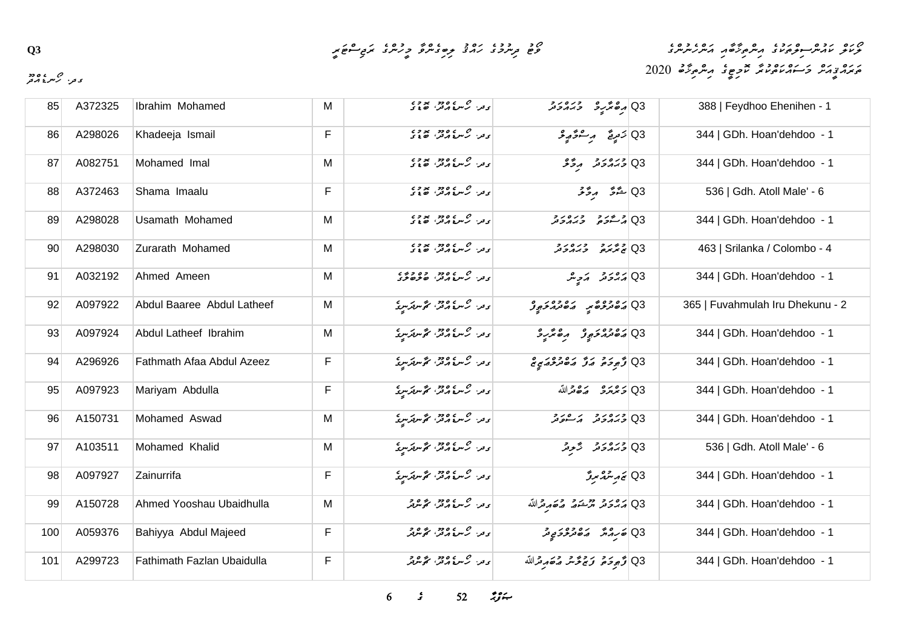| 85 | A372325 | Ibrahim Mohamed | M | ގދ. ހޯނޑެއްދޫ، ބޯގެ | އިބްރާހީމް މުޙައްމަދު Q3 | 388 \| Feydhoo Ehenihen - 1 |
|---|---|---|---|---|---|---|
| 86 | A298026 | Khadeeja Ismail | F | ގދ. ހޯނޑެއްދޫ، ބޯގެ | ޚަދީޖާ އިސްމާޢީލް Q3 | 344 \| GDh. Hoan'dehdoo - 1 |
| 87 | A082751 | Mohamed Imal | M | ގދ. ހޯނޑެއްދޫ، ބޯގެ | މުޙައްމަދު އިމާލް Q3 | 344 \| GDh. Hoan'dehdoo - 1 |
| 88 | A372463 | Shama Imaalu | F | ގދ. ހޯނޑެއްދޫ، ބޯގެ | ޝަމާ އިމާލު Q3 | 536 \| Gdh. Atoll Male' - 6 |
| 89 | A298028 | Usamath Mohamed | M | ގދ. ހޯނޑެއްދޫ، ބޯގެ | އުސާމަތު މުޙައްމަދު Q3 | 344 \| GDh. Hoan'dehdoo - 1 |
| 90 | A298030 | Zurarath Mohamed | M | ގދ. ހޯނޑެއްދޫ، ބޯގެ | ޒުރާރަތު މުޙައްމަދު Q3 | 463 \| Srilanka / Colombo - 4 |
| 91 | A032192 | Ahmed Ameen | M | ގދ. ހޯނޑެއްދޫ، ބޮޑުބޯގެ | އަޙްމަދު އަމީން Q3 | 344 \| GDh. Hoan'dehdoo - 1 |
| 92 | A097922 | Abdul Baaree Abdul Latheef | M | ގދ. ހޯނޑެއްދޫ، ތޯނަރީގެ | އަބްދުލްބާރީ އަބްދުލްލަޠީފު Q3 | 365 \| Fuvahmulah Iru Dhekunu - 2 |
| 93 | A097924 | Abdul Latheef Ibrahim | M | ގދ. ހޯނޑެއްދޫ، ތޯނަރީގެ | އަބްދުލްލަޠީފު އިބްރާހީމް Q3 | 344 \| GDh. Hoan'dehdoo - 1 |
| 94 | A296926 | Fathmath Afaa Abdul Azeez | F | ގދ. ހޯނޑެއްދޫ، ތޯނަރީގެ | ފާތިމަތު އަފާ އަބްދުލްއަޒީޒު Q3 | 344 \| GDh. Hoan'dehdoo - 1 |
| 95 | A097923 | Mariyam Abdulla | F | ގދ. ހޯނޑެއްދޫ، ތޯނަރީގެ | މަރިޔަމް އަބްދުﷲ Q3 | 344 \| GDh. Hoan'dehdoo - 1 |
| 96 | A150731 | Mohamed Aswad | M | ގދ. ހޯނޑެއްދޫ، ތޯނަރީގެ | މުޙައްމަދު އަސްވަދު Q3 | 344 \| GDh. Hoan'dehdoo - 1 |
| 97 | A103511 | Mohamed Khalid | M | ގދ. ހޯނޑެއްދޫ، ތޯނަރީގެ | މުޙައްމަދު ޚާލިދު Q3 | 536 \| Gdh. Atoll Male' - 6 |
| 98 | A097927 | Zainurrifa | F | ގދ. ހޯނޑެއްދޫ، ތޯނަރީގެ | ޒައިނުއްރިފާ Q3 | 344 \| GDh. Hoan'dehdoo - 1 |
| 99 | A150728 | Ahmed Yooshau Ubaidhulla | M | ގދ. ހޯނޑެއްދޫ، ތޯނުދު | އަޙްމަދު ޔޫޝައު އުބައިދުﷲ Q3 | 344 \| GDh. Hoan'dehdoo - 1 |
| 100 | A059376 | Bahiyya Abdul Majeed | F | ގދ. ހޯނޑެއްދޫ، ތޯނުދު | ބަހިއްޔާ އަބްދުލްމަޖީދު Q3 | 344 \| GDh. Hoan'dehdoo - 1 |
| 101 | A299723 | Fathimath Fazlan Ubaidulla | F | ގދ. ހޯނޑެއްދޫ، ތޯނުދު | ފާތިމަތު ފަޟްލާން އުބައިދުﷲ Q3 | 344 \| GDh. Hoan'dehdoo - 1 |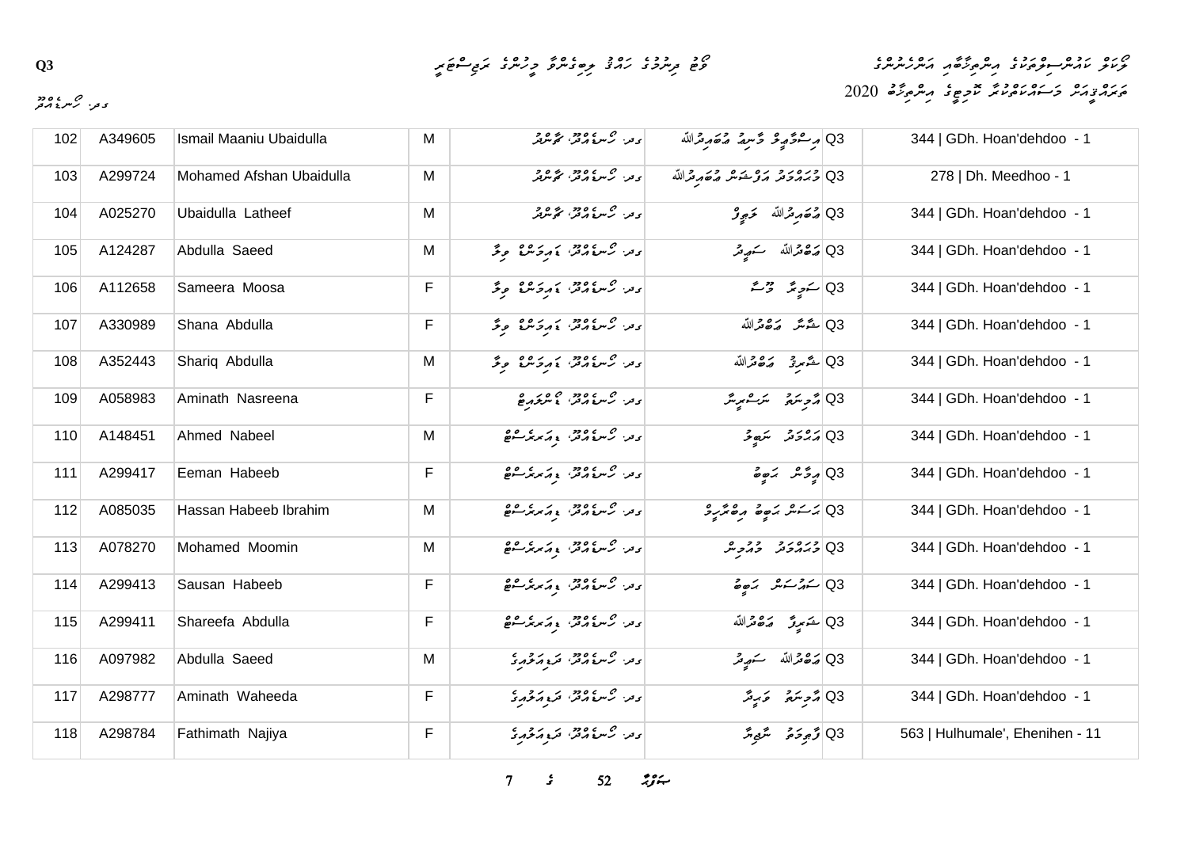| 102 | A349605 | Ismail Maaniu Ubaidulla | M | ގދ. ހޯނޑެއްދޫ، ޗާންދާ | Q3 | 344 \| GDh. Hoan'dehdoo - 1 |
|---|---|---|---|---|---|---|
| 103 | A299724 | Mohamed Afshan Ubaidulla | M | ގދ. ހޯނޑެއްދޫ، ޗާންދާ | Q3 | 278 \| Dh. Meedhoo - 1 |
| 104 | A025270 | Ubaidulla Latheef | M | ގދ. ހޯނޑެއްދޫ، ޗާންދާ | Q3 | 344 \| GDh. Hoan'dehdoo - 1 |
| 105 | A124287 | Abdulla Saeed | M | ގދ. ހޯނޑެއްދޫ، ގައުމަންޑު ވިލާ | Q3 | 344 \| GDh. Hoan'dehdoo - 1 |
| 106 | A112658 | Sameera Moosa | F | ގދ. ހޯނޑެއްދޫ، ގައުމަންޑު ވިލާ | Q3 | 344 \| GDh. Hoan'dehdoo - 1 |
| 107 | A330989 | Shana Abdulla | F | ގދ. ހޯނޑެއްދޫ، ގައުމަންޑު ވިލާ | Q3 | 344 \| GDh. Hoan'dehdoo - 1 |
| 108 | A352443 | Shariq Abdulla | M | ގދ. ހޯނޑެއްދޫ، ގައުމަންޑު ވިލާ | Q3 | 344 \| GDh. Hoan'dehdoo - 1 |
| 109 | A058983 | Aminath Nasreena | F | ގދ. ހޯނޑެއްދޫ، ގުންޒާރިޖު | Q3 | 344 \| GDh. Hoan'dehdoo - 1 |
| 110 | A148451 | Ahmed Nabeel | M | ގދ. ހޯނޑެއްދޫ، ގުއަރިދަސްތު | Q3 | 344 \| GDh. Hoan'dehdoo - 1 |
| 111 | A299417 | Eeman Habeeb | F | ގދ. ހޯނޑެއްދޫ، ގުއަރިދަސްތު | Q3 | 344 \| GDh. Hoan'dehdoo - 1 |
| 112 | A085035 | Hassan Habeeb Ibrahim | M | ގދ. ހޯނޑެއްދޫ، ގުއަރިދަސްތު | Q3 | 344 \| GDh. Hoan'dehdoo - 1 |
| 113 | A078270 | Mohamed Moomin | M | ގދ. ހޯނޑެއްދޫ، ގުއަރިދަސްތު | Q3 | 344 \| GDh. Hoan'dehdoo - 1 |
| 114 | A299413 | Sausan Habeeb | F | ގދ. ހޯނޑެއްދޫ، ގުއަރިދަސްތު | Q3 | 344 \| GDh. Hoan'dehdoo - 1 |
| 115 | A299411 | Shareefa Abdulla | F | ގދ. ހޯނޑެއްދޫ، ގުއަރިދަސްތު | Q3 | 344 \| GDh. Hoan'dehdoo - 1 |
| 116 | A097982 | Abdulla Saeed | M | ގދ. ހޯނޑެއްދޫ، ދަރިއަލިއްގެ | Q3 | 344 \| GDh. Hoan'dehdoo - 1 |
| 117 | A298777 | Aminath Waheeda | F | ގދ. ހޯނޑެއްދޫ، ދަރިއަލިއްގެ | Q3 | 344 \| GDh. Hoan'dehdoo - 1 |
| 118 | A298784 | Fathimath Najiya | F | ގދ. ހޯނޑެއްދޫ، ދަރިއަލިއްގެ | Q3 | 563 \| Hulhumale', Ehenihen - 11 |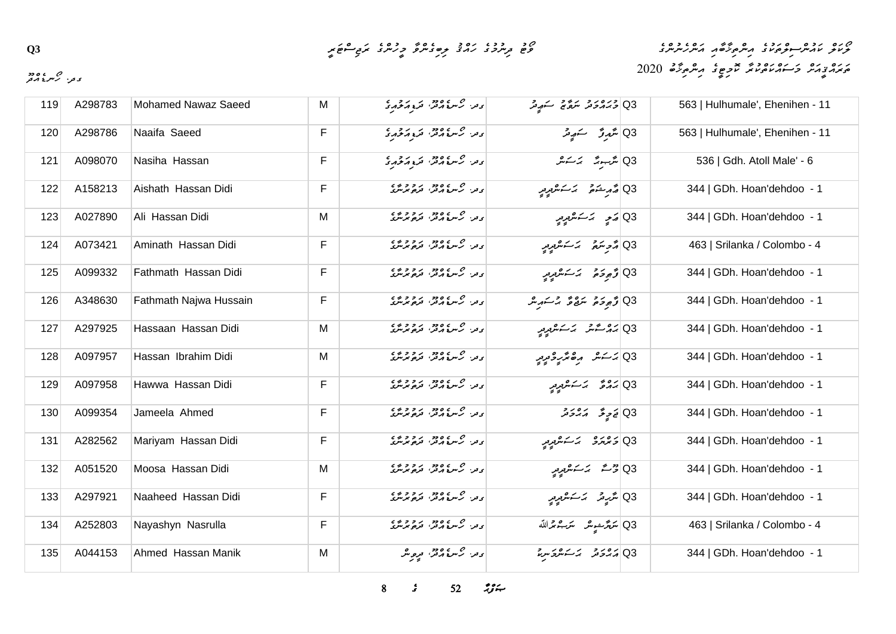| 119 | A298783 | Mohamed Nawaz Saeed | M | ގދ. ހޯނޑެއްދޫ، ތަޖައްމުލްގެ | މުހައްމަދު ނަވާޒު ސައީދު Q3 | 563 \| Hulhumale', Ehenihen - 11 |
|---|---|---|---|---|---|---|
| 120 | A298786 | Naaifa Saeed | F | ގދ. ހޯނޑެއްދޫ، ތަޖައްމުލްގެ | ނާއިފާ ސައީދު Q3 | 563 \| Hulhumale', Ehenihen - 11 |
| 121 | A098070 | Nasiha Hassan | F | ގދ. ހޯނޑެއްދޫ، ތަޖައްމުލްގެ | ނާސިހާ ހަސަން Q3 | 536 \| Gdh. Atoll Male' - 6 |
| 122 | A158213 | Aishath Hassan Didi | F | ގދ. ހޯނޑެއްދޫ، ތަޖުރުބާގެ | އާއިޝަތު ހަސަންދީދީ Q3 | 344 \| GDh. Hoan'dehdoo - 1 |
| 123 | A027890 | Ali Hassan Didi | M | ގދ. ހޯނޑެއްދޫ، ތަޖުރުބާގެ | އަލި ހަސަންދީދީ Q3 | 344 \| GDh. Hoan'dehdoo - 1 |
| 124 | A073421 | Aminath Hassan Didi | F | ގދ. ހޯނޑެއްދޫ، ތަޖުރުބާގެ | އާމިނަތު ހަސަންދީދީ Q3 | 463 \| Srilanka / Colombo - 4 |
| 125 | A099332 | Fathmath Hassan Didi | F | ގދ. ހޯނޑެއްދޫ، ތަޖުރުބާގެ | ފާތިމަތު ހަސަންދީދީ Q3 | 344 \| GDh. Hoan'dehdoo - 1 |
| 126 | A348630 | Fathmath Najwa Hussain | F | ގދ. ހޯނޑެއްދޫ، ތަޖުރުބާގެ | ފާތިމަތު ނަޖުވާ ހުސައިން Q3 | 344 \| GDh. Hoan'dehdoo - 1 |
| 127 | A297925 | Hassaan Hassan Didi | M | ގދ. ހޯނޑެއްދޫ، ތަޖުރުބާގެ | ހައްސާން ހަސަންދީދީ Q3 | 344 \| GDh. Hoan'dehdoo - 1 |
| 128 | A097957 | Hassan Ibrahim Didi | M | ގދ. ހޯނޑެއްދޫ، ތަޖުރުބާގެ | ހަސަން އިބްރާހީމްދީދީ Q3 | 344 \| GDh. Hoan'dehdoo - 1 |
| 129 | A097958 | Hawwa Hassan Didi | F | ގދ. ހޯނޑެއްދޫ، ތަޖުރުބާގެ | ހައްވާ ހަސަންދީދީ Q3 | 344 \| GDh. Hoan'dehdoo - 1 |
| 130 | A099354 | Jameela Ahmed | F | ގދ. ހޯނޑެއްދޫ، ތަޖުރުބާގެ | ޖަމީލާ އަހްމަދު Q3 | 344 \| GDh. Hoan'dehdoo - 1 |
| 131 | A282562 | Mariyam Hassan Didi | F | ގދ. ހޯނޑެއްދޫ، ތަޖުރުބާގެ | މަރިޔަމް ހަސަންދީދީ Q3 | 344 \| GDh. Hoan'dehdoo - 1 |
| 132 | A051520 | Moosa Hassan Didi | M | ގދ. ހޯނޑެއްދޫ، ތަޖުރުބާގެ | މޫސާ ހަސަންދީދީ Q3 | 344 \| GDh. Hoan'dehdoo - 1 |
| 133 | A297921 | Naaheed Hassan Didi | F | ގދ. ހޯނޑެއްދޫ، ތަޖުރުބާގެ | ނާހިދު ހަސަންދީދީ Q3 | 344 \| GDh. Hoan'dehdoo - 1 |
| 134 | A252803 | Nayashyn Nasrulla | F | ގދ. ހޯނޑެއްދޫ، ތަޖުރުބާގެ | ނަޔާޝިން ނަޞްރުﷲ Q3 | 463 \| Srilanka / Colombo - 4 |
| 135 | A044153 | Ahmed Hassan Manik | M | ގދ. ހޯނޑެއްދޫ، ދިލިން | އަހްމަދު ހަސަންމަނިކު Q3 | 344 \| GDh. Hoan'dehdoo - 1 |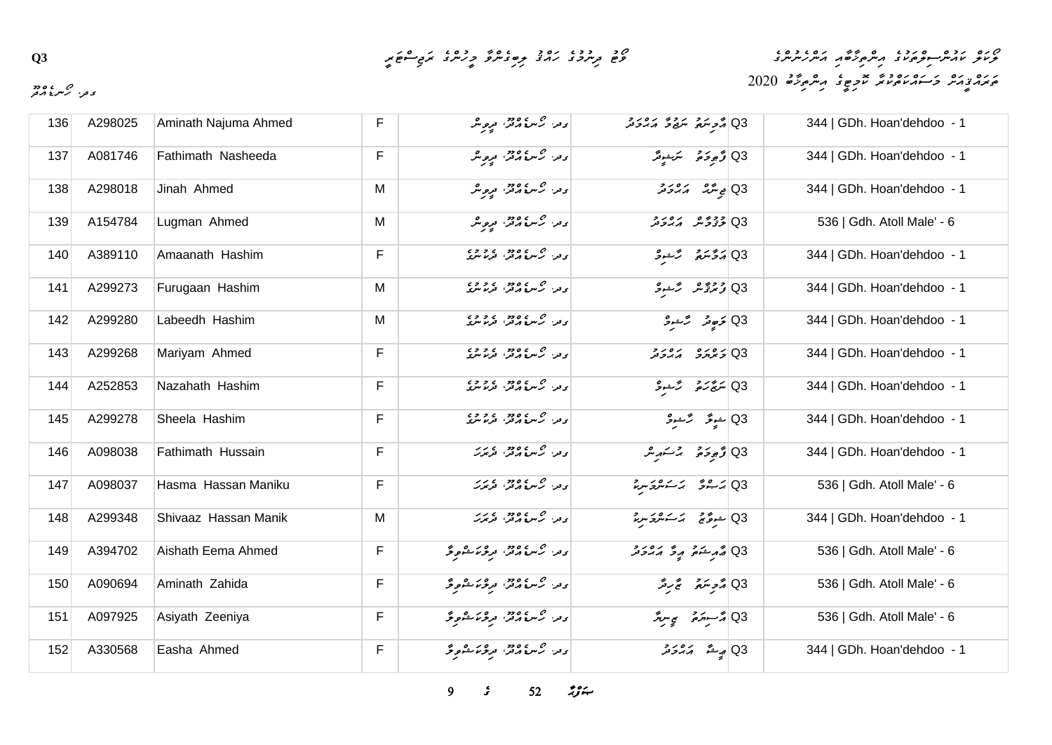| 136 | A298025 | Aminath Najuma Ahmed | F | ގދ. ހޯނޑެއްދޫ، ދިލިން | Q3 އާމިނަތު ނަޖުމާ އަޙްމަދު | 344 \| GDh. Hoan'dehdoo - 1 |
|---|---|---|---|---|---|---|
| 137 | A081746 | Fathimath Nasheeda | F | ގދ. ހޯނޑެއްދޫ، ދިލިން | Q3 ފާތިމަތު ނަޝީދާ | 344 \| GDh. Hoan'dehdoo - 1 |
| 138 | A298018 | Jinah Ahmed | M | ގދ. ހޯނޑެއްދޫ، ދިލިން | Q3 ޖިނާހް އަޙްމަދު | 344 \| GDh. Hoan'dehdoo - 1 |
| 139 | A154784 | Lugman Ahmed | M | ގދ. ހޯނޑެއްދޫ، ދިލިން | Q3 ލުގްމާން އަޙްމަދު | 536 \| Gdh. Atoll Male' - 6 |
| 140 | A389110 | Amaanath Hashim | F | ގދ. ހޯނޑެއްދޫ، ދެކުނުގެ | Q3 އަމާނަތު ހާޝިމް | 344 \| GDh. Hoan'dehdoo - 1 |
| 141 | A299273 | Furugaan Hashim | M | ގދ. ހޯނޑެއްދޫ، ދެކުނުގެ | Q3 ފުރުގާން ހާޝިމް | 344 \| GDh. Hoan'dehdoo - 1 |
| 142 | A299280 | Labeedh Hashim | M | ގދ. ހޯނޑެއްދޫ، ދެކުނުގެ | Q3 ލަބީދު ހާޝިމް | 344 \| GDh. Hoan'dehdoo - 1 |
| 143 | A299268 | Mariyam Ahmed | F | ގދ. ހޯނޑެއްދޫ، ދެކުނުގެ | Q3 މަރިޔަމް އަޙްމަދު | 344 \| GDh. Hoan'dehdoo - 1 |
| 144 | A252853 | Nazahath Hashim | F | ގދ. ހޯނޑެއްދޫ، ދެކުނުގެ | Q3 ނަޒާހަތު ހާޝިމް | 344 \| GDh. Hoan'dehdoo - 1 |
| 145 | A299278 | Sheela Hashim | F | ގދ. ހޯނޑެއްދޫ، ދެކުނުގެ | Q3 ޝީލާ ހާޝިމް | 344 \| GDh. Hoan'dehdoo - 1 |
| 146 | A098038 | Fathimath Hussain | F | ގދ. ހޯނޑެއްދޫ، ދަރަހަ | Q3 ފާތިމަތު ހުސައިން | 344 \| GDh. Hoan'dehdoo - 1 |
| 147 | A098037 | Hasma Hassan Maniku | F | ގދ. ހޯނޑެއްދޫ، ދަރަހަ | Q3 ހަސްމާ ހަސަންމަނިކު | 536 \| Gdh. Atoll Male' - 6 |
| 148 | A299348 | Shivaaz Hassan Manik | M | ގދ. ހޯނޑެއްދޫ، ދަރަހަ | Q3 ޝިވާޒު ހަސަންމަނިކު | 344 \| GDh. Hoan'dehdoo - 1 |
| 149 | A394702 | Aishath Eema Ahmed | F | ގދ. ހޯނޑެއްދޫ، ދިލްކަޝްވިލާ | Q3 އާއިޝަތު އީމާ އަޙްމަދު | 536 \| Gdh. Atoll Male' - 6 |
| 150 | A090694 | Aminath Zahida | F | ގދ. ހޯނޑެއްދޫ، ދިލްކަޝްވިލާ | Q3 އާމިނަތު ޒާހިދާ | 536 \| Gdh. Atoll Male' - 6 |
| 151 | A097925 | Asiyath Zeeniya | F | ގދ. ހޯނޑެއްދޫ، ދިލްކަޝްވިލާ | Q3 އާސިޔަތު ޒީނިޔާ | 536 \| Gdh. Atoll Male' - 6 |
| 152 | A330568 | Easha Ahmed | F | ގދ. ހޯނޑެއްދޫ، ދިލްކަޝްވިލާ | Q3 އީޝާ އަޙްމަދު | 344 \| GDh. Hoan'dehdoo - 1 |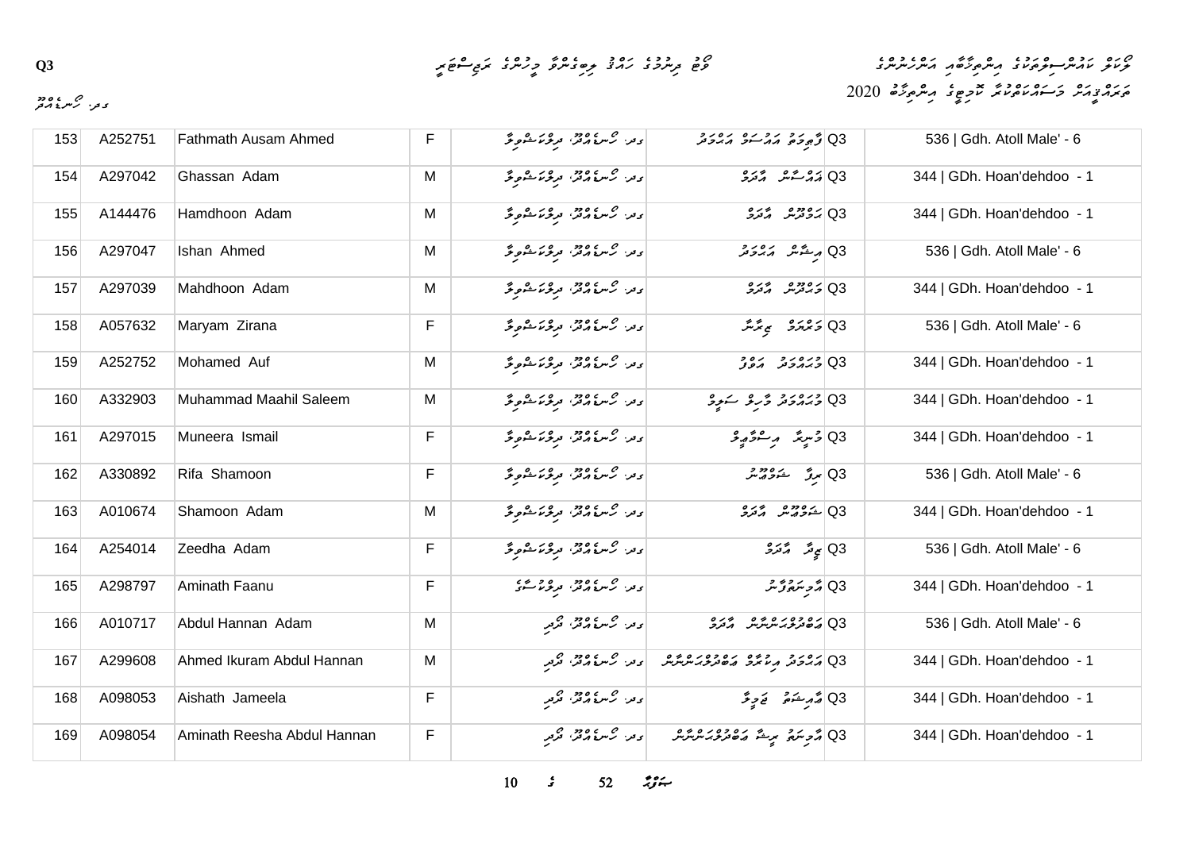| 153 | A252751 | Fathmath Ausam Ahmed | F | ގދ. ހޯނޑެއްދޫ، ދިލްޝާދުގެ | ފާތިމަތު އައުސަމް އަޙްމަދު Q3 | 536 \| Gdh. Atoll Male' - 6 |
|---|---|---|---|---|---|---|
| 154 | A297042 | Ghassan Adam | M | ގދ. ހޯނޑެއްދޫ، ދިލްޝާދުގެ | ޣައްސާން އާދަމް Q3 | 344 \| GDh. Hoan'dehdoo - 1 |
| 155 | A144476 | Hamdhoon Adam | M | ގދ. ހޯނޑެއްދޫ، ދިލްޝާދުގެ | ހަމްދޫން އާދަމް Q3 | 344 \| GDh. Hoan'dehdoo - 1 |
| 156 | A297047 | Ishan Ahmed | M | ގދ. ހޯނޑެއްދޫ، ދިލްޝާދުގެ | އިޝާން އަޙްމަދު Q3 | 536 \| Gdh. Atoll Male' - 6 |
| 157 | A297039 | Mahdhoon Adam | M | ގދ. ހޯނޑެއްދޫ، ދިލްޝާދުގެ | މަހްދޫން އާދަމް Q3 | 344 \| GDh. Hoan'dehdoo - 1 |
| 158 | A057632 | Maryam Zirana | F | ގދ. ހޯނޑެއްދޫ، ދިލްޝާދުގެ | މަރްޔަމް ޒިރާނާ Q3 | 536 \| Gdh. Atoll Male' - 6 |
| 159 | A252752 | Mohamed Auf | M | ގދ. ހޯނޑެއްދޫ، ދިލްޝާދުގެ | މުޙައްމަދު އައުފް Q3 | 344 \| GDh. Hoan'dehdoo - 1 |
| 160 | A332903 | Muhammad Maahil Saleem | M | ގދ. ހޯނޑެއްދޫ، ދިލްޝާދުގެ | މުޙައްމަދު މާހިލް ސަލީމް Q3 | 344 \| GDh. Hoan'dehdoo - 1 |
| 161 | A297015 | Muneera Ismail | F | ގދ. ހޯނޑެއްދޫ، ދިލްޝާދުގެ | މުނީރާ އިސްމާޢީލް Q3 | 344 \| GDh. Hoan'dehdoo - 1 |
| 162 | A330892 | Rifa Shamoon | F | ގދ. ހޯނޑެއްދޫ، ދިލްޝާދުގެ | ރިފާ ޝަމްޢޫން Q3 | 536 \| Gdh. Atoll Male' - 6 |
| 163 | A010674 | Shamoon Adam | M | ގދ. ހޯނޑެއްދޫ، ދިލްޝާދުގެ | ޝަމްޢޫން އާދަމް Q3 | 344 \| GDh. Hoan'dehdoo - 1 |
| 164 | A254014 | Zeedha Adam | F | ގދ. ހޯނޑެއްދޫ، ދިލްޝާދުގެ | ޒީދާ އާދަމް Q3 | 536 \| Gdh. Atoll Male' - 6 |
| 165 | A298797 | Aminath Faanu | F | ގދ. ހޯނޑެއްދޫ، ދިލްޝާސްގެ | އާމިނަތު ފާނު Q3 | 344 \| GDh. Hoan'dehdoo - 1 |
| 166 | A010717 | Abdul Hannan Adam | M | ގދ. ހޯނޑެއްދޫ، ދޫރީ | އަބްދުލްޙައްނާން އާދަމް Q3 | 536 \| Gdh. Atoll Male' - 6 |
| 167 | A299608 | Ahmed Ikuram Abdul Hannan | M | ގދ. ހޯނޑެއްދޫ، ދޫރީ | އަޙްމަދު އިކުރާމް އަބްދުލްޙައްނާން Q3 | 344 \| GDh. Hoan'dehdoo - 1 |
| 168 | A098053 | Aishath Jameela | F | ގދ. ހޯނޑެއްދޫ، ދޫރީ | އާއިޝަތު ޖަމީލާ Q3 | 344 \| GDh. Hoan'dehdoo - 1 |
| 169 | A098054 | Aminath Reesha Abdul Hannan | F | ގދ. ހޯނޑެއްދޫ، ދޫރީ | އާމިނަތު ރީޝާ އަބްދުލްޙައްނާން Q3 | 344 \| GDh. Hoan'dehdoo - 1 |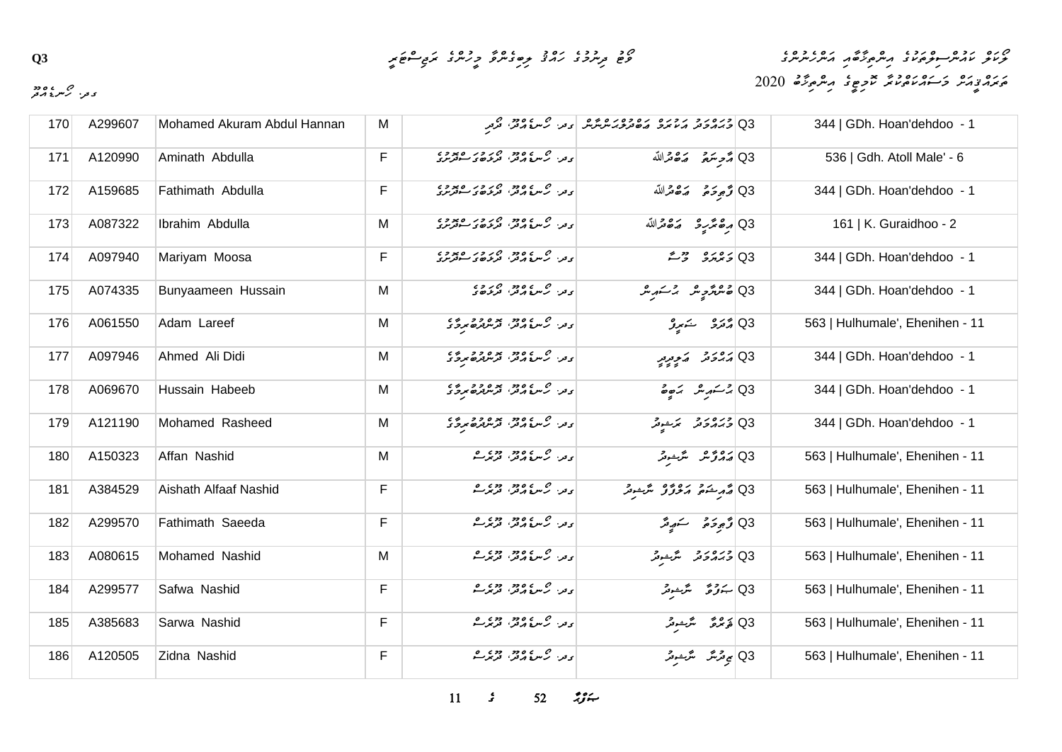| 170 | A299607 | Mohamed Akuram Abdul Hannan | M | ގދ. ހޯނޑެއްދޫ، ދޫރި | Q3 | 344 \| GDh. Hoan'dehdoo - 1 |
|---|---|---|---|---|---|---|
| 171 | A120990 | Aminath Abdulla | F | ގދ. ހޯނޑެއްދޫ، ދުވަޅިގެ ސަރަހައްދު | Q3 | 536 \| Gdh. Atoll Male' - 6 |
| 172 | A159685 | Fathimath Abdulla | F | ގދ. ހޯނޑެއްދޫ، ދުވަޅިގެ ސަރަހައްދު | Q3 | 344 \| GDh. Hoan'dehdoo - 1 |
| 173 | A087322 | Ibrahim Abdulla | M | ގދ. ހޯނޑެއްދޫ، ދުވަޅިގެ ސަރަހައްދު | Q3 | 161 \| K. Guraidhoo - 2 |
| 174 | A097940 | Mariyam Moosa | F | ގދ. ހޯނޑެއްދޫ، ދުވަޅިގެ ސަރަހައްދު | Q3 | 344 \| GDh. Hoan'dehdoo - 1 |
| 175 | A074335 | Bunyaameen Hussain | M | ގދ. ހޯނޑެއްދޫ، ދުވަޅިގެ | Q3 | 344 \| GDh. Hoan'dehdoo - 1 |
| 176 | A061550 | Adam Lareef | M | ގދ. ހޯނޑެއްދޫ، ދޫނިދުވަޅިގެ | Q3 | 563 \| Hulhumale', Ehenihen - 11 |
| 177 | A097946 | Ahmed Ali Didi | M | ގދ. ހޯނޑެއްދޫ، ދޫނިދުވަޅިގެ | Q3 | 344 \| GDh. Hoan'dehdoo - 1 |
| 178 | A069670 | Hussain Habeeb | M | ގދ. ހޯނޑެއްދޫ، ދޫނިދުވަޅިގެ | Q3 | 344 \| GDh. Hoan'dehdoo - 1 |
| 179 | A121190 | Mohamed Rasheed | M | ގދ. ހޯނޑެއްދޫ، ދޫނިދުވަޅިގެ | Q3 | 344 \| GDh. Hoan'dehdoo - 1 |
| 180 | A150323 | Affan Nashid | M | ގދ. ހޯނޑެއްދޫ، ދޫރެސް | Q3 | 563 \| Hulhumale', Ehenihen - 11 |
| 181 | A384529 | Aishath Alfaaf Nashid | F | ގދ. ހޯނޑެއްދޫ، ދޫރެސް | Q3 | 563 \| Hulhumale', Ehenihen - 11 |
| 182 | A299570 | Fathimath Saeeda | F | ގދ. ހޯނޑެއްދޫ، ދޫރެސް | Q3 | 563 \| Hulhumale', Ehenihen - 11 |
| 183 | A080615 | Mohamed Nashid | M | ގދ. ހޯނޑެއްދޫ، ދޫރެސް | Q3 | 563 \| Hulhumale', Ehenihen - 11 |
| 184 | A299577 | Safwa Nashid | F | ގދ. ހޯނޑެއްދޫ، ދޫރެސް | Q3 | 563 \| Hulhumale', Ehenihen - 11 |
| 185 | A385683 | Sarwa Nashid | F | ގދ. ހޯނޑެއްދޫ، ދޫރެސް | Q3 | 563 \| Hulhumale', Ehenihen - 11 |
| 186 | A120505 | Zidna Nashid | F | ގދ. ހޯނޑެއްދޫ، ދޫރެސް | Q3 | 563 \| Hulhumale', Ehenihen - 11 |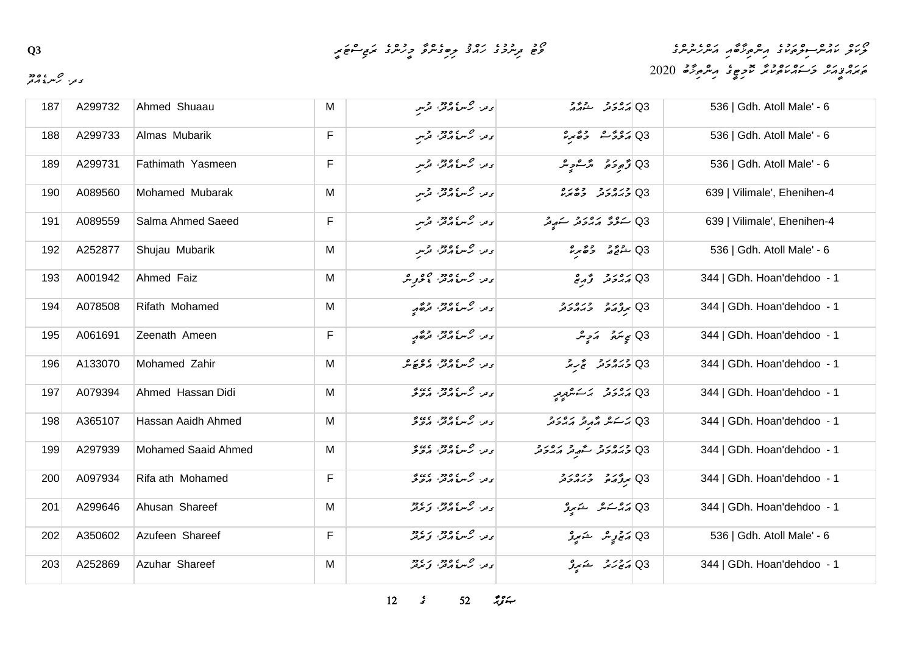| 187 | A299732 | Ahmed Shuaau | M | ގދ. ހޯނޑެއްދޫ، ދޫނި | އަހުމަދު ޝުޢާއު Q3 | 536 \| Gdh. Atoll Male' - 6 |
|---|---|---|---|---|---|---|
| 188 | A299733 | Almas Mubarik | F | ގދ. ހޯނޑެއްދޫ، ދޫނި | އަލްމާސް މުބާރިކް Q3 | 536 \| Gdh. Atoll Male' - 6 |
| 189 | A299731 | Fathimath Yasmeen | F | ގދ. ހޯނޑެއްދޫ، ދޫނި | ފާތިމަތު ޔާސްމީން Q3 | 536 \| Gdh. Atoll Male' - 6 |
| 190 | A089560 | Mohamed Mubarak | M | ގދ. ހޯނޑެއްދޫ، ދޫނި | މުހައްމަދު މުބާރަކް Q3 | 639 \| Vilimale', Ehenihen-4 |
| 191 | A089559 | Salma Ahmed Saeed | F | ގދ. ހޯނޑެއްދޫ، ދޫނި | ސަލްމާ އަހުމަދު ސައީދު Q3 | 639 \| Vilimale', Ehenihen-4 |
| 192 | A252877 | Shujau Mubarik | M | ގދ. ހޯނޑެއްދޫ، ދޫނި | ޝުޖާއު މުބާރިކް Q3 | 536 \| Gdh. Atoll Male' - 6 |
| 193 | A001942 | Ahmed Faiz | M | ގދ. ހޯނޑެއްދޫ، ޖެހޫރިން | އަހުމަދު ފާއިޒް Q3 | 344 \| GDh. Hoan'dehdoo - 1 |
| 194 | A078508 | Rifath Mohamed | M | ގދ. ހޯނޑެއްދޫ، ދޫބާރި | ރިފްޢަތު މުހައްމަދު Q3 | 344 \| GDh. Hoan'dehdoo - 1 |
| 195 | A061691 | Zeenath Ameen | F | ގދ. ހޯނޑެއްދޫ، ދޫބާރި | ޒީނަތު އަމީން Q3 | 344 \| GDh. Hoan'dehdoo - 1 |
| 196 | A133070 | Mohamed Zahir | M | ގދ. ހޯނޑެއްދޫ، އެވޯޓަން | މުހައްމަދު ޒާހިރު Q3 | 344 \| GDh. Hoan'dehdoo - 1 |
| 197 | A079394 | Ahmed Hassan Didi | M | ގދ. ހޯނޑެއްދޫ، އެވޯގާ | އަހުމަދު ހަސަންދީދީ Q3 | 344 \| GDh. Hoan'dehdoo - 1 |
| 198 | A365107 | Hassan Aaidh Ahmed | M | ގދ. ހޯނޑެއްދޫ، އެވޯގާ | ހަސަން އާއިދު އަހުމަދު Q3 | 344 \| GDh. Hoan'dehdoo - 1 |
| 199 | A297939 | Mohamed Saaid Ahmed | M | ގދ. ހޯނޑެއްދޫ، އެވޯގާ | މުހައްމަދު ސާއިދު އަހުމަދު Q3 | 344 \| GDh. Hoan'dehdoo - 1 |
| 200 | A097934 | Rifa ath Mohamed | F | ގދ. ހޯނޑެއްދޫ، އެވޯގާ | ރިފްޢަތު މުހައްމަދު Q3 | 344 \| GDh. Hoan'dehdoo - 1 |
| 201 | A299646 | Ahusan Shareef | M | ގދ. ހޯނޑެއްދޫ، ފަރުދޫ | އަހުސަން ޝަރީފް Q3 | 344 \| GDh. Hoan'dehdoo - 1 |
| 202 | A350602 | Azufeen Shareef | F | ގދ. ހޯނޑެއްދޫ، ފަރުދޫ | އަޒުފީން ޝަރީފް Q3 | 536 \| Gdh. Atoll Male' - 6 |
| 203 | A252869 | Azuhar Shareef | M | ގދ. ހޯނޑެއްދޫ، ފަރުދޫ | އަޒުހަރު ޝަރީފް Q3 | 344 \| GDh. Hoan'dehdoo - 1 |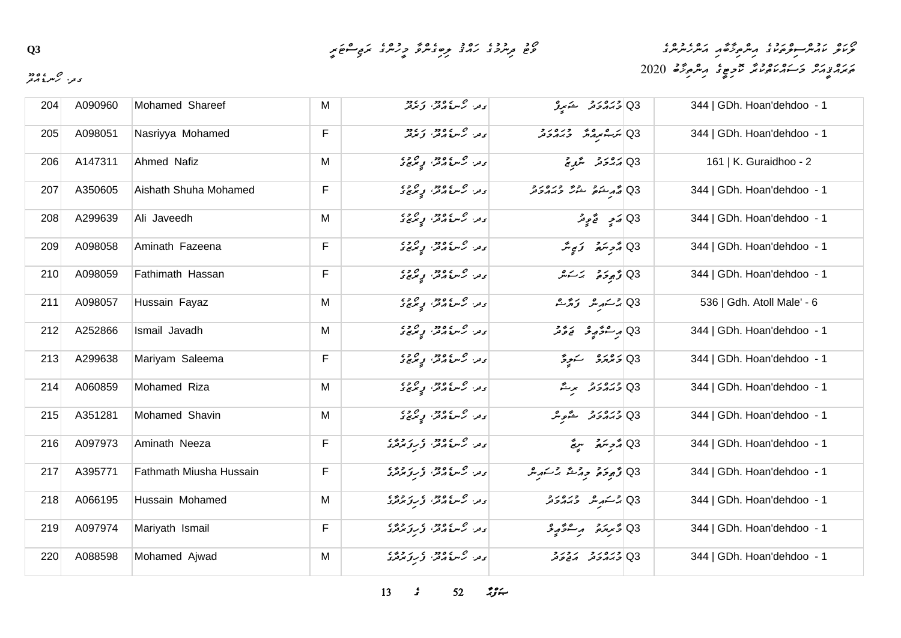| 204 | A090960 | Mohamed Shareef | M | ގދ. ހޯނޑެއްދޫ، ފަރުދު | Q3 މުހައްމަދު ޝަރީފު | 344 \| GDh. Hoan'dehdoo - 1 |
|---|---|---|---|---|---|---|
| 205 | A098051 | Nasriyya Mohamed | F | ގދ. ހޯނޑެއްދޫ، ފަރުދު | Q3 ނަސްރިއްޔާ މުހައްމަދު | 344 \| GDh. Hoan'dehdoo - 1 |
| 206 | A147311 | Ahmed Nafiz | M | ގދ. ހޯނޑެއްދޫ، ވިޔަފާ | Q3 އަހުމަދު ނާފިޒު | 161 \| K. Guraidhoo - 2 |
| 207 | A350605 | Aishath Shuha Mohamed | F | ގދ. ހޯނޑެއްދޫ، ވިޔަފާ | Q3 އާއިޝަތު ޝުހާ މުހައްމަދު | 344 \| GDh. Hoan'dehdoo - 1 |
| 208 | A299639 | Ali Javeedh | M | ގދ. ހޯނޑެއްދޫ، ވިޔަފާ | Q3 އަލީ ޖާވީދު | 344 \| GDh. Hoan'dehdoo - 1 |
| 209 | A098058 | Aminath Fazeena | F | ގދ. ހޯނޑެއްދޫ، ވިޔަފާ | Q3 އާމިނަތު ފަޒީނާ | 344 \| GDh. Hoan'dehdoo - 1 |
| 210 | A098059 | Fathimath Hassan | F | ގދ. ހޯނޑެއްދޫ، ވިޔަފާ | Q3 ފާތިމަތު ހަސަން | 344 \| GDh. Hoan'dehdoo - 1 |
| 211 | A098057 | Hussain Fayaz | M | ގދ. ހޯނޑެއްދޫ، ވިޔަފާ | Q3 ހުސައިން ފަޔާޒު | 536 \| Gdh. Atoll Male' - 6 |
| 212 | A252866 | Ismail Javadh | M | ގދ. ހޯނޑެއްދޫ، ވިޔަފާ | Q3 އިސްމާއީލް ޖަވާދު | 344 \| GDh. Hoan'dehdoo - 1 |
| 213 | A299638 | Mariyam Saleema | F | ގދ. ހޯނޑެއްދޫ، ވިޔަފާ | Q3 މަރިޔަމް ސަލީމާ | 344 \| GDh. Hoan'dehdoo - 1 |
| 214 | A060859 | Mohamed Riza | M | ގދ. ހޯނޑެއްދޫ، ވިޔަފާ | Q3 މުހައްމަދު ރިޟާ | 344 \| GDh. Hoan'dehdoo - 1 |
| 215 | A351281 | Mohamed Shavin | M | ގދ. ހޯނޑެއްދޫ، ވިޔަފާ | Q3 މުހައްމަދު ޝާވިން | 344 \| GDh. Hoan'dehdoo - 1 |
| 216 | A097973 | Aminath Neeza | F | ގދ. ހޯނޑެއްދޫ، ފިހާރަހުރި | Q3 އާމިނަތު ނީޒާ | 344 \| GDh. Hoan'dehdoo - 1 |
| 217 | A395771 | Fathmath Miusha Hussain | F | ގދ. ހޯނޑެއްދޫ، ފިހާރަހުރި | Q3 ފާތިމަތު މިއުޝާ ހުސައިން | 344 \| GDh. Hoan'dehdoo - 1 |
| 218 | A066195 | Hussain Mohamed | M | ގދ. ހޯނޑެއްދޫ، ފިހާރަހުރި | Q3 ހުސައިން މުހައްމަދު | 344 \| GDh. Hoan'dehdoo - 1 |
| 219 | A097974 | Mariyath Ismail | F | ގދ. ހޯނޑެއްދޫ، ފިހާރަހުރި | Q3 މާރިޔަތު އިސްމާއީލް | 344 \| GDh. Hoan'dehdoo - 1 |
| 220 | A088598 | Mohamed Ajwad | M | ގދ. ހޯނޑެއްދޫ، ފިހާރަހުރި | Q3 މުހައްމަދު އަޖުވަދު | 344 \| GDh. Hoan'dehdoo - 1 |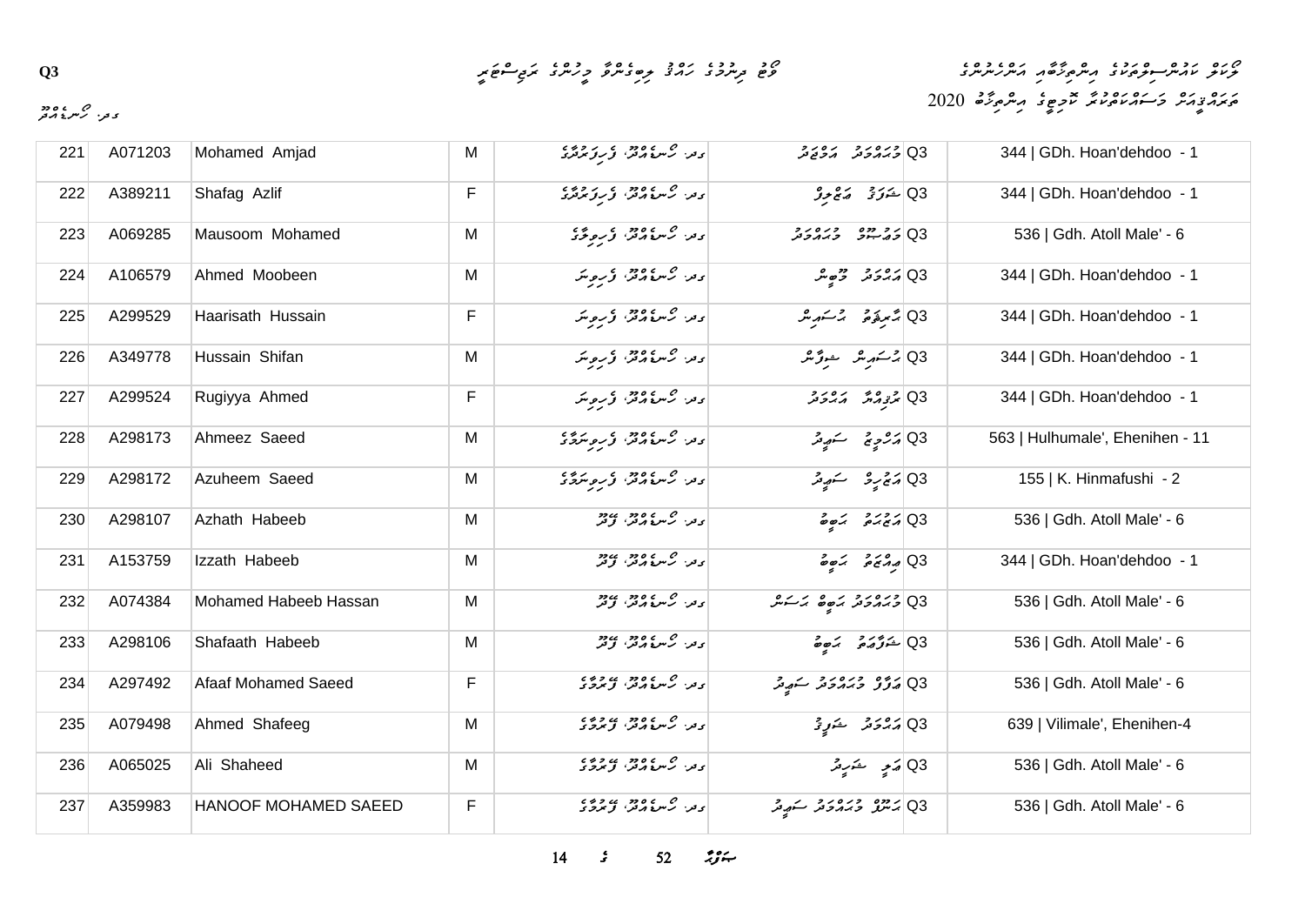| 221 | A071203 | Mohamed Amjad | M | ގދ. ހޯނޑެއްދޫ، ފެހިފަރުދާގެ | Q3 މުހައްމަދު އަމްޖަދު | 344 \| GDh. Hoan'dehdoo - 1 |
|---|---|---|---|---|---|---|
| 222 | A389211 | Shafag Azlif | F | ގދ. ހޯނޑެއްދޫ، ފެހިފަރުދާގެ | Q3 ޝަފަގު އަޒްލިފް | 344 \| GDh. Hoan'dehdoo - 1 |
| 223 | A069285 | Mausoom Mohamed | M | ގދ. ހޯނޑެއްދޫ، ފެހިވިލާގެ | Q3 މައުސޫމް މުހައްމަދު | 536 \| Gdh. Atoll Male' - 6 |
| 224 | A106579 | Ahmed Moobeen | M | ގދ. ހޯނޑެއްދޫ، ފެހިވިނަ | Q3 އަހްމަދު މޫބީން | 344 \| GDh. Hoan'dehdoo - 1 |
| 225 | A299529 | Haarisath Hussain | F | ގދ. ހޯނޑެއްދޫ، ފެހިވިނަ | Q3 ހާރިސަތު ހުސައިން | 344 \| GDh. Hoan'dehdoo - 1 |
| 226 | A349778 | Hussain Shifan | M | ގދ. ހޯނޑެއްދޫ، ފެހިވިނަ | Q3 ހުސައިން ޝިފާން | 344 \| GDh. Hoan'dehdoo - 1 |
| 227 | A299524 | Rugiyya Ahmed | F | ގދ. ހޯނޑެއްދޫ، ފެހިވިނަ | Q3 ރުގިއްޔާ އަހްމަދު | 344 \| GDh. Hoan'dehdoo - 1 |
| 228 | A298173 | Ahmeez Saeed | M | ގދ. ހޯނޑެއްދޫ، ފެހިވިނަވާގެ | Q3 އަހްމީޒު ސައީދު | 563 \| Hulhumale', Ehenihen - 11 |
| 229 | A298172 | Azuheem Saeed | M | ގދ. ހޯނޑެއްދޫ، ފެހިވިނަވާގެ | Q3 އަޒުހީމް ސައީދު | 155 \| K. Hinmafushi - 2 |
| 230 | A298107 | Azhath Habeeb | M | ގދ. ހޯނޑެއްދޫ، ފޮނު | Q3 އަޒްހަތު ހަބީބު | 536 \| Gdh. Atoll Male' - 6 |
| 231 | A153759 | Izzath Habeeb | M | ގދ. ހޯނޑެއްދޫ، ފޮނު | Q3 އިއްޒަތު ހަބީބު | 344 \| GDh. Hoan'dehdoo - 1 |
| 232 | A074384 | Mohamed Habeeb Hassan | M | ގދ. ހޯނޑެއްދޫ، ފޮނު | Q3 މުހައްމަދު ހަބީބު ހަސަން | 536 \| Gdh. Atoll Male' - 6 |
| 233 | A298106 | Shafaath Habeeb | M | ގދ. ހޯނޑެއްދޫ، ފޮނު | Q3 ޝަފާއަތު ހަބީބު | 536 \| Gdh. Atoll Male' - 6 |
| 234 | A297492 | Afaaf Mohamed Saeed | F | ގދ. ހޯނޑެއްދޫ، ފޮރުމާގެ | Q3 އަފާފު މުހައްމަދު ސައީދު | 536 \| Gdh. Atoll Male' - 6 |
| 235 | A079498 | Ahmed Shafeeg | M | ގދ. ހޯނޑެއްދޫ، ފޮރުމާގެ | Q3 އަހްމަދު ޝަފީގު | 639 \| Vilimale', Ehenihen-4 |
| 236 | A065025 | Ali Shaheed | M | ގދ. ހޯނޑެއްދޫ، ފޮރުމާގެ | Q3 އަލި ޝަހީދު | 536 \| Gdh. Atoll Male' - 6 |
| 237 | A359983 | HANOOF MOHAMED SAEED | F | ގދ. ހޯނޑެއްދޫ، ފޮރުމާގެ | Q3 ހަނޫފު މުހައްމަދު ސައީދު | 536 \| Gdh. Atoll Male' - 6 |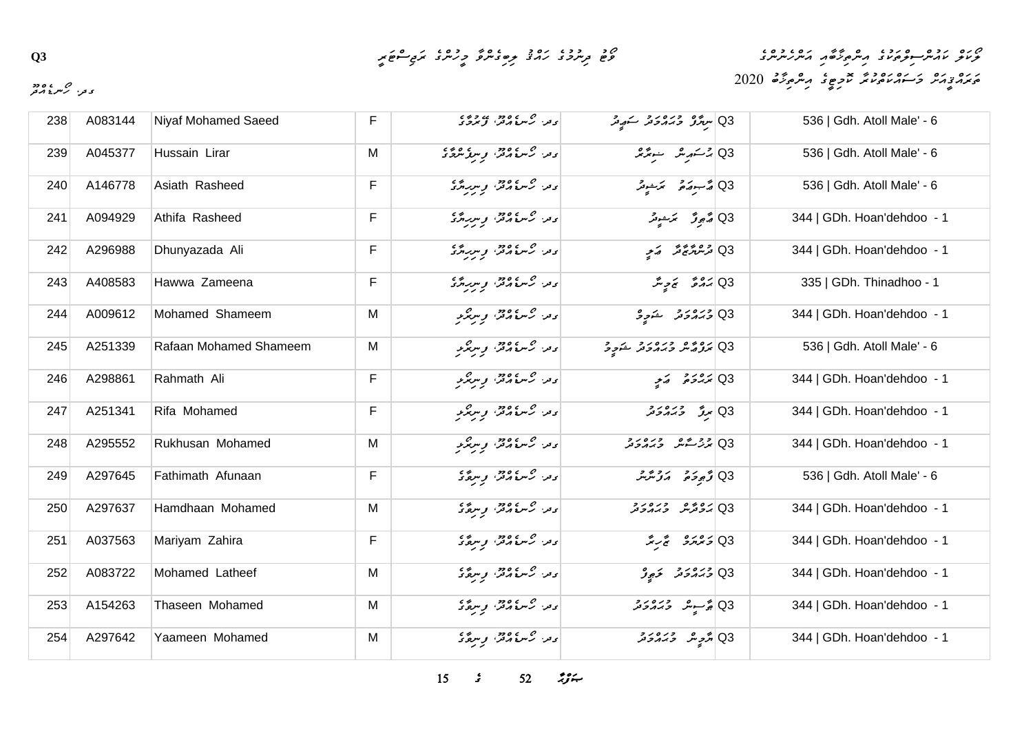| 238 | A083144 | Niyaf Mohamed Saeed | F | ގދ. ހޯނޑެއްދޫ، ފޮރެމްގެ | ނިޔާފް މުޙައްމަދު ސަޢީދު Q3 | 536 \| Gdh. Atoll Male' - 6 |
|---|---|---|---|---|---|---|
| 239 | A045377 | Hussain Lirar | M | ގދ. ހޯނޑެއްދޫ، ވިނިލްނޫގެ | ހުސައިން ލިރާރު Q3 | 536 \| Gdh. Atoll Male' - 6 |
| 240 | A146778 | Asiath Rasheed | F | ގދ. ހޯނޑެއްދޫ، ވިނިނިއްގެ | އާސިޔަތު ރަޝީދު Q3 | 536 \| Gdh. Atoll Male' - 6 |
| 241 | A094929 | Athifa Rasheed | F | ގދ. ހޯނޑެއްދޫ، ވިނިނިއްގެ | އާތިފާ ރަޝީދު Q3 | 344 \| GDh. Hoan'dehdoo - 1 |
| 242 | A296988 | Dhunyazada Ali | F | ގދ. ހޯނޑެއްދޫ، ވިނިނިއްގެ | ދުންޔާޒާދާ ޢަލީ Q3 | 344 \| GDh. Hoan'dehdoo - 1 |
| 243 | A408583 | Hawwa Zameena | F | ގދ. ހޯނޑެއްދޫ، ވިނިނިއްގެ | ހައްވާ ޒަމީނާ Q3 | 335 \| GDh. Thinadhoo - 1 |
| 244 | A009612 | Mohamed Shameem | M | ގދ. ހޯނޑެއްދޫ، ވިނިލާވި | މުޙައްމަދު ޝަމީމު Q3 | 344 \| GDh. Hoan'dehdoo - 1 |
| 245 | A251339 | Rafaan Mohamed Shameem | M | ގދ. ހޯނޑެއްދޫ، ވިނިލާވި | ރަފާން މުޙައްމަދު ޝަމީމު Q3 | 536 \| Gdh. Atoll Male' - 6 |
| 246 | A298861 | Rahmath Ali | F | ގދ. ހޯނޑެއްދޫ، ވިނިލާވި | ރަޙްމަތު ޢަލީ Q3 | 344 \| GDh. Hoan'dehdoo - 1 |
| 247 | A251341 | Rifa Mohamed | F | ގދ. ހޯނޑެއްދޫ، ވިނިލާވި | ރިފާ މުޙައްމަދު Q3 | 344 \| GDh. Hoan'dehdoo - 1 |
| 248 | A295552 | Rukhusan Mohamed | M | ގދ. ހޯނޑެއްދޫ، ވިނިލާވި | ރުހުސާން މުޙައްމަދު Q3 | 344 \| GDh. Hoan'dehdoo - 1 |
| 249 | A297645 | Fathimath Afunaan | F | ގދ. ހޯނޑެއްދޫ، ވިނިވާގެ | ފާތިމަތު އަފުނާން Q3 | 536 \| Gdh. Atoll Male' - 6 |
| 250 | A297637 | Hamdhaan Mohamed | M | ގދ. ހޯނޑެއްދޫ، ވިނިވާގެ | ހަމްދާން މުޙައްމަދު Q3 | 344 \| GDh. Hoan'dehdoo - 1 |
| 251 | A037563 | Mariyam Zahira | F | ގދ. ހޯނޑެއްދޫ، ވިނިވާގެ | މަރިޔަމް ޒާހިރާ Q3 | 344 \| GDh. Hoan'dehdoo - 1 |
| 252 | A083722 | Mohamed Latheef | M | ގދ. ހޯނޑެއްދޫ، ވިނިވާގެ | މުޙައްމަދު ލަޠީފު Q3 | 344 \| GDh. Hoan'dehdoo - 1 |
| 253 | A154263 | Thaseen Mohamed | M | ގދ. ހޯނޑެއްދޫ، ވިނިވާގެ | ތާސީން މުޙައްމަދު Q3 | 344 \| GDh. Hoan'dehdoo - 1 |
| 254 | A297642 | Yaameen Mohamed | M | ގދ. ހޯނޑެއްދޫ، ވިނިވާގެ | ޔާމީން މުޙައްމަދު Q3 | 344 \| GDh. Hoan'dehdoo - 1 |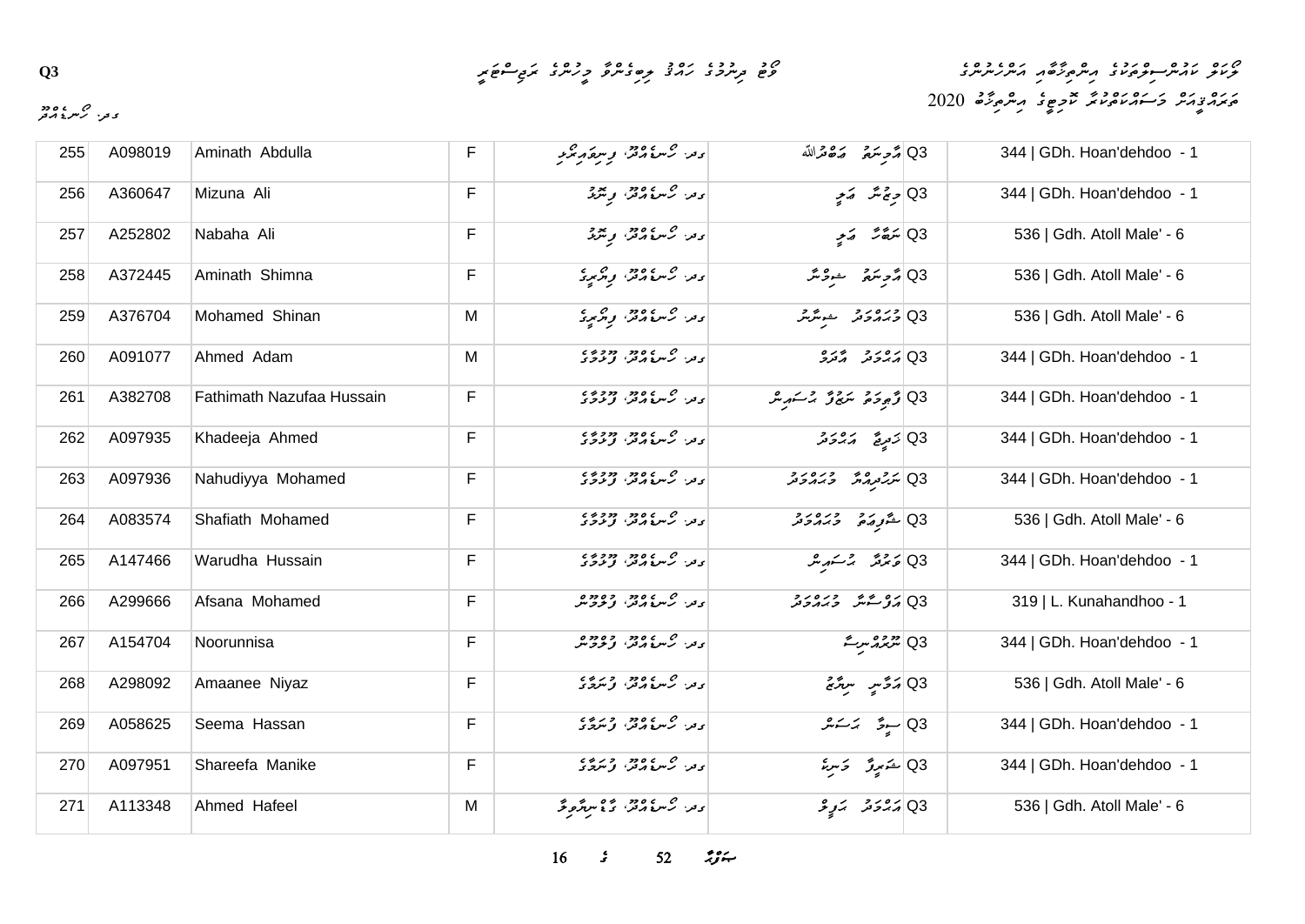| 255 | A098019 | Aminath Abdulla | F | ގދ. ހޯނޑެއްދޫ ޤ ސިތާރާމާގެ | Q3 | 344 \| GDh. Hoan'dehdoo - 1 |
|---|---|---|---|---|---|---|
| 256 | A360647 | Mizuna Ali | F | ގދ. ހޯނޑެއްދޫ ޤ ޒަރު | Q3 | 344 \| GDh. Hoan'dehdoo - 1 |
| 257 | A252802 | Nabaha Ali | F | ގދ. ހޯނޑެއްދޫ ޤ ޒަރު | Q3 | 536 \| Gdh. Atoll Male' - 6 |
| 258 | A372445 | Aminath Shimna | F | ގދ. ހޯނޑެއްދޫ ޤ ފިރުކާ | Q3 | 536 \| Gdh. Atoll Male' - 6 |
| 259 | A376704 | Mohamed Shinan | M | ގދ. ހޯނޑެއްދޫ ޤ ފިރުކާ | Q3 | 536 \| Gdh. Atoll Male' - 6 |
| 260 | A091077 | Ahmed Adam | M | ގދ. ހޯނޑެއްދޫ ޤ ހުވަދާ | Q3 | 344 \| GDh. Hoan'dehdoo - 1 |
| 261 | A382708 | Fathimath Nazufaa Hussain | F | ގދ. ހޯނޑެއްދޫ ޤ ހުވަދާ | Q3 | 344 \| GDh. Hoan'dehdoo - 1 |
| 262 | A097935 | Khadeeja Ahmed | F | ގދ. ހޯނޑެއްދޫ ޤ ހުވަދާ | Q3 | 344 \| GDh. Hoan'dehdoo - 1 |
| 263 | A097936 | Nahudiyya Mohamed | F | ގދ. ހޯނޑެއްދޫ ޤ ހުވަދާ | Q3 | 344 \| GDh. Hoan'dehdoo - 1 |
| 264 | A083574 | Shafiath Mohamed | F | ގދ. ހޯނޑެއްދޫ ޤ ހުވަދާ | Q3 | 536 \| Gdh. Atoll Male' - 6 |
| 265 | A147466 | Warudha Hussain | F | ގދ. ހޯނޑެއްދޫ ޤ ހުވަދާ | Q3 | 344 \| GDh. Hoan'dehdoo - 1 |
| 266 | A299666 | Afsana Mohamed | F | ގދ. ހޯނޑެއްދޫ ޤ ހުވަދޫ | Q3 | 319 \| L. Kunahandhoo - 1 |
| 267 | A154704 | Noorunnisa | F | ގދ. ހޯނޑެއްދޫ ޤ ހުވަދޫ | Q3 | 344 \| GDh. Hoan'dehdoo - 1 |
| 268 | A298092 | Amaanee Niyaz | F | ގދ. ހޯނޑެއްދޫ ޤ ހުރަވީ | Q3 | 536 \| Gdh. Atoll Male' - 6 |
| 269 | A058625 | Seema Hassan | F | ގދ. ހޯނޑެއްދޫ ޤ ހުރަވީ | Q3 | 344 \| GDh. Hoan'dehdoo - 1 |
| 270 | A097951 | Shareefa Manike | F | ގދ. ހޯނޑެއްދޫ ޤ ހުރަވީ | Q3 | 344 \| GDh. Hoan'dehdoo - 1 |
| 271 | A113348 | Ahmed Hafeel | M | ގދ. ހޯނޑެއްދޫ ޤ ގުލްފާމާގެ | Q3 | 536 \| Gdh. Atoll Male' - 6 |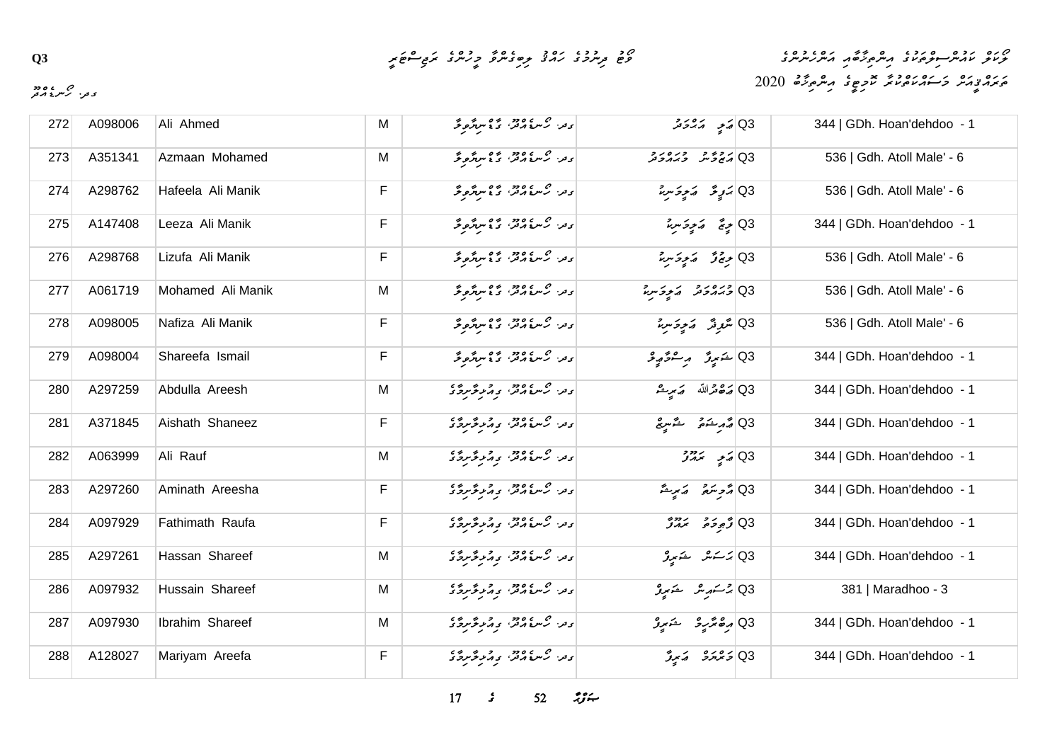| 272 | A098006 | Ali Ahmed | M | ގދ. ހޯނޑެއްދޫ، ގާޑިނިއާވިލާ | Q3 އަލީ އަހުމަދު | 344 \| GDh. Hoan'dehdoo - 1 |
|---|---|---|---|---|---|---|
| 273 | A351341 | Azmaan Mohamed | M | ގދ. ހޯނޑެއްދޫ، ގާޑިނިއާވިލާ | Q3 އަޒްމާން މުހައްމަދު | 536 \| Gdh. Atoll Male' - 6 |
| 274 | A298762 | Hafeela Ali Manik | F | ގދ. ހޯނޑެއްދޫ، ގާޑިނިއާވިލާ | Q3 ހަފީލާ އަލިމަނިކު | 536 \| Gdh. Atoll Male' - 6 |
| 275 | A147408 | Leeza Ali Manik | F | ގދ. ހޯނޑެއްދޫ، ގާޑިނިއާވިލާ | Q3 ލީޒާ އަލިމަނިކު | 344 \| GDh. Hoan'dehdoo - 1 |
| 276 | A298768 | Lizufa Ali Manik | F | ގދ. ހޯނޑެއްދޫ، ގާޑިނިއާވިލާ | Q3 ލިޒުފާ އަލިމަނިކު | 536 \| Gdh. Atoll Male' - 6 |
| 277 | A061719 | Mohamed Ali Manik | M | ގދ. ހޯނޑެއްދޫ، ގާޑިނިއާވިލާ | Q3 މުހައްމަދު އަލިމަނިކު | 536 \| Gdh. Atoll Male' - 6 |
| 278 | A098005 | Nafiza Ali Manik | F | ގދ. ހޯނޑެއްދޫ، ގާޑިނިއާވިލާ | Q3 ނާފިޒާ އަލިމަނިކު | 536 \| Gdh. Atoll Male' - 6 |
| 279 | A098004 | Shareefa Ismail | F | ގދ. ހޯނޑެއްދޫ، ގާޑިނިއާވިލާ | Q3 ޝަރީފާ އިސްމާއީލް | 344 \| GDh. Hoan'dehdoo - 1 |
| 280 | A297259 | Abdulla Areesh | M | ގދ. ހޯނޑެއްދޫ، ގުލްފިޝާނީގެ | Q3 އަބްދުﷲ އަރީޝް | 344 \| GDh. Hoan'dehdoo - 1 |
| 281 | A371845 | Aishath Shaneez | F | ގދ. ހޯނޑެއްދޫ، ގުލްފިޝާނީގެ | Q3 އާއިޝަތު ޝާނީޒް | 344 \| GDh. Hoan'dehdoo - 1 |
| 282 | A063999 | Ali Rauf | M | ގދ. ހޯނޑެއްދޫ، ގުލްފިޝާނީގެ | Q3 އަލީ ރައުފު | 344 \| GDh. Hoan'dehdoo - 1 |
| 283 | A297260 | Aminath Areesha | F | ގދ. ހޯނޑެއްދޫ، ގުލްފިޝާނީގެ | Q3 އާމިނަތު އަރީޝާ | 344 \| GDh. Hoan'dehdoo - 1 |
| 284 | A097929 | Fathimath Raufa | F | ގދ. ހޯނޑެއްދޫ، ގުލްފިޝާނީގެ | Q3 ފާތިމަތު ރައުފާ | 344 \| GDh. Hoan'dehdoo - 1 |
| 285 | A297261 | Hassan Shareef | M | ގދ. ހޯނޑެއްދޫ، ގުލްފިޝާނީގެ | Q3 ހަސަން ޝަރީފު | 344 \| GDh. Hoan'dehdoo - 1 |
| 286 | A097932 | Hussain Shareef | M | ގދ. ހޯނޑެއްދޫ، ގުލްފިޝާނީގެ | Q3 ހުސައިން ޝަރީފު | 381 \| Maradhoo - 3 |
| 287 | A097930 | Ibrahim Shareef | M | ގދ. ހޯނޑެއްދޫ، ގުލްފިޝާނީގެ | Q3 އިބްރާހީމް ޝަރީފު | 344 \| GDh. Hoan'dehdoo - 1 |
| 288 | A128027 | Mariyam Areefa | F | ގދ. ހޯނޑެއްދޫ، ގުލްފިޝާނީގެ | Q3 މަރިޔަމް އަރީފާ | 344 \| GDh. Hoan'dehdoo - 1 |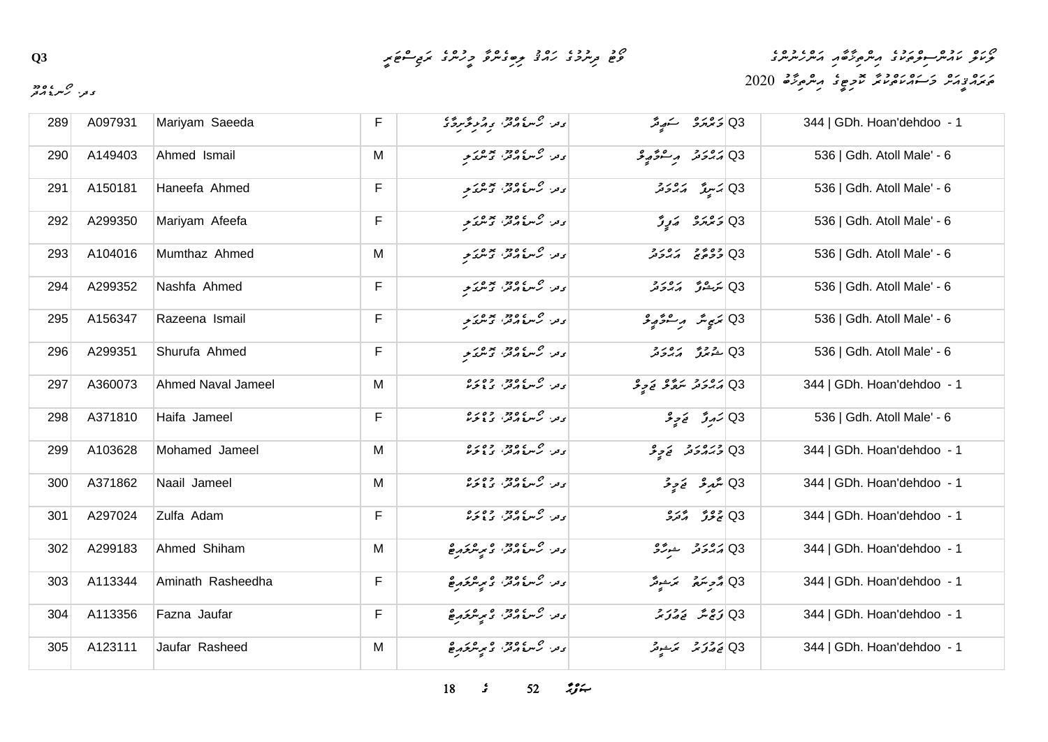| 289 | A097931 | Mariyam Saeeda | F | ގދ. ހޯނޑެއްދޫ، ގިއުލިވާދިގާގެ | Q3 ވަރިރަވ ސަޢީދާ | 344 \| GDh. Hoan'dehdoo - 1 |
|---|---|---|---|---|---|---|
| 290 | A149403 | Ahmed Ismail | M | ގދ. ހޯނޑެއްދޫ، ގުލްޝަނު | Q3 އަހުމަދު އިސްމާއިލް | 536 \| Gdh. Atoll Male' - 6 |
| 291 | A150181 | Haneefa Ahmed | F | ގދ. ހޯނޑެއްދޫ، ގުލްޝަނު | Q3 ހަނީފާ އަހުމަދު | 536 \| Gdh. Atoll Male' - 6 |
| 292 | A299350 | Mariyam Afeefa | F | ގދ. ހޯނޑެއްދޫ، ގުލްޝަނު | Q3 މަރިޔަމް އަފީފާ | 536 \| Gdh. Atoll Male' - 6 |
| 293 | A104016 | Mumthaz Ahmed | M | ގދ. ހޯނޑެއްދޫ، ގުލްޝަނު | Q3 މުމްތާޒު އަހުމަދު | 536 \| Gdh. Atoll Male' - 6 |
| 294 | A299352 | Nashfa Ahmed | F | ގދ. ހޯނޑެއްދޫ، ގުލްޝަނު | Q3 ނަޝްފާ އަހުމަދު | 536 \| Gdh. Atoll Male' - 6 |
| 295 | A156347 | Razeena Ismail | F | ގދ. ހޯނޑެއްދޫ، ގުލްޝަނު | Q3 ރަޒީނާ އިސްމާއިލް | 536 \| Gdh. Atoll Male' - 6 |
| 296 | A299351 | Shurufa Ahmed | F | ގދ. ހޯނޑެއްދޫ، ގުލްޝަނު | Q3 ޝުރުފާ އަހުމަދު | 536 \| Gdh. Atoll Male' - 6 |
| 297 | A360073 | Ahmed Naval Jameel | M | ގދ. ހޯނޑެއްދޫ، ގުލްފާމް | Q3 އަހުމަދު ނަވާލް ޖަމީލް | 344 \| GDh. Hoan'dehdoo - 1 |
| 298 | A371810 | Haifa Jameel | F | ގދ. ހޯނޑެއްދޫ، ގުލްފާމް | Q3 ހައިފާ ޖަމީލް | 536 \| Gdh. Atoll Male' - 6 |
| 299 | A103628 | Mohamed Jameel | M | ގދ. ހޯނޑެއްދޫ، ގުލްފާމް | Q3 މުހައްމަދު ޖަމީލް | 344 \| GDh. Hoan'dehdoo - 1 |
| 300 | A371862 | Naail Jameel | M | ގދ. ހޯނޑެއްދޫ، ގުލްފާމް | Q3 ނާއިލް ޖަމީލް | 344 \| GDh. Hoan'dehdoo - 1 |
| 301 | A297024 | Zulfa Adam | F | ގދ. ހޯނޑެއްދޫ، ގުލްފާމް | Q3 ޒުލްފާ އާދަމް | 344 \| GDh. Hoan'dehdoo - 1 |
| 302 | A299183 | Ahmed Shiham | M | ގދ. ހޯނޑެއްދޫ، ގްރީންގާޑްން | Q3 އަހުމަދު ޝިހާމް | 344 \| GDh. Hoan'dehdoo - 1 |
| 303 | A113344 | Aminath Rasheedha | F | ގދ. ހޯނޑެއްދޫ، ގްރީންގާޑްން | Q3 އާމިނަތު ރަޝީދާ | 344 \| GDh. Hoan'dehdoo - 1 |
| 304 | A113356 | Fazna Jaufar | F | ގދ. ހޯނޑެއްދޫ، ގްރީންގާޑްން | Q3 ފަޒްނާ ޖައުފަރު | 344 \| GDh. Hoan'dehdoo - 1 |
| 305 | A123111 | Jaufar Rasheed | M | ގދ. ހޯނޑެއްދޫ، ގްރީންގާޑްން | Q3 ޖައުފަރު ރަޝީދު | 344 \| GDh. Hoan'dehdoo - 1 |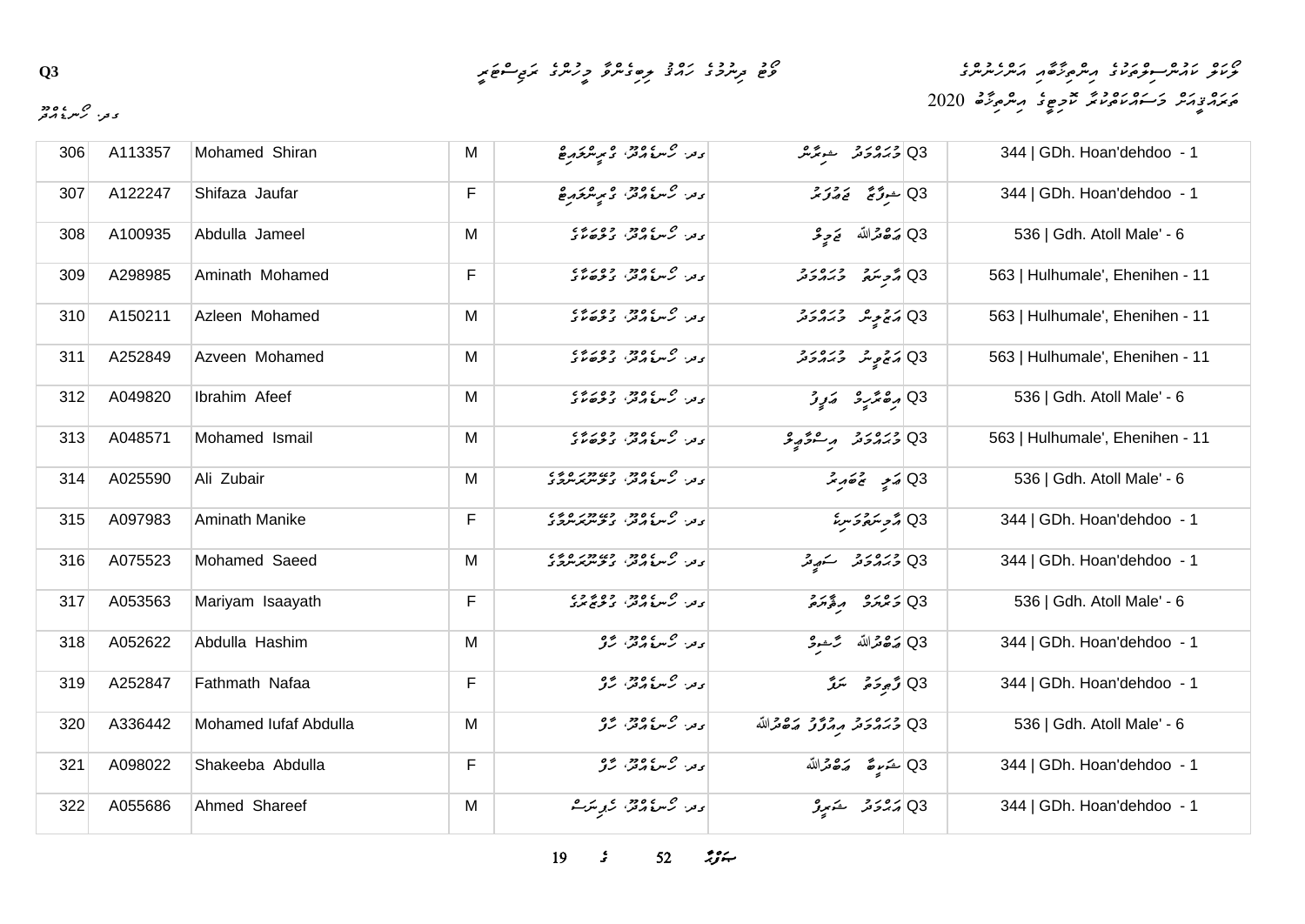| 306 | A113357 | Mohamed Shiran | M | ގދ. ހޯނޑެއްދޫ، ގުރިނދުއިޖް | Q3 މުޙައްމަދު ޝިރާން | 344 \| GDh. Hoan'dehdoo - 1 |
|---|---|---|---|---|---|---|
| 307 | A122247 | Shifaza Jaufar | F | ގދ. ހޯނޑެއްދޫ، ގުރިނދުއިޖް | Q3 ޝިފާޒާ ޖައުފަރު | 344 \| GDh. Hoan'dehdoo - 1 |
| 308 | A100935 | Abdulla Jameel | M | ގދ. ހޯނޑެއްދޫ، ގުލްބަހާރު | Q3 އަބްދުﷲ ޖަމީލް | 536 \| Gdh. Atoll Male' - 6 |
| 309 | A298985 | Aminath Mohamed | F | ގދ. ހޯނޑެއްދޫ، ގުލްބަހާރު | Q3 އާމިނަތު މުޙައްމަދު | 563 \| Hulhumale', Ehenihen - 11 |
| 310 | A150211 | Azleen Mohamed | M | ގދ. ހޯނޑެއްދޫ، ގުލްބަހާރު | Q3 އަޒްލީން މުޙައްމަދު | 563 \| Hulhumale', Ehenihen - 11 |
| 311 | A252849 | Azveen Mohamed | M | ގދ. ހޯނޑެއްދޫ، ގުލްބަހާރު | Q3 އަޒްވީން މުޙައްމަދު | 563 \| Hulhumale', Ehenihen - 11 |
| 312 | A049820 | Ibrahim Afeef | M | ގދ. ހޯނޑެއްދޫ، ގުލްބަހާރު | Q3 އިބްރާހީމް އަފީފް | 536 \| Gdh. Atoll Male' - 6 |
| 313 | A048571 | Mohamed Ismail | M | ގދ. ހޯނޑެއްދޫ، ގުލްބަހާރު | Q3 މުޙައްމަދު އިސްމާއީލް | 563 \| Hulhumale', Ehenihen - 11 |
| 314 | A025590 | Ali Zubair | M | ގދ. ހޯނޑެއްދޫ، ގުލްނާރުގެ | Q3 އަލި ޒުބައިރު | 536 \| Gdh. Atoll Male' - 6 |
| 315 | A097983 | Aminath Manike | F | ގދ. ހޯނޑެއްދޫ، ގުލްނާރުގެ | Q3 އާމިނަތުމަނިކެ | 344 \| GDh. Hoan'dehdoo - 1 |
| 316 | A075523 | Mohamed Saeed | M | ގދ. ހޯނޑެއްދޫ، ގުލްނާރުގެ | Q3 މުޙައްމަދު ސަޢީދު | 344 \| GDh. Hoan'dehdoo - 1 |
| 317 | A053563 | Mariyam Isaayath | F | ގދ. ހޯނޑެއްދޫ، ގުލްޖަހާ | Q3 މަރިޔަމް އިސާޔަތު | 536 \| Gdh. Atoll Male' - 6 |
| 318 | A052622 | Abdulla Hashim | M | ގދ. ހޯނޑެއްދޫ، ހާވ | Q3 އަބްދުﷲ ހާޝިމް | 344 \| GDh. Hoan'dehdoo - 1 |
| 319 | A252847 | Fathmath Nafaa | F | ގދ. ހޯނޑެއްދޫ، ހާވ | Q3 ފާތިމަތު ނަފާ | 344 \| GDh. Hoan'dehdoo - 1 |
| 320 | A336442 | Mohamed Iufaf Abdulla | M | ގދ. ހޯނޑެއްދޫ، ހާވ | Q3 މުޙައްމަދު އިއުފާފް އަބްދުﷲ | 536 \| Gdh. Atoll Male' - 6 |
| 321 | A098022 | Shakeeba Abdulla | F | ގދ. ހޯނޑެއްދޫ، ހާވ | Q3 ޝަކީބާ އަބްދުﷲ | 344 \| GDh. Hoan'dehdoo - 1 |
| 322 | A055686 | Ahmed Shareef | M | ގދ. ހޯނޑެއްދޫ، ހުވަނަސް | Q3 އަޙްމަދު ޝަރީފް | 344 \| GDh. Hoan'dehdoo - 1 |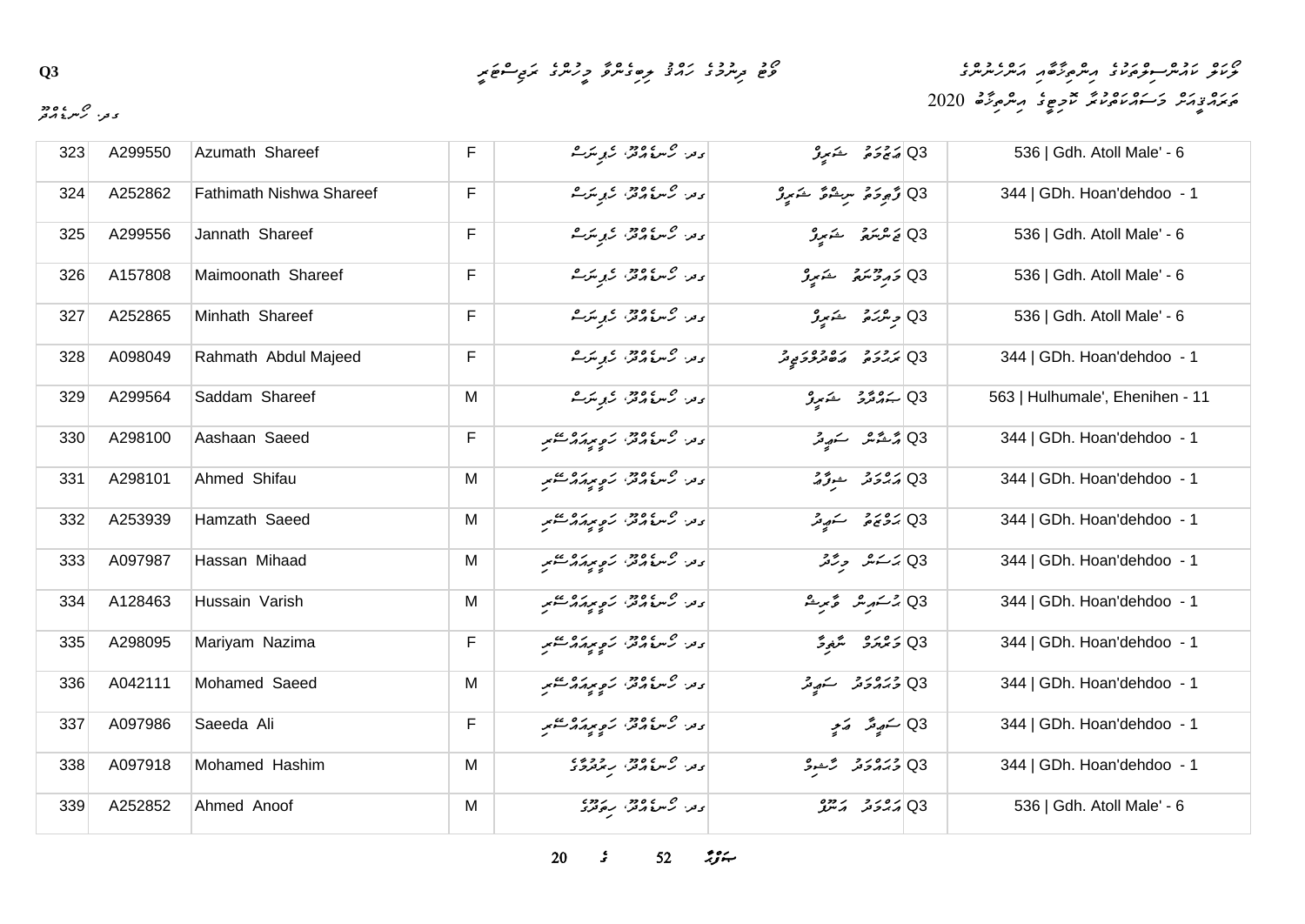| 323 | A299550 | Azumath Shareef | F | ގދ. ހޯނޑެއްދޫ، ހުވަނަސް | އަޒުމަތު ޝަރީފު Q3 | 536 \| Gdh. Atoll Male' - 6 |
|---|---|---|---|---|---|---|
| 324 | A252862 | Fathimath Nishwa Shareef | F | ގދ. ހޯނޑެއްދޫ، ހުވަނަސް | ފާތިމަތު ނިޝްވާ ޝަރީފު Q3 | 344 \| GDh. Hoan'dehdoo - 1 |
| 325 | A299556 | Jannath Shareef | F | ގދ. ހޯނޑެއްދޫ، ހުވަނަސް | ޖަންނަތު ޝަރީފު Q3 | 536 \| Gdh. Atoll Male' - 6 |
| 326 | A157808 | Maimoonath Shareef | F | ގދ. ހޯނޑެއްދޫ، ހުވަނަސް | މައިމޫނަތު ޝަރީފު Q3 | 536 \| Gdh. Atoll Male' - 6 |
| 327 | A252865 | Minhath Shareef | F | ގދ. ހޯނޑެއްދޫ، ހުވަނަސް | މިންހަތު ޝަރީފު Q3 | 536 \| Gdh. Atoll Male' - 6 |
| 328 | A098049 | Rahmath Abdul Majeed | F | ގދ. ހޯނޑެއްދޫ، ހުވަނަސް | ރަޙްމަތު އަބްދުލްމަޖީދު Q3 | 344 \| GDh. Hoan'dehdoo - 1 |
| 329 | A299564 | Saddam Shareef | M | ގދ. ހޯނޑެއްދޫ، ހުވަނަސް | ސައްދާމް ޝަރީފު Q3 | 563 \| Hulhumale', Ehenihen - 11 |
| 330 | A298100 | Aashaan Saeed | F | ގދ. ހޯނޑެއްދޫ، ހުވަރިހައުސް | އާޝާން ސައީދު Q3 | 344 \| GDh. Hoan'dehdoo - 1 |
| 331 | A298101 | Ahmed Shifau | M | ގދ. ހޯނޑެއްދޫ، ހުވަރިހައުސް | އަހުމަދު ޝިފާއު Q3 | 344 \| GDh. Hoan'dehdoo - 1 |
| 332 | A253939 | Hamzath Saeed | M | ގދ. ހޯނޑެއްދޫ، ހުވަރިހައުސް | ހަމްޒަތު ސައީދު Q3 | 344 \| GDh. Hoan'dehdoo - 1 |
| 333 | A097987 | Hassan Mihaad | M | ގދ. ހޯނޑެއްދޫ، ހުވަރިހައުސް | ހަސަން މިހާދު Q3 | 344 \| GDh. Hoan'dehdoo - 1 |
| 334 | A128463 | Hussain Varish | M | ގދ. ހޯނޑެއްދޫ، ހުވަރިހައުސް | ހުސައިން ވާރިޝް Q3 | 344 \| GDh. Hoan'dehdoo - 1 |
| 335 | A298095 | Mariyam Nazima | F | ގދ. ހޯނޑެއްދޫ، ހުވަރިހައުސް | މަރިޔަމް ނާޒިމާ Q3 | 344 \| GDh. Hoan'dehdoo - 1 |
| 336 | A042111 | Mohamed Saeed | M | ގދ. ހޯނޑެއްދޫ، ހުވަރިހައުސް | މުހައްމަދު ސައީދު Q3 | 344 \| GDh. Hoan'dehdoo - 1 |
| 337 | A097986 | Saeeda Ali | F | ގދ. ހޯނޑެއްދޫ، ހުވަރިހައުސް | ސައީދާ އަލީ Q3 | 344 \| GDh. Hoan'dehdoo - 1 |
| 338 | A097918 | Mohamed Hashim | M | ގދ. ހޯނޑެއްދޫ، ހިތަދޫގެ | މުހައްމަދު ހާޝިމް Q3 | 344 \| GDh. Hoan'dehdoo - 1 |
| 339 | A252852 | Ahmed Anoof | M | ގދ. ހޯނޑެއްދޫ، ހިލަދޫގެ | އަހުމަދު އަނޫފް Q3 | 536 \| Gdh. Atoll Male' - 6 |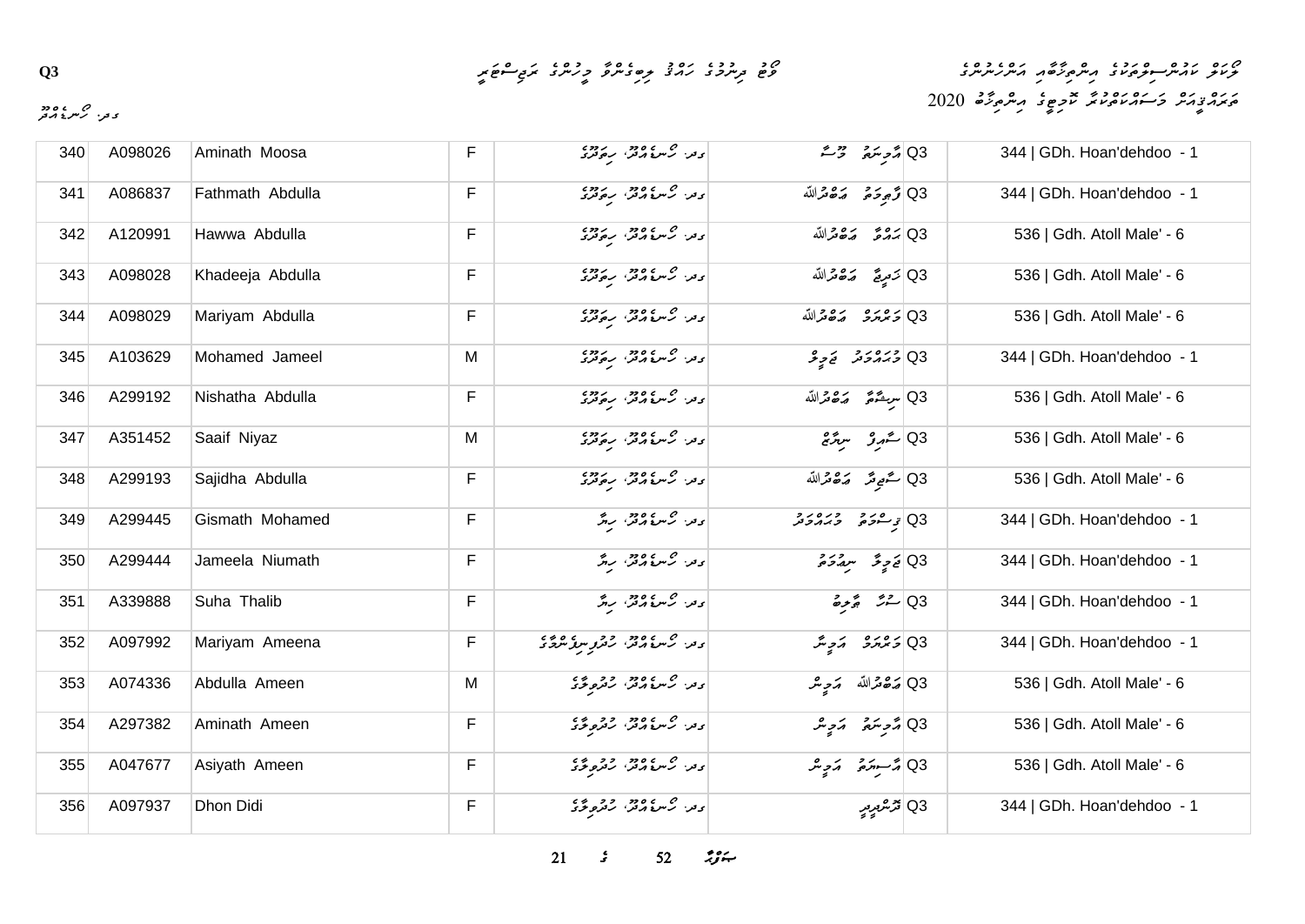| 340 | A098026 | Aminath Moosa | F | ގދ. ހޯނޑެއްދޫ، ހިތަފުށު | އާމިނަތު މޫސާ | Q3 | 344 \| GDh. Hoan'dehdoo - 1 |
|---|---|---|---|---|---|---|---|
| 341 | A086837 | Fathmath Abdulla | F | ގދ. ހޯނޑެއްދޫ، ހިތަފުށު | ފާތިމަތު އަބްދުﷲ | Q3 | 344 \| GDh. Hoan'dehdoo - 1 |
| 342 | A120991 | Hawwa Abdulla | F | ގދ. ހޯނޑެއްދޫ، ހިތަފުށު | ހައްވާ އަބްދުﷲ | Q3 | 536 \| Gdh. Atoll Male' - 6 |
| 343 | A098028 | Khadeeja Abdulla | F | ގދ. ހޯނޑެއްދޫ، ހިތަފުށު | ޚަދީޖާ އަބްދުﷲ | Q3 | 536 \| Gdh. Atoll Male' - 6 |
| 344 | A098029 | Mariyam Abdulla | F | ގދ. ހޯނޑެއްދޫ، ހިތަފުށު | މަރިޔަމް އަބްދުﷲ | Q3 | 536 \| Gdh. Atoll Male' - 6 |
| 345 | A103629 | Mohamed Jameel | M | ގދ. ހޯނޑެއްދޫ، ހިތަފުށު | މުހައްމަދު ޖަމީލް | Q3 | 344 \| GDh. Hoan'dehdoo - 1 |
| 346 | A299192 | Nishatha Abdulla | F | ގދ. ހޯނޑެއްދޫ، ހިތަފުށު | ނިޝާތާ އަބްދުﷲ | Q3 | 536 \| Gdh. Atoll Male' - 6 |
| 347 | A351452 | Saaif Niyaz | M | ގދ. ހޯނޑެއްދޫ، ހިތަފުށު | ސާއިފް ނިޔާޒް | Q3 | 536 \| Gdh. Atoll Male' - 6 |
| 348 | A299193 | Sajidha Abdulla | F | ގދ. ހޯނޑެއްދޫ، ހިތަފުށު | ސާޖިދާ އަބްދުﷲ | Q3 | 536 \| Gdh. Atoll Male' - 6 |
| 349 | A299445 | Gismath Mohamed | F | ގދ. ހޯނޑެއްދޫ، ހިޔާ | ގިސްމަތު މުހައްމަދު | Q3 | 344 \| GDh. Hoan'dehdoo - 1 |
| 350 | A299444 | Jameela Niumath | F | ގދ. ހޯނޑެއްދޫ، ހިޔާ | ޖަމީލާ ނިޢުމަތު | Q3 | 344 \| GDh. Hoan'dehdoo - 1 |
| 351 | A339888 | Suha Thalib | F | ގދ. ހޯނޑެއްދޫ، ހިޔާ | ސުހާ ޠާލިބު | Q3 | 344 \| GDh. Hoan'dehdoo - 1 |
| 352 | A097992 | Mariyam Ameena | F | ގދ. ހޯނޑެއްދޫ، ހުދުފިނިފެންމާގެ | މަރިޔަމް އަމީނާ | Q3 | 344 \| GDh. Hoan'dehdoo - 1 |
| 353 | A074336 | Abdulla Ameen | M | ގދ. ހޯނޑެއްދޫ، ހުދުވިލާގެ | އަބްދުﷲ އަމީން | Q3 | 536 \| Gdh. Atoll Male' - 6 |
| 354 | A297382 | Aminath Ameen | F | ގދ. ހޯނޑެއްދޫ، ހުދުވިލާގެ | އާމިނަތު އަމީން | Q3 | 536 \| Gdh. Atoll Male' - 6 |
| 355 | A047677 | Asiyath Ameen | F | ގދ. ހޯނޑެއްދޫ، ހުދުވިލާގެ | އާސިޔަތު އަމީން | Q3 | 536 \| Gdh. Atoll Male' - 6 |
| 356 | A097937 | Dhon Didi | F | ގދ. ހޯނޑެއްދޫ، ހުދުވިލާގެ | ދޮންދިދި | Q3 | 344 \| GDh. Hoan'dehdoo - 1 |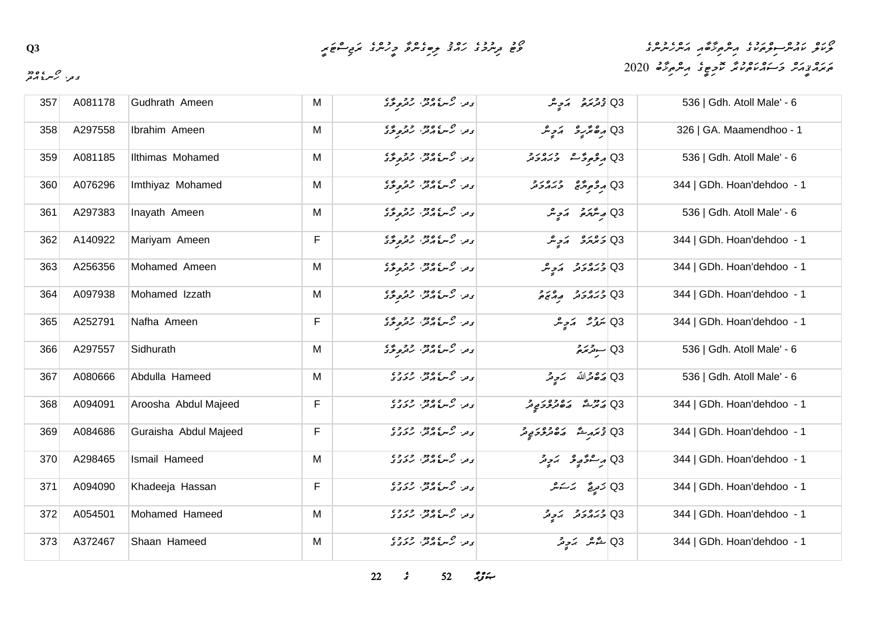| 357 | A081178 | Gudhrath Ameen | M | ގދ. ހޯނޑެއްދޫ، ހުދުވިލާގެ | ގުދުރަތު އަމީން Q3 | 536 \| Gdh. Atoll Male' - 6 |
|---|---|---|---|---|---|---|
| 358 | A297558 | Ibrahim Ameen | M | ގދ. ހޯނޑެއްދޫ، ހުދުވިލާގެ | އިބްރާހީމް އަމީން Q3 | 326 \| GA. Maamendhoo - 1 |
| 359 | A081185 | Ilthimas Mohamed | M | ގދ. ހޯނޑެއްދޫ، ހުދުވިލާގެ | އިލްތިމާސް މުޙައްމަދު Q3 | 536 \| Gdh. Atoll Male' - 6 |
| 360 | A076296 | Imthiyaz Mohamed | M | ގދ. ހޯނޑެއްދޫ، ހުދުވިލާގެ | އިމްތިޔާޒު މުޙައްމަދު Q3 | 344 \| GDh. Hoan'dehdoo - 1 |
| 361 | A297383 | Inayath Ameen | M | ގދ. ހޯނޑެއްދޫ، ހުދުވިލާގެ | އިނާޔަތު އަމީން Q3 | 536 \| Gdh. Atoll Male' - 6 |
| 362 | A140922 | Mariyam Ameen | F | ގދ. ހޯނޑެއްދޫ، ހުދުވިލާގެ | މަރިޔަމް އަމީން Q3 | 344 \| GDh. Hoan'dehdoo - 1 |
| 363 | A256356 | Mohamed Ameen | M | ގދ. ހޯނޑެއްދޫ، ހުދުވިލާގެ | މުޙައްމަދު އަމީން Q3 | 344 \| GDh. Hoan'dehdoo - 1 |
| 364 | A097938 | Mohamed Izzath | M | ގދ. ހޯނޑެއްދޫ، ހުދުވިލާގެ | މުޙައްމަދު އިއްޒަތު Q3 | 344 \| GDh. Hoan'dehdoo - 1 |
| 365 | A252791 | Nafha Ameen | F | ގދ. ހޯނޑެއްދޫ، ހުދުވިލާގެ | ނަފްހާ އަމީން Q3 | 344 \| GDh. Hoan'dehdoo - 1 |
| 366 | A297557 | Sidhurath | M | ގދ. ހޯނޑެއްދޫ، ހުދުވިލާގެ | ސިދުރަތު Q3 | 536 \| Gdh. Atoll Male' - 6 |
| 367 | A080666 | Abdulla Hameed | M | ގދ. ހޯނޑެއްދޫ، ހުވަދުގެ | އަބްދުﷲ ހަމީދު Q3 | 536 \| Gdh. Atoll Male' - 6 |
| 368 | A094091 | Aroosha Abdul Majeed | F | ގދ. ހޯނޑެއްދޫ، ހުވަދުގެ | އަރޫޝާ އަބްދުލްމަޖީދު Q3 | 344 \| GDh. Hoan'dehdoo - 1 |
| 369 | A084686 | Guraisha Abdul Majeed | F | ގދ. ހޯނޑެއްދޫ، ހުވަދުގެ | ގުރައިޝާ އަބްދުލްމަޖީދު Q3 | 344 \| GDh. Hoan'dehdoo - 1 |
| 370 | A298465 | Ismail Hameed | M | ގދ. ހޯނޑެއްދޫ، ހުވަދުގެ | އިސްމާޢީލް ހަމީދު Q3 | 344 \| GDh. Hoan'dehdoo - 1 |
| 371 | A094090 | Khadeeja Hassan | F | ގދ. ހޯނޑެއްދޫ، ހުވަދުގެ | ޚަދީޖާ ހަސަން Q3 | 344 \| GDh. Hoan'dehdoo - 1 |
| 372 | A054501 | Mohamed Hameed | M | ގދ. ހޯނޑެއްދޫ، ހުވަދުގެ | މުޙައްމަދު ހަމީދު Q3 | 344 \| GDh. Hoan'dehdoo - 1 |
| 373 | A372467 | Shaan Hameed | M | ގދ. ހޯނޑެއްދޫ، ހުވަދުގެ | ޝާން ހަމީދު Q3 | 344 \| GDh. Hoan'dehdoo - 1 |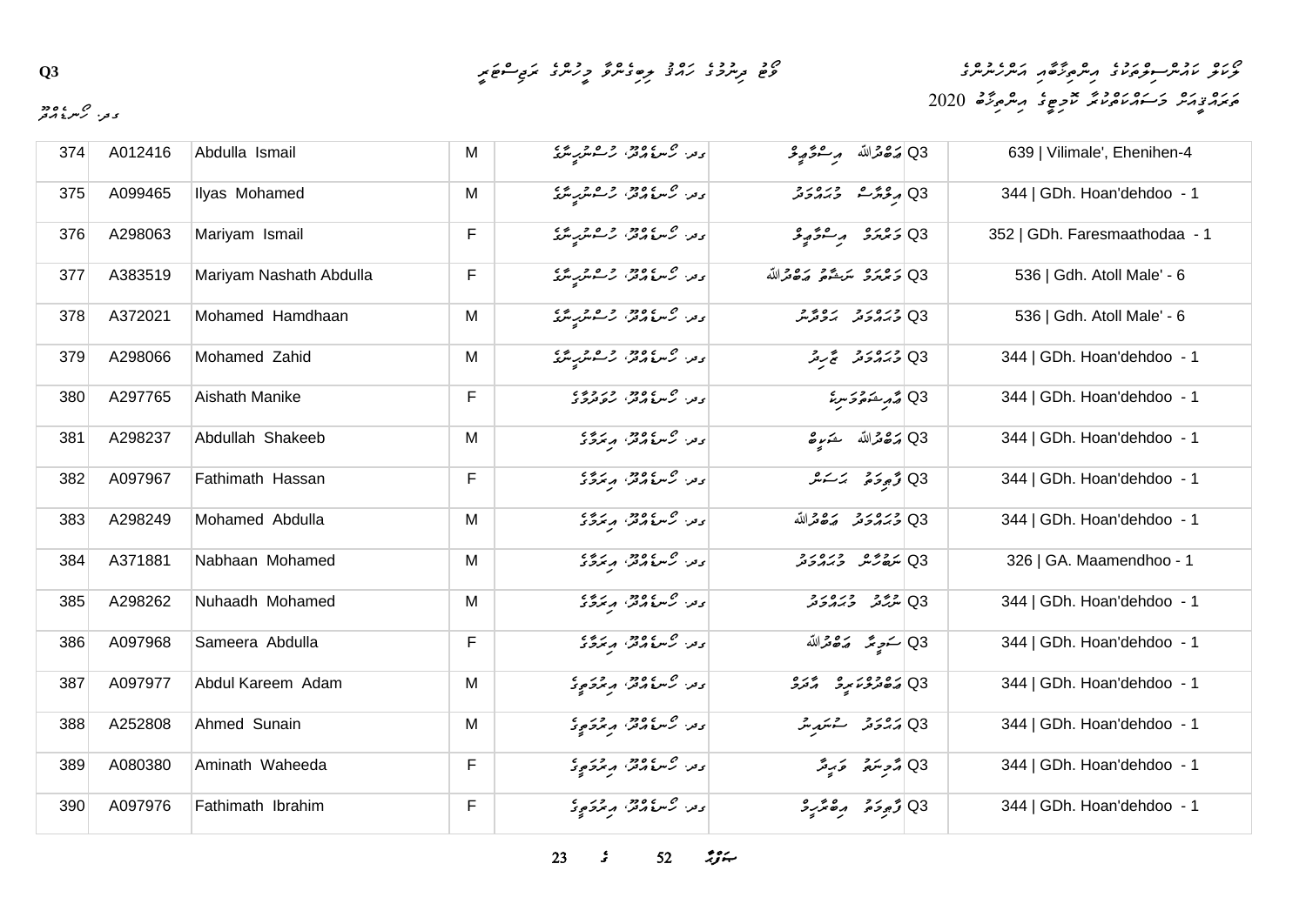ގޯތި ދިރިއުޅޭ ހައުސް ރަޖިސްޓްރީ ކުރެވިފައިވާ ފަރާތްތަކުގެ ލިސްޓު Q3

ގއ. ވިލިނގިލި

| 374 | A012416 | Abdulla Ismail | M | ގދ. ހޯނޑެއްދޫ، ހުސްނުހީނާގެ | އަބްދުﷲ އިސްމާޢީލް Q3 | 639 \| Vilimale', Ehenihen-4 |
|---|---|---|---|---|---|---|
| 375 | A099465 | Ilyas Mohamed | M | ގދ. ހޯނޑެއްދޫ، ހުސްނުހީނާގެ | އިލްޔާސް މުޙައްމަދު Q3 | 344 \| GDh. Hoan'dehdoo - 1 |
| 376 | A298063 | Mariyam Ismail | F | ގދ. ހޯނޑެއްދޫ، ހުސްނުހީނާގެ | މަރިޔަމް އިސްމާޢީލް Q3 | 352 \| GDh. Faresmaathodaa - 1 |
| 377 | A383519 | Mariyam Nashath Abdulla | F | ގދ. ހޯނޑެއްދޫ، ހުސްނުހީނާގެ | މަރިޔަމް ނަޝާތު އަބްދުﷲ Q3 | 536 \| Gdh. Atoll Male' - 6 |
| 378 | A372021 | Mohamed Hamdhaan | M | ގދ. ހޯނޑެއްދޫ، ހުސްނުހީނާގެ | މުޙައްމަދު ހަމްދާން Q3 | 536 \| Gdh. Atoll Male' - 6 |
| 379 | A298066 | Mohamed Zahid | M | ގދ. ހޯނޑެއްދޫ، ހުސްނުހީނާގެ | މުޙައްމަދު ޒާހިދު Q3 | 344 \| GDh. Hoan'dehdoo - 1 |
| 380 | A297765 | Aishath Manike | F | ގދ. ހޯނޑެއްދޫ، ހުވަދުމާގެ | އާއިޝަތުމަނިކެ Q3 | 344 \| GDh. Hoan'dehdoo - 1 |
| 381 | A298237 | Abdullah Shakeeb | M | ގދ. ހޯނޑެއްދޫ، އިރަމާގެ | އަބްދުﷲ ޝަކީބު Q3 | 344 \| GDh. Hoan'dehdoo - 1 |
| 382 | A097967 | Fathimath Hassan | F | ގދ. ހޯނޑެއްދޫ، އިރަމާގެ | ފާތިމަތު ހަސަން Q3 | 344 \| GDh. Hoan'dehdoo - 1 |
| 383 | A298249 | Mohamed Abdulla | M | ގދ. ހޯނޑެއްދޫ، އިރަމާގެ | މުޙައްމަދު އަބްދުﷲ Q3 | 344 \| GDh. Hoan'dehdoo - 1 |
| 384 | A371881 | Nabhaan Mohamed | M | ގދ. ހޯނޑެއްދޫ، އިރަމާގެ | ނަބްހާން މުޙައްމަދު Q3 | 326 \| GA. Maamendhoo - 1 |
| 385 | A298262 | Nuhaadh Mohamed | M | ގދ. ހޯނޑެއްދޫ، އިރަމާގެ | ނުހާދު މުޙައްމަދު Q3 | 344 \| GDh. Hoan'dehdoo - 1 |
| 386 | A097968 | Sameera Abdulla | F | ގދ. ހޯނޑެއްދޫ، އިރަމާގެ | ސަމީރާ އަބްދުﷲ Q3 | 344 \| GDh. Hoan'dehdoo - 1 |
| 387 | A097977 | Abdul Kareem Adam | M | ގދ. ހޯނޑެއްދޫ، އިރުމަތީގެ | އަބްދުލްކަރީމް އާދަމް Q3 | 344 \| GDh. Hoan'dehdoo - 1 |
| 388 | A252808 | Ahmed Sunain | M | ގދ. ހޯނޑެއްދޫ، އިރުމަތީގެ | އަޙްމަދު ސުނައިން Q3 | 344 \| GDh. Hoan'dehdoo - 1 |
| 389 | A080380 | Aminath Waheeda | F | ގދ. ހޯނޑެއްދޫ، އިރުމަތީގެ | އާމިނަތު ވަހީދާ Q3 | 344 \| GDh. Hoan'dehdoo - 1 |
| 390 | A097976 | Fathimath Ibrahim | F | ގދ. ހޯނޑެއްދޫ، އިރުމަތީގެ | ފާތިމަތު އިބްރާހީމް Q3 | 344 \| GDh. Hoan'dehdoo - 1 |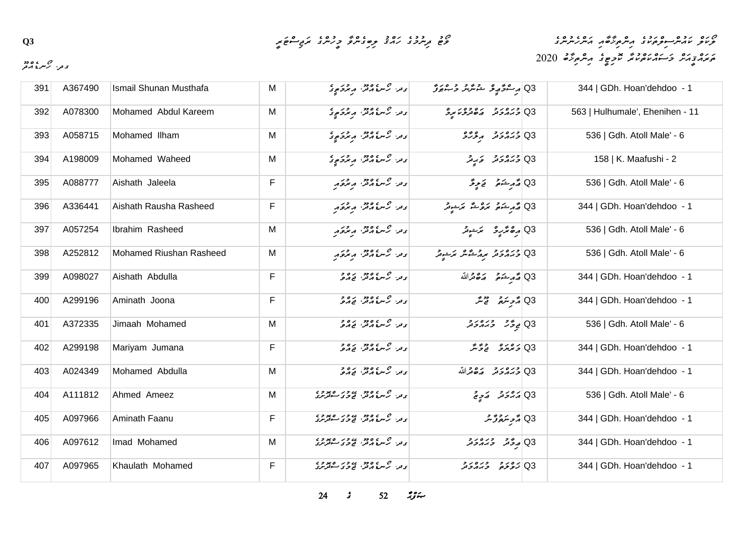| 391 | A367490 | Ismail Shunan Musthafa | M | ގދ. ހޯނޑެއްދޫ، އިރުމަތީގެ | Q3 ރިސްމާއިލް ޝުނާން މުސްތަފާ | 344 \| GDh. Hoan'dehdoo - 1 |
|---|---|---|---|---|---|---|
| 392 | A078300 | Mohamed Abdul Kareem | M | ގދ. ހޯނޑެއްދޫ، އިރުމަތީގެ | Q3 މުހައްމަދު އަބްދުލްކަރީމް | 563 \| Hulhumale', Ehenihen - 11 |
| 393 | A058715 | Mohamed Ilham | M | ގދ. ހޯނޑެއްދޫ، އިރުމަތީގެ | Q3 މުހައްމަދު އިލްހާމް | 536 \| Gdh. Atoll Male' - 6 |
| 394 | A198009 | Mohamed Waheed | M | ގދ. ހޯނޑެއްދޫ، އިރުމަތީގެ | Q3 މުހައްމަދު ވަހީދު | 158 \| K. Maafushi - 2 |
| 395 | A088777 | Aishath Jaleela | F | ގދ. ހޯނޑެއްދޫ، އިރުވައި | Q3 އާއިޝަތު ޖަލީލާ | 536 \| Gdh. Atoll Male' - 6 |
| 396 | A336441 | Aishath Rausha Rasheed | F | ގދ. ހޯނޑެއްދޫ، އިރުވައި | Q3 އާއިޝަތު ރައުޝާ ރަޝީދު | 344 \| GDh. Hoan'dehdoo - 1 |
| 397 | A057254 | Ibrahim Rasheed | M | ގދ. ހޯނޑެއްދޫ، އިރުވައި | Q3 އިބްރާހީމް ރަޝީދު | 536 \| Gdh. Atoll Male' - 6 |
| 398 | A252812 | Mohamed Riushan Rasheed | M | ގދ. ހޯނޑެއްދޫ، އިރުވައި | Q3 މުހައްމަދު ރިއުޝާން ރަޝީދު | 536 \| Gdh. Atoll Male' - 6 |
| 399 | A098027 | Aishath Abdulla | F | ގދ. ހޯނޑެއްދޫ، ޖައުޒު | Q3 އާއިޝަތު އަބްދުﷲ | 344 \| GDh. Hoan'dehdoo - 1 |
| 400 | A299196 | Aminath Joona | F | ގދ. ހޯނޑެއްދޫ، ޖައުޒު | Q3 އާމިނަތު ޖޫނާ | 344 \| GDh. Hoan'dehdoo - 1 |
| 401 | A372335 | Jimaah Mohamed | M | ގދ. ހޯނޑެއްދޫ، ޖައުޒު | Q3 ޖިމާހް މުހައްމަދު | 536 \| Gdh. Atoll Male' - 6 |
| 402 | A299198 | Mariyam Jumana | F | ގދ. ހޯނޑެއްދޫ، ޖައުޒު | Q3 މަރިޔަމް ޖުމާނާ | 344 \| GDh. Hoan'dehdoo - 1 |
| 403 | A024349 | Mohamed Abdulla | M | ގދ. ހޯނޑެއްދޫ، ޖައުޒު | Q3 މުހައްމަދު އަބްދުﷲ | 344 \| GDh. Hoan'dehdoo - 1 |
| 404 | A111812 | Ahmed Ameez | M | ގދ. ހޯނޑެއްދޫ، ޖޫމަރު ސްޓޫޑިއޯ | Q3 އަހްމަދު އަމީޒު | 536 \| Gdh. Atoll Male' - 6 |
| 405 | A097966 | Aminath Faanu | F | ގދ. ހޯނޑެއްދޫ، ޖޫމަރު ސްޓޫޑިއޯ | Q3 އާމިނަތުފާނު | 344 \| GDh. Hoan'dehdoo - 1 |
| 406 | A097612 | Imad Mohamed | M | ގދ. ހޯނޑެއްދޫ، ޖޫމަރު ސްޓޫޑިއޯ | Q3 އިމާދު މުހައްމަދު | 344 \| GDh. Hoan'dehdoo - 1 |
| 407 | A097965 | Khaulath Mohamed | F | ގދ. ހޯނޑެއްދޫ، ޖޫމަރު ސްޓޫޑިއޯ | Q3 ޚައުލަތު މުހައްމަދު | 344 \| GDh. Hoan'dehdoo - 1 |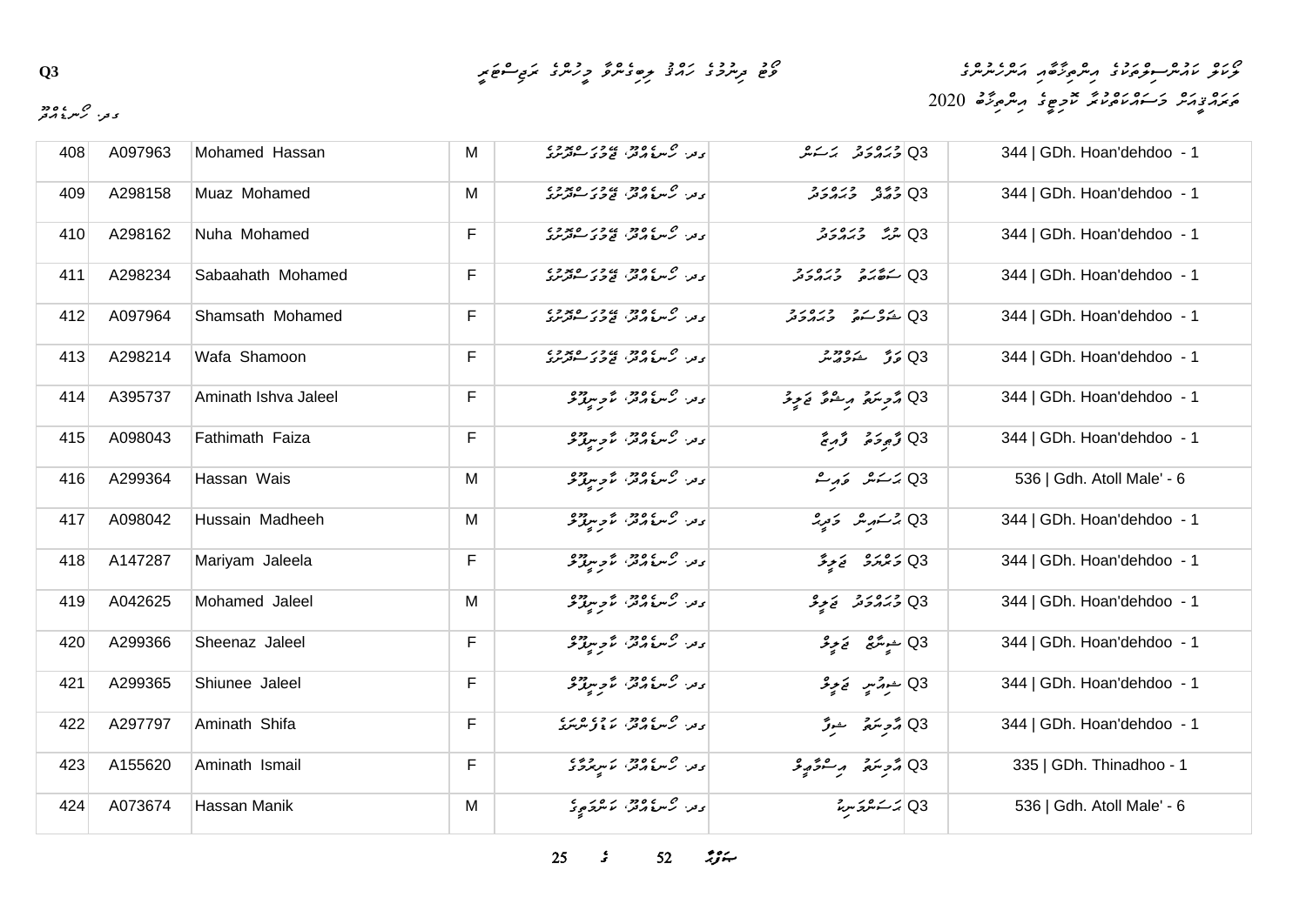| 408 | A097963 | Mohamed Hassan | M | ގދ. ހޯނޑެއްދޫ، ޖޯގަސްޓަރއާގެ | މުހައްމަދު ހަސަން Q3 | 344 \| GDh. Hoan'dehdoo - 1 |
|---|---|---|---|---|---|---|
| 409 | A298158 | Muaz Mohamed | M | ގދ. ހޯނޑެއްދޫ، ޖޯގަސްޓަރއާގެ | މުއާޒް މުހައްމަދު Q3 | 344 \| GDh. Hoan'dehdoo - 1 |
| 410 | A298162 | Nuha Mohamed | F | ގދ. ހޯނޑެއްދޫ، ޖޯގަސްޓަރއާގެ | ނުހާ މުހައްމަދު Q3 | 344 \| GDh. Hoan'dehdoo - 1 |
| 411 | A298234 | Sabaahath Mohamed | F | ގދ. ހޯނޑެއްދޫ، ޖޯގަސްޓަރއާގެ | ސަބާހަތު މުހައްމަދު Q3 | 344 \| GDh. Hoan'dehdoo - 1 |
| 412 | A097964 | Shamsath Mohamed | F | ގދ. ހޯނޑެއްދޫ، ޖޯގަސްޓަރއާގެ | ޝަމްސަތު މުހައްމަދު Q3 | 344 \| GDh. Hoan'dehdoo - 1 |
| 413 | A298214 | Wafa Shamoon | F | ގދ. ހޯނޑެއްދޫ، ޖޯގަސްޓަރއާގެ | ވަފާ ޝަމްއޫން Q3 | 344 \| GDh. Hoan'dehdoo - 1 |
| 414 | A395737 | Aminath Ishva Jaleel | F | ގދ. ހޯނޑެއްދޫ، ކޮލިނިއުމް | އާމިނަތު އިޝްވާ ޖަލީލް Q3 | 344 \| GDh. Hoan'dehdoo - 1 |
| 415 | A098043 | Fathimath Faiza | F | ގދ. ހޯނޑެއްދޫ، ކޮލިނިއުމް | ފާތިމަތު ފާއިޒާ Q3 | 344 \| GDh. Hoan'dehdoo - 1 |
| 416 | A299364 | Hassan Wais | M | ގދ. ހޯނޑެއްދޫ، ކޮލިނިއުމް | ހަސަން ވައިސް Q3 | 536 \| Gdh. Atoll Male' - 6 |
| 417 | A098042 | Hussain Madheeh | M | ގދ. ހޯނޑެއްދޫ، ކޮލިނިއުމް | ހުސައިން މަދީހް Q3 | 344 \| GDh. Hoan'dehdoo - 1 |
| 418 | A147287 | Mariyam Jaleela | F | ގދ. ހޯނޑެއްދޫ، ކޮލިނިއުމް | މަރިޔަމް ޖަލީލާ Q3 | 344 \| GDh. Hoan'dehdoo - 1 |
| 419 | A042625 | Mohamed Jaleel | M | ގދ. ހޯނޑެއްދޫ، ކޮލިނިއުމް | މުހައްމަދު ޖަލީލް Q3 | 344 \| GDh. Hoan'dehdoo - 1 |
| 420 | A299366 | Sheenaz Jaleel | F | ގދ. ހޯނޑެއްދޫ، ކޮލިނިއުމް | ޝީނާޒް ޖަލީލް Q3 | 344 \| GDh. Hoan'dehdoo - 1 |
| 421 | A299365 | Shiunee Jaleel | F | ގދ. ހޯނޑެއްދޫ، ކޮލިނިއުމް | ޝިއުނީ ޖަލީލް Q3 | 344 \| GDh. Hoan'dehdoo - 1 |
| 422 | A297797 | Aminath Shifa | F | ގދ. ހޯނޑެއްދޫ، ކަޒުވިންނަރީ | އާމިނަތު ޝިފާ Q3 | 344 \| GDh. Hoan'dehdoo - 1 |
| 423 | A155620 | Aminath Ismail | F | ގދ. ހޯނޑެއްދޫ، ކަނިދެފާގެ | އާމިނަތު އިސްމާއީލް Q3 | 335 \| GDh. Thinadhoo - 1 |
| 424 | A073674 | Hassan Manik | M | ގދ. ހޯނޑެއްދޫ، ކަންދޮޅިގެ | ހަސަންމަނިކު Q3 | 536 \| Gdh. Atoll Male' - 6 |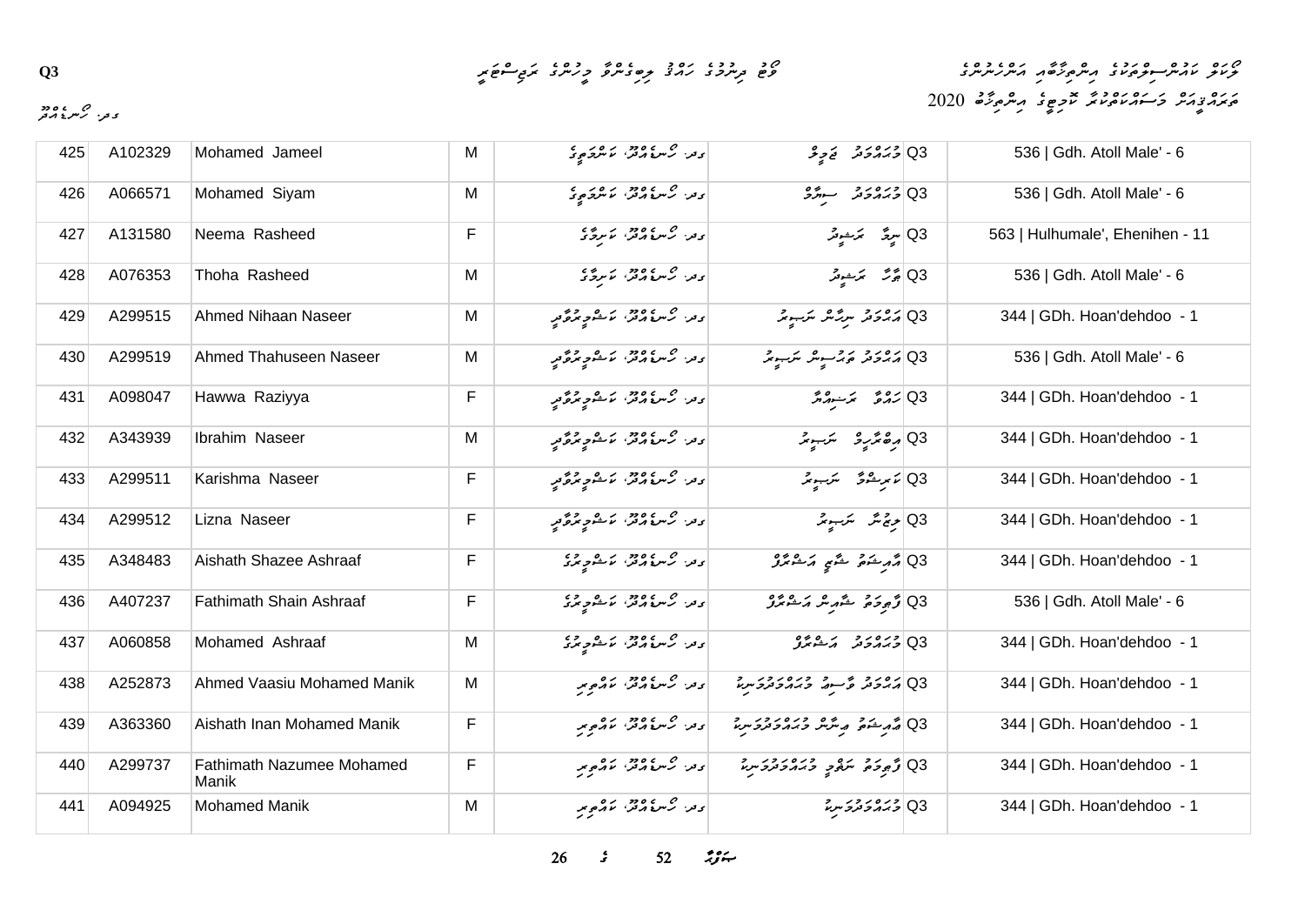| 425 | A102329 | Mohamed Jameel | M | ގދ. ހޯނޑެއްދޫ، ކަނޑުވަތީގެ | މުހައްމަދު ޖަމީލް | Q3 | 536 \| Gdh. Atoll Male' - 6 |
|---|---|---|---|---|---|---|---|
| 426 | A066571 | Mohamed Siyam | M | ގދ. ހޯނޑެއްދޫ، ކަނޑުވަތީގެ | މުހައްމަދު ސިޔާމް | Q3 | 536 \| Gdh. Atoll Male' - 6 |
| 427 | A131580 | Neema Rasheed | F | ގދ. ހޯނޑެއްދޫ، ކަނިވާގެ | ނީމާ ރަޝީދު | Q3 | 563 \| Hulhumale', Ehenihen - 11 |
| 428 | A076353 | Thoha Rasheed | M | ގދ. ހޯނޑެއްދޫ، ކަނިވާގެ | ތޯހާ ރަޝީދު | Q3 | 536 \| Gdh. Atoll Male' - 6 |
| 429 | A299515 | Ahmed Nihaan Naseer | M | ގދ. ހޯނޑެއްދޫ، ކަށޫފިރުވާދި | އަހުމަދު ނިހާން ނަސީރު | Q3 | 344 \| GDh. Hoan'dehdoo - 1 |
| 430 | A299519 | Ahmed Thahuseen Naseer | M | ގދ. ހޯނޑެއްދޫ، ކަށޫފިރުވާދި | އަހުމަދު ތަހުސީން ނަސީރު | Q3 | 536 \| Gdh. Atoll Male' - 6 |
| 431 | A098047 | Hawwa Raziyya | F | ގދ. ހޯނޑެއްދޫ، ކަށޫފިރުވާދި | ހައްވާ ރަޒިއްޔާ | Q3 | 344 \| GDh. Hoan'dehdoo - 1 |
| 432 | A343939 | Ibrahim Naseer | M | ގދ. ހޯނޑެއްދޫ، ކަށޫފިރުވާދި | އިބްރާހީމް ނަސީރު | Q3 | 344 \| GDh. Hoan'dehdoo - 1 |
| 433 | A299511 | Karishma Naseer | F | ގދ. ހޯނޑެއްދޫ، ކަށޫފިރުވާދި | ކަރިޝްމާ ނަސީރު | Q3 | 344 \| GDh. Hoan'dehdoo - 1 |
| 434 | A299512 | Lizna Naseer | F | ގދ. ހޯނޑެއްދޫ، ކަށޫފިރުވާދި | ލިޒްނާ ނަސީރު | Q3 | 344 \| GDh. Hoan'dehdoo - 1 |
| 435 | A348483 | Aishath Shazee Ashraaf | F | ގދ. ހޯނޑެއްދޫ، ކަށޫފިރުގެ | އާއިޝަތު ޝަޒީ އަޝްރާފު | Q3 | 344 \| GDh. Hoan'dehdoo - 1 |
| 436 | A407237 | Fathimath Shain Ashraaf | F | ގދ. ހޯނޑެއްދޫ، ކަށޫފިރުގެ | ފާތިމަތު ޝާއިން އަޝްރާފު | Q3 | 536 \| Gdh. Atoll Male' - 6 |
| 437 | A060858 | Mohamed Ashraaf | M | ގދ. ހޯނޑެއްދޫ، ކަށޫފިރުގެ | މުހައްމަދު އަޝްރާފު | Q3 | 344 \| GDh. Hoan'dehdoo - 1 |
| 438 | A252873 | Ahmed Vaasiu Mohamed Manik | M | ގދ. ހޯނޑެއްދޫ، ކައުތިރ | އަހުމަދު ވާސިއު މުހައްމަދުމަނިކު | Q3 | 344 \| GDh. Hoan'dehdoo - 1 |
| 439 | A363360 | Aishath Inan Mohamed Manik | F | ގދ. ހޯނޑެއްދޫ، ކައުތިރ | އާއިޝަތު އިނާން މުހައްމަދުމަނިކު | Q3 | 344 \| GDh. Hoan'dehdoo - 1 |
| 440 | A299737 | Fathimath Nazumee Mohamed Manik | F | ގދ. ހޯނޑެއްދޫ، ކައުތިރ | ފާތިމަތު ނަޒުމީ މުހައްމަދުމަނިކު | Q3 | 344 \| GDh. Hoan'dehdoo - 1 |
| 441 | A094925 | Mohamed Manik | M | ގދ. ހޯނޑެއްދޫ، ކައުތިރ | މުހައްމަދުމަނިކު | Q3 | 344 \| GDh. Hoan'dehdoo - 1 |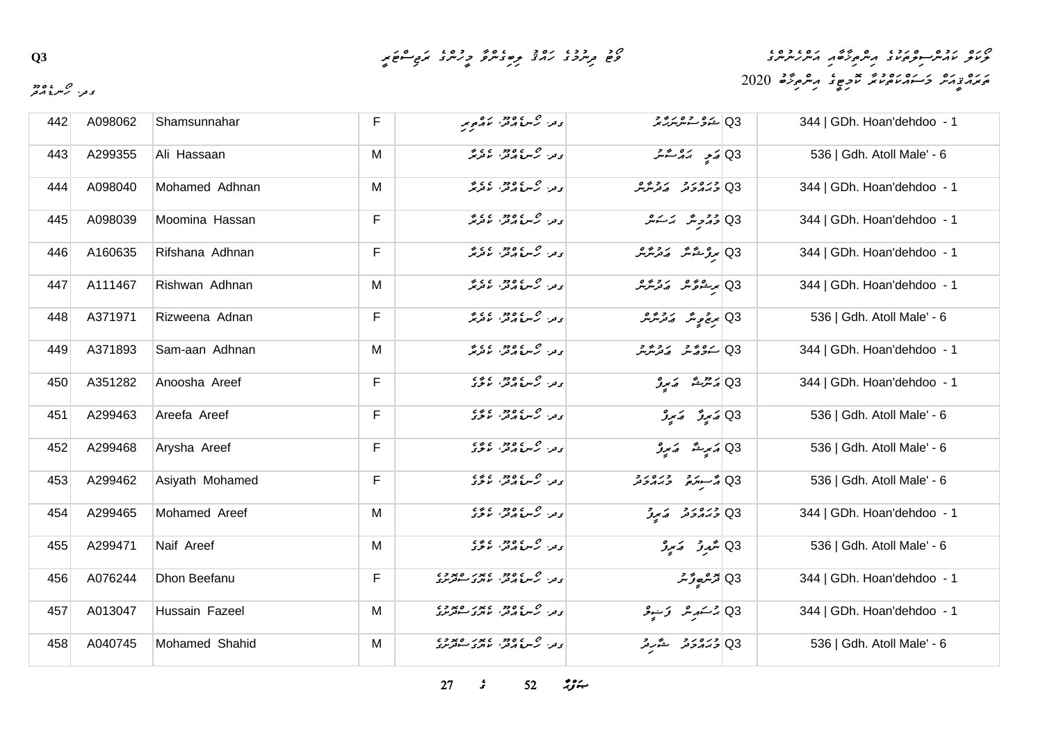| 442 | A098062 | Shamsunnahar | F | ގދ. ހޯނޑެއްދޫ، ނައުތީރީ | ޝަމްސުންނަހާރު Q3 | 344 \| GDh. Hoan'dehdoo - 1 |
|---|---|---|---|---|---|---|
| 443 | A299355 | Ali Hassaan | M | ގދ. ހޯނޑެއްދޫ، ނެރަށް | Q3 ޢަލީ ހައްސާން | 536 \| Gdh. Atoll Male' - 6 |
| 444 | A098040 | Mohamed Adhnan | M | ގދ. ހޯނޑެއްދޫ، ނެރަށް | Q3 މުޙައްމަދު އަދުނާން | 344 \| GDh. Hoan'dehdoo - 1 |
| 445 | A098039 | Moomina Hassan | F | ގދ. ހޯނޑެއްދޫ، ނެރަށް | Q3 މޫމިނާ ހަސަން | 344 \| GDh. Hoan'dehdoo - 1 |
| 446 | A160635 | Rifshana Adhnan | F | ގދ. ހޯނޑެއްދޫ، ނެރަށް | Q3 ރިފްޝާނާ އަދުނާން | 344 \| GDh. Hoan'dehdoo - 1 |
| 447 | A111467 | Rishwan Adhnan | M | ގދ. ހޯނޑެއްދޫ، ނެރަށް | Q3 ރިޝްވާން އަދުނާން | 344 \| GDh. Hoan'dehdoo - 1 |
| 448 | A371971 | Rizweena Adnan | F | ގދ. ހޯނޑެއްދޫ، ނެރަށް | Q3 ރިޒްވީނާ އަދުނާން | 536 \| Gdh. Atoll Male' - 6 |
| 449 | A371893 | Sam-aan Adhnan | M | ގދ. ހޯނޑެއްދޫ، ނެރަށް | Q3 ސަމްއާން އަދުނާން | 344 \| GDh. Hoan'dehdoo - 1 |
| 450 | A351282 | Anoosha Areef | F | ގދ. ހޯނޑެއްދޫ، ނެވާގެ | Q3 އަނޫޝާ އަރީފް | 344 \| GDh. Hoan'dehdoo - 1 |
| 451 | A299463 | Areefa Areef | F | ގދ. ހޯނޑެއްދޫ، ނެވާގެ | Q3 އަރީފާ އަރީފް | 536 \| Gdh. Atoll Male' - 6 |
| 452 | A299468 | Arysha Areef | F | ގދ. ހޯނޑެއްދޫ، ނެވާގެ | Q3 އަރީޝާ އަރީފް | 536 \| Gdh. Atoll Male' - 6 |
| 453 | A299462 | Asiyath Mohamed | F | ގދ. ހޯނޑެއްދޫ، ނެވާގެ | Q3 އާސިޔަތު މުޙައްމަދު | 536 \| Gdh. Atoll Male' - 6 |
| 454 | A299465 | Mohamed Areef | M | ގދ. ހޯނޑެއްދޫ، ނެވާގެ | Q3 މުޙައްމަދު އަރީފް | 344 \| GDh. Hoan'dehdoo - 1 |
| 455 | A299471 | Naif Areef | M | ގދ. ހޯނޑެއްދޫ، ނެވާގެ | Q3 ނާއިފް އަރީފް | 536 \| Gdh. Atoll Male' - 6 |
| 456 | A076244 | Dhon Beefanu | F | ގދ. ހޯނޑެއްދޫ، ނޫރާގެ ސްޓޯރުގެ | Q3 ދޮންބީފަނު | 344 \| GDh. Hoan'dehdoo - 1 |
| 457 | A013047 | Hussain Fazeel | M | ގދ. ހޯނޑެއްދޫ، ނޫރާގެ ސްޓޯރުގެ | Q3 ހުސައިން ފަޟީލް | 344 \| GDh. Hoan'dehdoo - 1 |
| 458 | A040745 | Mohamed Shahid | M | ގދ. ހޯނޑެއްދޫ، ނޫރާގެ ސްޓޯރުގެ | Q3 މުޙައްމަދު ޝާހިދު | 536 \| Gdh. Atoll Male' - 6 |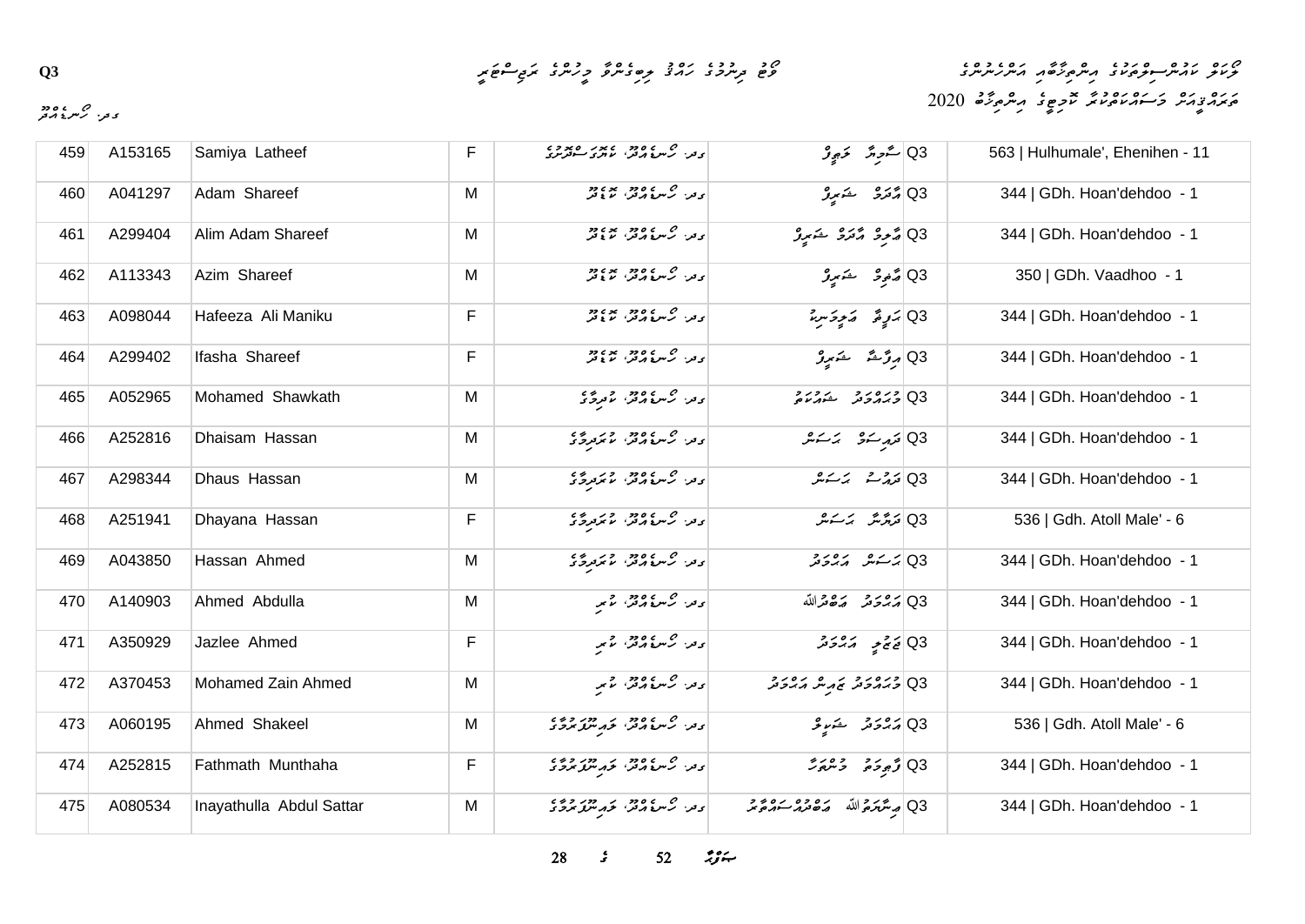| 459 | A153165 | Samiya Latheef | F | ގދ. ހޯނޑެއްދޫ، ކެރަފާ-ސޯދާރަގެ | ސާމިޔާ ލަތީފު Q3 | 563 \| Hulhumale', Ehenihen - 11 |
|---|---|---|---|---|---|---|
| 460 | A041297 | Adam Shareef | M | ގދ. ހޯނޑެއްދޫ، ކޮކާރު | އާދަމް ޝަރީފު Q3 | 344 \| GDh. Hoan'dehdoo - 1 |
| 461 | A299404 | Alim Adam Shareef | M | ގދ. ހޯނޑެއްދޫ، ކޮކާރު | އާލިމް އާދަމް ޝަރީފު Q3 | 344 \| GDh. Hoan'dehdoo - 1 |
| 462 | A113343 | Azim Shareef | M | ގދ. ހޯނޑެއްދޫ، ކޮކާރު | އާޒިމް ޝަރީފު Q3 | 350 \| GDh. Vaadhoo - 1 |
| 463 | A098044 | Hafeeza Ali Maniku | F | ގދ. ހޯނޑެއްދޫ، ކޮކާރު | ހަފީޒާ އަލިމަނިކު Q3 | 344 \| GDh. Hoan'dehdoo - 1 |
| 464 | A299402 | Ifasha Shareef | F | ގދ. ހޯނޑެއްދޫ، ކޮކާރު | އިފާޝާ ޝަރީފު Q3 | 344 \| GDh. Hoan'dehdoo - 1 |
| 465 | A052965 | Mohamed Shawkath | M | ގދ. ހޯނޑެއްދޫ، ކުރިމަގު | މުހައްމަދު ޝައުކަތު Q3 | 344 \| GDh. Hoan'dehdoo - 1 |
| 466 | A252816 | Dhaisam Hassan | M | ގދ. ހޯނޑެއްދޫ، ކުރަދިމާގެ | ދައިސަމް ހަސަން Q3 | 344 \| GDh. Hoan'dehdoo - 1 |
| 467 | A298344 | Dhaus Hassan | M | ގދ. ހޯނޑެއްދޫ، ކުރަދިމާގެ | ދައުސް ހަސަން Q3 | 344 \| GDh. Hoan'dehdoo - 1 |
| 468 | A251941 | Dhayana Hassan | F | ގދ. ހޯނޑެއްދޫ، ކުރަދިމާގެ | ދަޔާނާ ހަސަން Q3 | 536 \| Gdh. Atoll Male' - 6 |
| 469 | A043850 | Hassan Ahmed | M | ގދ. ހޯނޑެއްދޫ، ކުރަދިމާގެ | ހަސަން އަހުމަދު Q3 | 344 \| GDh. Hoan'dehdoo - 1 |
| 470 | A140903 | Ahmed Abdulla | M | ގދ. ހޯނޑެއްދޫ، ކެރި | އަހުމަދު އަބްދުﷲ Q3 | 344 \| GDh. Hoan'dehdoo - 1 |
| 471 | A350929 | Jazlee Ahmed | F | ގދ. ހޯނޑެއްދޫ، ކެރި | ޖަޒްލީ އަހުމަދު Q3 | 344 \| GDh. Hoan'dehdoo - 1 |
| 472 | A370453 | Mohamed Zain Ahmed | M | ގދ. ހޯނޑެއްދޫ، ކެރި | މުހައްމަދު ޒައިން އަހުމަދު Q3 | 344 \| GDh. Hoan'dehdoo - 1 |
| 473 | A060195 | Ahmed Shakeel | M | ގދ. ހޯނޑެއްދޫ، ކޮއިނޫދުރުގެ | އަހުމަދު ޝަކީލު Q3 | 536 \| Gdh. Atoll Male' - 6 |
| 474 | A252815 | Fathmath Munthaha | F | ގދ. ހޯނޑެއްދޫ، ކޮއިނޫދުރުގެ | ފާތިމަތު މުންތަހާ Q3 | 344 \| GDh. Hoan'dehdoo - 1 |
| 475 | A080534 | Inayathulla Abdul Sattar | M | ގދ. ހޯނޑެއްދޫ، ކޮއިނޫދުރުގެ | އިނާޔަތުﷲ އަބްދުލްސައްތާރު Q3 | 344 \| GDh. Hoan'dehdoo - 1 |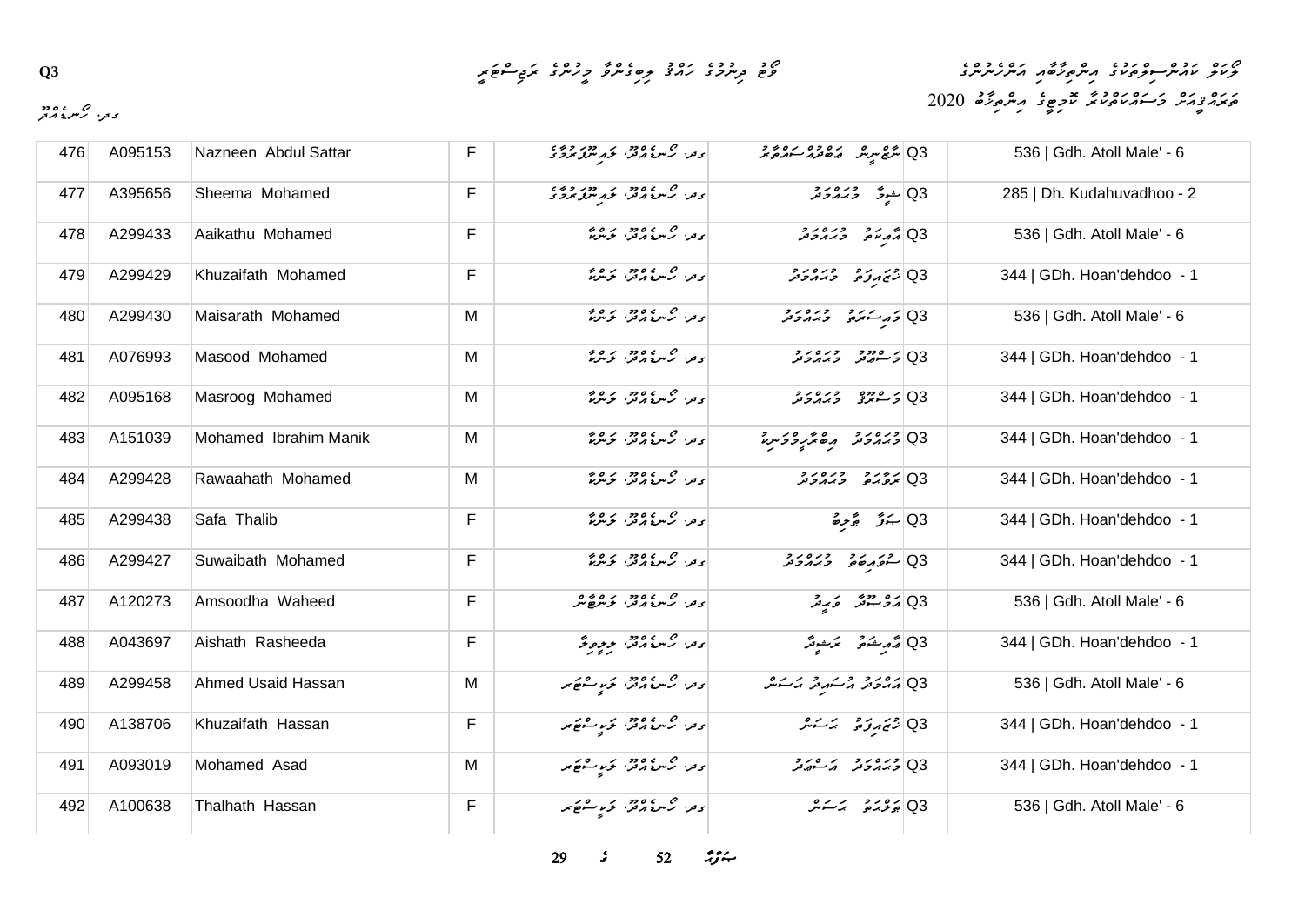| 476 | A095153 | Nazneen Abdul Sattar | F | ގދ. ހޯނޑެއްދޫ، ވައިޓްފްލަވަރ | ނާޒްނީން ޢަބްދުއްސައްތާރު | Q3 | 536 \| Gdh. Atoll Male' - 6 |
|---|---|---|---|---|---|---|---|
| 477 | A395656 | Sheema Mohamed | F | ގދ. ހޯނޑެއްދޫ، ވައިޓްފްލަވަރ | ޝީމާ މުޙައްމަދު | Q3 | 285 \| Dh. Kudahuvadhoo - 2 |
| 478 | A299433 | Aaikathu Mohamed | F | ގދ. ހޯނޑެއްދޫ، ވަރުނާ | އާއިކަތު މުޙައްމަދު | Q3 | 536 \| Gdh. Atoll Male' - 6 |
| 479 | A299429 | Khuzaifath Mohamed | F | ގދ. ހޯނޑެއްދޫ، ވަރުނާ | ހުޒައިފަތު މުޙައްމަދު | Q3 | 344 \| GDh. Hoan'dehdoo - 1 |
| 480 | A299430 | Maisarath Mohamed | M | ގދ. ހޯނޑެއްދޫ، ވަރުނާ | މައިސަރަތު މުޙައްމަދު | Q3 | 536 \| Gdh. Atoll Male' - 6 |
| 481 | A076993 | Masood Mohamed | M | ގދ. ހޯނޑެއްދޫ، ވަރުނާ | މަސްޢޫދު މުޙައްމަދު | Q3 | 344 \| GDh. Hoan'dehdoo - 1 |
| 482 | A095168 | Masroog Mohamed | M | ގދ. ހޯނޑެއްދޫ، ވަރުނާ | މަސްރޫގް މުޙައްމަދު | Q3 | 344 \| GDh. Hoan'dehdoo - 1 |
| 483 | A151039 | Mohamed Ibrahim Manik | M | ގދ. ހޯނޑެއްދޫ، ވަރުނާ | މުޙައްމަދު އިބްރާހީމްމަނިކު | Q3 | 344 \| GDh. Hoan'dehdoo - 1 |
| 484 | A299428 | Rawaahath Mohamed | M | ގދ. ހޯނޑެއްދޫ، ވަރުނާ | ރަވާހަތު މުޙައްމަދު | Q3 | 344 \| GDh. Hoan'dehdoo - 1 |
| 485 | A299438 | Safa Thalib | F | ގދ. ހޯނޑެއްދޫ، ވަރުނާ | ސަފާ ޠާލިބު | Q3 | 344 \| GDh. Hoan'dehdoo - 1 |
| 486 | A299427 | Suwaibath Mohamed | F | ގދ. ހޯނޑެއްދޫ، ވަރުނާ | ސުވައިބަތު މުޙައްމަދު | Q3 | 344 \| GDh. Hoan'dehdoo - 1 |
| 487 | A120273 | Amsoodha Waheed | F | ގދ. ހޯނޑެއްދޫ، ވަރުދާން | އަމްސޫދާ ވަޙީދު | Q3 | 536 \| Gdh. Atoll Male' - 6 |
| 488 | A043697 | Aishath Rasheeda | F | ގދ. ހޯނޑެއްދޫ، ވިލިވިލާ | އާއިޝަތު ރަޝީދާ | Q3 | 344 \| GDh. Hoan'dehdoo - 1 |
| 489 | A299458 | Ahmed Usaid Hassan | M | ގދ. ހޯނޑެއްދޫ، ވަލިސްޓަރ | އަޙްމަދު އުސައިދު ޙަސަން | Q3 | 536 \| Gdh. Atoll Male' - 6 |
| 490 | A138706 | Khuzaifath Hassan | F | ގދ. ހޯނޑެއްދޫ، ވަލިސްޓަރ | ހުޒައިފަތު ޙަސަން | Q3 | 344 \| GDh. Hoan'dehdoo - 1 |
| 491 | A093019 | Mohamed Asad | M | ގދ. ހޯނޑެއްދޫ، ވަލިސްޓަރ | މުޙައްމަދު އަސްޢަދު | Q3 | 344 \| GDh. Hoan'dehdoo - 1 |
| 492 | A100638 | Thalhath Hassan | F | ގދ. ހޯނޑެއްދޫ، ވަލިސްޓަރ | ޠަލްޙަތު ޙަސަން | Q3 | 536 \| Gdh. Atoll Male' - 6 |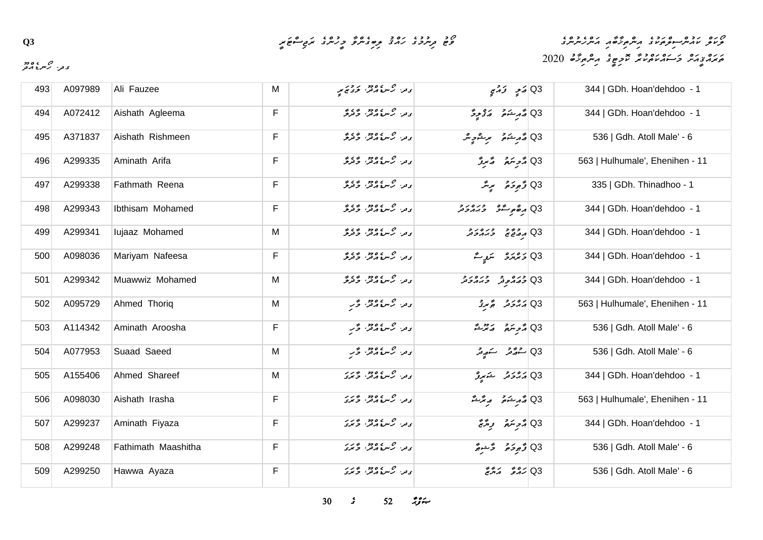| 493 | A097989 | Ali Fauzee | M | ގދ. ހޯނޑެއްދޫ، ދަމުޝަރީ | އަލީ ފައުޒީ | Q3 | 344 \| GDh. Hoan'dehdoo - 1 |
|---|---|---|---|---|---|---|---|
| 494 | A072412 | Aishath Agleema | F | ގދ. ހޯނޑެއްދޫ، މާދެލާ | އައިޝަތު އަގުލީމާ | Q3 | 344 \| GDh. Hoan'dehdoo - 1 |
| 495 | A371837 | Aishath Rishmeen | F | ގދ. ހޯނޑެއްދޫ، މާދެލާ | އައިޝަތު ރިޝްމީން | Q3 | 536 \| Gdh. Atoll Male' - 6 |
| 496 | A299335 | Aminath Arifa | F | ގދ. ހޯނޑެއްދޫ، މާދެލާ | އާމިނަތު އާރިފާ | Q3 | 563 \| Hulhumale', Ehenihen - 11 |
| 497 | A299338 | Fathmath Reena | F | ގދ. ހޯނޑެއްދޫ، މާދެލާ | ފާތިމަތު ރީނާ | Q3 | 335 \| GDh. Thinadhoo - 1 |
| 498 | A299343 | Ibthisam Mohamed | F | ގދ. ހޯނޑެއްދޫ، މާދެލާ | އިބްތިސާމް މުޙައްމަދު | Q3 | 344 \| GDh. Hoan'dehdoo - 1 |
| 499 | A299341 | Iujaaz Mohamed | M | ގދ. ހޯނޑެއްދޫ، މާދެލާ | އިޢުޖާޒް މުޙައްމަދު | Q3 | 344 \| GDh. Hoan'dehdoo - 1 |
| 500 | A098036 | Mariyam Nafeesa | F | ގދ. ހޯނޑެއްދޫ، މާދެލާ | މަރިޔަމް ނަފީސާ | Q3 | 344 \| GDh. Hoan'dehdoo - 1 |
| 501 | A299342 | Muawwiz Mohamed | M | ގދ. ހޯނޑެއްދޫ، މާދެލާ | މުޢައްވިޒް މުޙައްމަދު | Q3 | 344 \| GDh. Hoan'dehdoo - 1 |
| 502 | A095729 | Ahmed Thoriq | M | ގދ. ހޯނޑެއްދޫ، މާރި | އަޙްމަދު ޠާރިޤު | Q3 | 563 \| Hulhumale', Ehenihen - 11 |
| 503 | A114342 | Aminath Aroosha | F | ގދ. ހޯނޑެއްދޫ، މާރި | އާމިނަތު އަރޫޝާ | Q3 | 536 \| Gdh. Atoll Male' - 6 |
| 504 | A077953 | Suaad Saeed | M | ގދ. ހޯނޑެއްދޫ، މާރި | ސުޢާދު ސައީދު | Q3 | 536 \| Gdh. Atoll Male' - 6 |
| 505 | A155406 | Ahmed Shareef | M | ގދ. ހޯނޑެއްދޫ، މާރަގަ | އަޙްމަދު ޝަރީފު | Q3 | 344 \| GDh. Hoan'dehdoo - 1 |
| 506 | A098030 | Aishath Irasha | F | ގދ. ހޯނޑެއްދޫ، މާރަގަ | އައިޝަތު އިރާޝާ | Q3 | 563 \| Hulhumale', Ehenihen - 11 |
| 507 | A299237 | Aminath Fiyaza | F | ގދ. ހޯނޑެއްދޫ، މާރަގަ | އާމިނަތު ފިޔާޒާ | Q3 | 344 \| GDh. Hoan'dehdoo - 1 |
| 508 | A299248 | Fathimath Maashitha | F | ގދ. ހޯނޑެއްދޫ، މާރަގަ | ފާތިމަތު މާޝިތާ | Q3 | 536 \| Gdh. Atoll Male' - 6 |
| 509 | A299250 | Hawwa Ayaza | F | ގދ. ހޯނޑެއްދޫ، މާރަގަ | ޙައްވާ އަޔާޒާ | Q3 | 536 \| Gdh. Atoll Male' - 6 |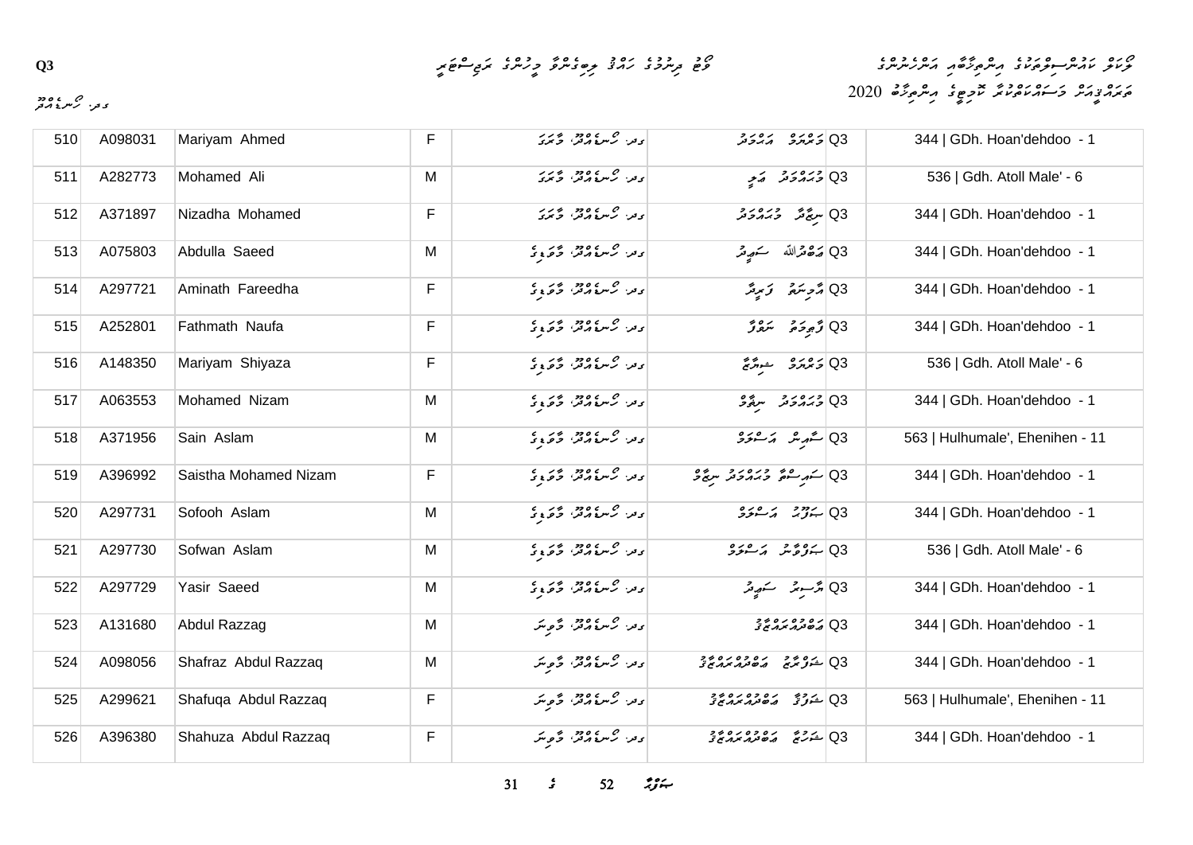| 510 | A098031 | Mariyam Ahmed | F | ގދ. ހޯނޑެއްދޫ، މާރަހ | Q3 ވަރިޔަމް އަހްމަދު | 344 \| GDh. Hoan'dehdoo - 1 |
|---|---|---|---|---|---|---|
| 511 | A282773 | Mohamed Ali | M | ގދ. ހޯނޑެއްދޫ، މާރަހ | Q3 މުހައްމަދު އަލި | 536 \| Gdh. Atoll Male' - 6 |
| 512 | A371897 | Nizadha Mohamed | F | ގދ. ހޯނޑެއްދޫ، މާރަހ | Q3 ނިޒާދާ މުހައްމަދު | 344 \| GDh. Hoan'dehdoo - 1 |
| 513 | A075803 | Abdulla Saeed | M | ގދ. ހޯނޑެއްދޫ، މާވަލީގެ | Q3 އަބްދުﷲ ސައީދު | 344 \| GDh. Hoan'dehdoo - 1 |
| 514 | A297721 | Aminath Fareedha | F | ގދ. ހޯނޑެއްދޫ، މާވަލީގެ | Q3 އާމިނަތު ފަރީދާ | 344 \| GDh. Hoan'dehdoo - 1 |
| 515 | A252801 | Fathmath Naufa | F | ގދ. ހޯނޑެއްދޫ، މާވަލީގެ | Q3 ފާތިމަތު ނައުފާ | 344 \| GDh. Hoan'dehdoo - 1 |
| 516 | A148350 | Mariyam Shiyaza | F | ގދ. ހޯނޑެއްދޫ، މާވަލީގެ | Q3 މަރިޔަމް ޝިޔާޒާ | 536 \| Gdh. Atoll Male' - 6 |
| 517 | A063553 | Mohamed Nizam | M | ގދ. ހޯނޑެއްދޫ، މާވަލީގެ | Q3 މުހައްމަދު ނިޒާމް | 344 \| GDh. Hoan'dehdoo - 1 |
| 518 | A371956 | Sain Aslam | M | ގދ. ހޯނޑެއްދޫ، މާވަލީގެ | Q3 ސާއިން އަސްލަމް | 563 \| Hulhumale', Ehenihen - 11 |
| 519 | A396992 | Saistha Mohamed Nizam | F | ގދ. ހޯނޑެއްދޫ، މާވަލީގެ | Q3 ސައިސްތާ މުހައްމަދު ނިޒާމް | 344 \| GDh. Hoan'dehdoo - 1 |
| 520 | A297731 | Sofooh Aslam | M | ގދ. ހޯނޑެއްދޫ، މާވަލީގެ | Q3 ޞަފޫހު އަސްލަމް | 344 \| GDh. Hoan'dehdoo - 1 |
| 521 | A297730 | Sofwan Aslam | M | ގދ. ހޯނޑެއްދޫ، މާވަލީގެ | Q3 ޞަފްވާން އަސްލަމް | 536 \| Gdh. Atoll Male' - 6 |
| 522 | A297729 | Yasir Saeed | M | ގދ. ހޯނޑެއްދޫ، މާވަލީގެ | Q3 ޔާސިރު ސައީދު | 344 \| GDh. Hoan'dehdoo - 1 |
| 523 | A131680 | Abdul Razzag | M | ގދ. ހޯނޑެއްދޫ، މާވިނަ | Q3 އަބްދުއްރައްޒާގު | 344 \| GDh. Hoan'dehdoo - 1 |
| 524 | A098056 | Shafraz Abdul Razzaq | M | ގދ. ހޯނޑެއްދޫ، މާވިނަ | Q3 ޝަފްރާޒް އަބްދުއްރައްޒާގު | 344 \| GDh. Hoan'dehdoo - 1 |
| 525 | A299621 | Shafuqa Abdul Razzaq | F | ގދ. ހޯނޑެއްދޫ، މާވިނަ | Q3 ޝަފޫގާ އަބްދުއްރައްޒާގު | 563 \| Hulhumale', Ehenihen - 11 |
| 526 | A396380 | Shahuza Abdul Razzaq | F | ގދ. ހޯނޑެއްދޫ، މާވިނަ | Q3 ޝަހޫޒާ އަބްދުއްރައްޒާގު | 344 \| GDh. Hoan'dehdoo - 1 |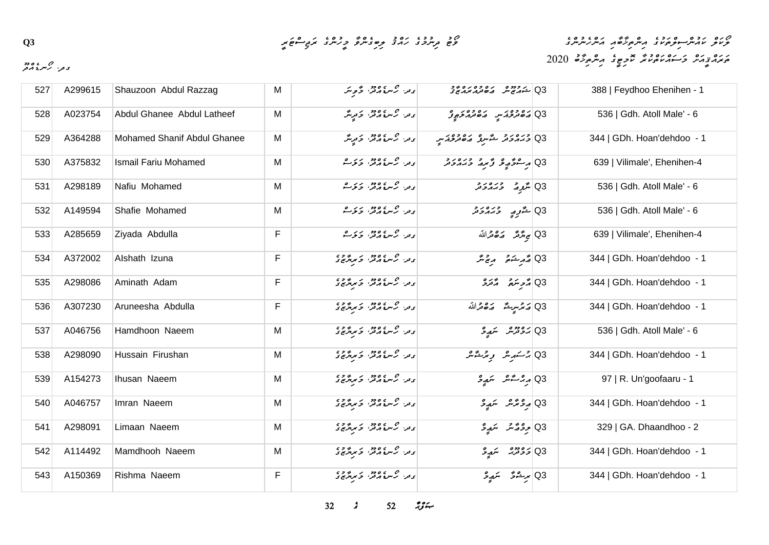| 527 | A299615 | Shauzoon Abdul Razzag | M | ގދ. ހޯނޑެއްދޫ، ފޮތީނަ | Q3 ޝައުޒޫން އަބްދުއްރައްޒާގު | 388 \| Feydhoo Ehenihen - 1 |
|---|---|---|---|---|---|---|
| 528 | A023754 | Abdul Ghanee Abdul Latheef | M | ގދ. ހޯނޑެއްދޫ، ވަލީނާ | Q3 އަބްދުލްޣަނީ އަބްދުއްލަޠީފު | 536 \| Gdh. Atoll Male' - 6 |
| 529 | A364288 | Mohamed Shanif Abdul Ghanee | M | ގދ. ހޯނޑެއްދޫ، ވަލީނާ | Q3 މުޙައްމަދު ޝާނިފު އަބްދުލްޣަނީ | 344 \| GDh. Hoan'dehdoo - 1 |
| 530 | A375832 | Ismail Fariu Mohamed | M | ގދ. ހޯނޑެއްދޫ، ވަޔަސް | Q3 އިސްމާޢީލް ފާރިއު މުޙައްމަދު | 639 \| Vilimale', Ehenihen-4 |
| 531 | A298189 | Nafiu Mohamed | M | ގދ. ހޯނޑެއްދޫ، ވަޔަސް | Q3 ނާފިއު މުޙައްމަދު | 536 \| Gdh. Atoll Male' - 6 |
| 532 | A149594 | Shafie Mohamed | M | ގދ. ހޯނޑެއްދޫ، ވަޔަސް | Q3 ޝާފިޢީ މުޙައްމަދު | 536 \| Gdh. Atoll Male' - 6 |
| 533 | A285659 | Ziyada Abdulla | F | ގދ. ހޯނޑެއްދޫ، ވަޔަސް | Q3 ޒިޔާދާ އަބްދުﷲ | 639 \| Vilimale', Ehenihen-4 |
| 534 | A372002 | Alshath Izuna | F | ގދ. ހޯނޑެއްދޫ، ވަނިލާގެ | Q3 އާއިޝަތު އިޒުނާ | 344 \| GDh. Hoan'dehdoo - 1 |
| 535 | A298086 | Aminath Adam | F | ގދ. ހޯނޑެއްދޫ، ވަނިލާގެ | Q3 އާމިނަތު އާދަމް | 344 \| GDh. Hoan'dehdoo - 1 |
| 536 | A307230 | Aruneesha Abdulla | F | ގދ. ހޯނޑެއްދޫ، ވަނިލާގެ | Q3 އަރުނީޝާ އަބްދުﷲ | 344 \| GDh. Hoan'dehdoo - 1 |
| 537 | A046756 | Hamdhoon Naeem | M | ގދ. ހޯނޑެއްދޫ، ވަނިލާގެ | Q3 ހަމްދޫން ނައީމް | 536 \| Gdh. Atoll Male' - 6 |
| 538 | A298090 | Hussain Firushan | M | ގދ. ހޯނޑެއްދޫ، ވަނިލާގެ | Q3 ހުސައިން ފިރުޝާން | 344 \| GDh. Hoan'dehdoo - 1 |
| 539 | A154273 | Ihusan Naeem | M | ގދ. ހޯނޑެއްދޫ، ވަނިލާގެ | Q3 އިހުސާން ނައީމް | 97 \| R. Un'goofaaru - 1 |
| 540 | A046757 | Imran Naeem | M | ގދ. ހޯނޑެއްދޫ، ވަނިލާގެ | Q3 އިމްރާން ނައީމް | 344 \| GDh. Hoan'dehdoo - 1 |
| 541 | A298091 | Limaan Naeem | M | ގދ. ހޯނޑެއްދޫ، ވަނިލާގެ | Q3 ލިމާން ނައީމް | 329 \| GA. Dhaandhoo - 2 |
| 542 | A114492 | Mamdhooh Naeem | M | ގދ. ހޯނޑެއްދޫ، ވަނިލާގެ | Q3 މަމްދޫޙް ނައީމް | 344 \| GDh. Hoan'dehdoo - 1 |
| 543 | A150369 | Rishma Naeem | F | ގދ. ހޯނޑެއްދޫ، ވަނިލާގެ | Q3 ރިޝްމާ ނައީމް | 344 \| GDh. Hoan'dehdoo - 1 |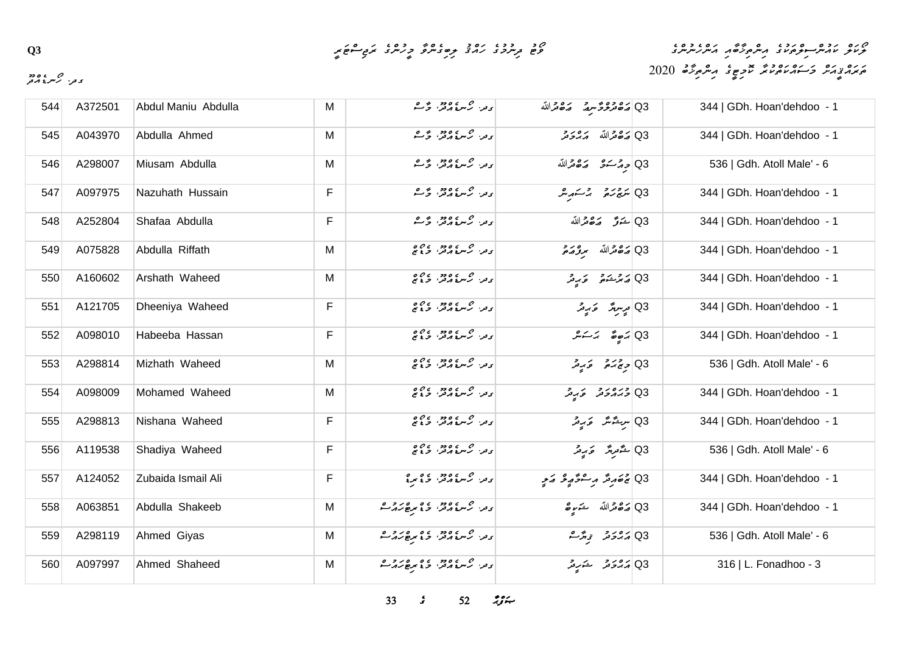| 544 | A372501 | Abdul Maniu Abdulla | M | ގދ. ހޯނޑެއްދޫ، ވާސް | Q3 ޢަބްދުލްމަނިޢު ޢަބްދުﷲ | 344 \| GDh. Hoan'dehdoo - 1 |
|---|---|---|---|---|---|---|
| 545 | A043970 | Abdulla Ahmed | M | ގދ. ހޯނޑެއްދޫ، ވާސް | Q3 ޢަބްދުﷲ އަހުމަދު | 344 \| GDh. Hoan'dehdoo - 1 |
| 546 | A298007 | Miusam Abdulla | M | ގދ. ހޯނޑެއްދޫ، ވާސް | Q3 މިއުސަމް ޢަބްދުﷲ | 536 \| Gdh. Atoll Male' - 6 |
| 547 | A097975 | Nazuhath Hussain | F | ގދ. ހޯނޑެއްދޫ، ވާސް | Q3 ނަޒުހަތު ހުސައިން | 344 \| GDh. Hoan'dehdoo - 1 |
| 548 | A252804 | Shafaa Abdulla | F | ގދ. ހޯނޑެއްދޫ، ވާސް | Q3 ޝަފާ ޢަބްދުﷲ | 344 \| GDh. Hoan'dehdoo - 1 |
| 549 | A075828 | Abdulla Riffath | M | ގދ. ހޯނޑެއްދޫ، ވެލީ | Q3 ޢަބްދުﷲ ރިފްޢަތު | 344 \| GDh. Hoan'dehdoo - 1 |
| 550 | A160602 | Arshath Waheed | M | ގދ. ހޯނޑެއްދޫ، ވެލީ | Q3 އަރުޝަދު ވަހީދު | 344 \| GDh. Hoan'dehdoo - 1 |
| 551 | A121705 | Dheeniya Waheed | F | ގދ. ހޯނޑެއްދޫ، ވެލީ | Q3 ދީނިޔާ ވަހީދު | 344 \| GDh. Hoan'dehdoo - 1 |
| 552 | A098010 | Habeeba Hassan | F | ގދ. ހޯނޑެއްދޫ، ވެލީ | Q3 ހަބީބާ ހަސަން | 344 \| GDh. Hoan'dehdoo - 1 |
| 553 | A298814 | Mizhath Waheed | M | ގދ. ހޯނޑެއްދޫ، ވެލީ | Q3 މިޒްހަތު ވަހީދު | 536 \| Gdh. Atoll Male' - 6 |
| 554 | A098009 | Mohamed Waheed | M | ގދ. ހޯނޑެއްދޫ، ވެލީ | Q3 މުހައްމަދު ވަހީދު | 344 \| GDh. Hoan'dehdoo - 1 |
| 555 | A298813 | Nishana Waheed | F | ގދ. ހޯނޑެއްދޫ، ވެލީ | Q3 ނިޝާނާ ވަހީދު | 344 \| GDh. Hoan'dehdoo - 1 |
| 556 | A119538 | Shadiya Waheed | F | ގދ. ހޯނޑެއްދޫ، ވެލީ | Q3 ޝާދިޔާ ވަހީދު | 536 \| Gdh. Atoll Male' - 6 |
| 557 | A124052 | Zubaida Ismail Ali | F | ގދ. ހޯނޑެއްދޫ، ވެލިރި | Q3 ޒުބައިދާ އިސްމާޢީލް ޢަލީ | 344 \| GDh. Hoan'dehdoo - 1 |
| 558 | A063851 | Abdulla Shakeeb | M | ގދ. ހޯނޑެއްދޫ، ވެލިރޯޒްހައުސް | Q3 ޢަބްދުﷲ ޝަކީބު | 344 \| GDh. Hoan'dehdoo - 1 |
| 559 | A298119 | Ahmed Giyas | M | ގދ. ހޯނޑެއްދޫ، ވެލިރޯޒްހައުސް | Q3 އަހުމަދު ޣިޔާޘް | 536 \| Gdh. Atoll Male' - 6 |
| 560 | A097997 | Ahmed Shaheed | M | ގދ. ހޯނޑެއްދޫ، ވެލިރޯޒްހައުސް | Q3 އަހުމަދު ޝަހީދު | 316 \| L. Fonadhoo - 3 |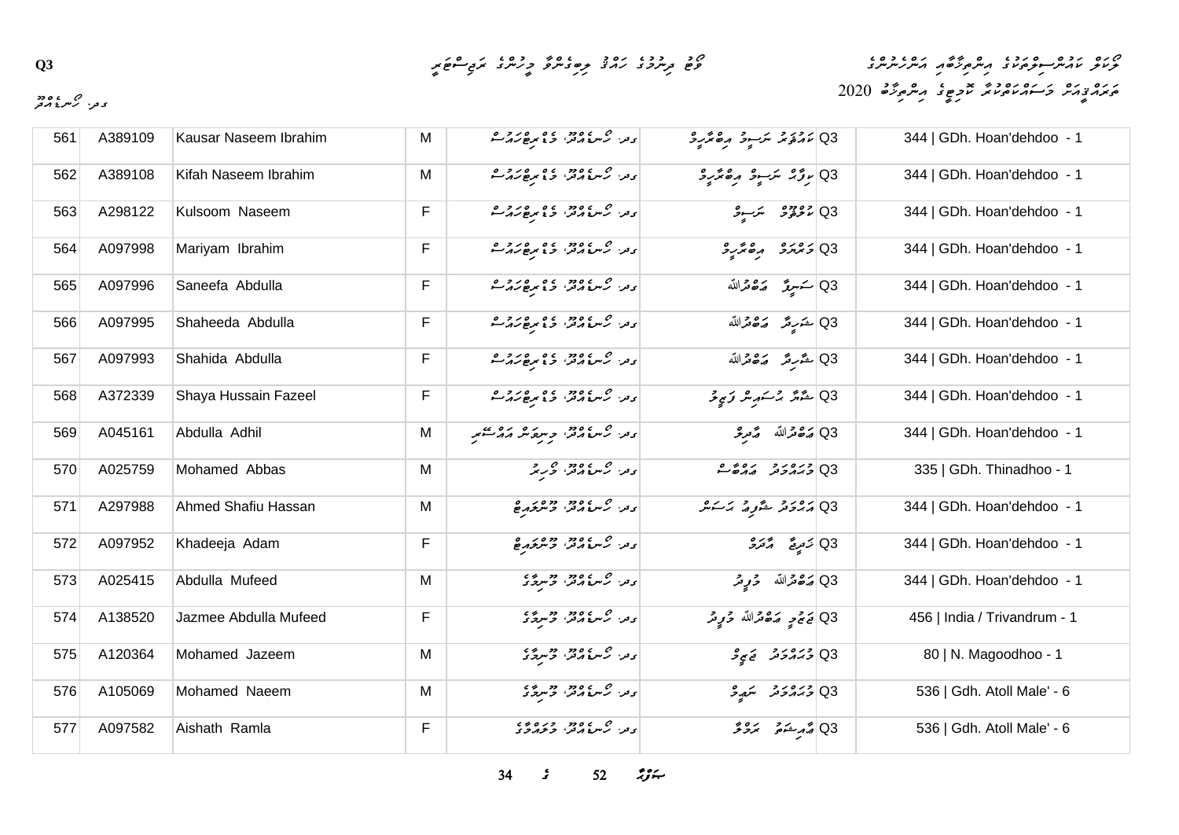| 561 | A389109 | Kausar Naseem Ibrahim | M | ގދ. ހޯނޑެއްދޫ، ގުލްރޯޒުގެ | ކައުސަރު ނަސީމު އިބްރާހީމް Q3 | 344 \| GDh. Hoan'dehdoo - 1 |
|---|---|---|---|---|---|---|
| 562 | A389108 | Kifah Naseem Ibrahim | M | ގދ. ހޯނޑެއްދޫ، ގުލްރޯޒުގެ | ކިފާހު ނަސީމު އިބްރާހީމް Q3 | 344 \| GDh. Hoan'dehdoo - 1 |
| 563 | A298122 | Kulsoom Naseem | F | ގދ. ހޯނޑެއްދޫ، ގުލްރޯޒުގެ | ކުލްސޫމް ނަސީމް Q3 | 344 \| GDh. Hoan'dehdoo - 1 |
| 564 | A097998 | Mariyam Ibrahim | F | ގދ. ހޯނޑެއްދޫ، ގުލްރޯޒުގެ | މަރިޔަމް އިބްރާހީމް Q3 | 344 \| GDh. Hoan'dehdoo - 1 |
| 565 | A097996 | Saneefa Abdulla | F | ގދ. ހޯނޑެއްދޫ، ގުލްރޯޒުގެ | ސަނީފާ އަބްދުﷲ Q3 | 344 \| GDh. Hoan'dehdoo - 1 |
| 566 | A097995 | Shaheeda Abdulla | F | ގދ. ހޯނޑެއްދޫ، ގުލްރޯޒުގެ | ޝަހީދާ އަބްދުﷲ Q3 | 344 \| GDh. Hoan'dehdoo - 1 |
| 567 | A097993 | Shahida Abdulla | F | ގދ. ހޯނޑެއްދޫ، ގުލްރޯޒުގެ | ޝާހިދާ އަބްދުﷲ Q3 | 344 \| GDh. Hoan'dehdoo - 1 |
| 568 | A372339 | Shaya Hussain Fazeel | F | ގދ. ހޯނޑެއްދޫ، ގުލްރޯޒުގެ | ޝާޔާ ހުސައިން ފަޟީލް Q3 | 344 \| GDh. Hoan'dehdoo - 1 |
| 569 | A045161 | Abdulla Adhil | M | ގދ. ހޯނޑެއްދޫ، ލިލީވަށް އައުސްޓަރ | އަބްދުﷲ އާދިލް Q3 | 344 \| GDh. Hoan'dehdoo - 1 |
| 570 | A025759 | Mohamed Abbas | M | ގދ. ހޯނޑެއްދޫ، ވެލީގެ | މުޙައްމަދު އައްބާސް Q3 | 335 \| GDh. Thinadhoo - 1 |
| 571 | A297988 | Ahmed Shafiu Hassan | M | ގދ. ހޯނޑެއްދޫ، މޫންލައިޓް | އަޙްމަދު ޝާފިޢު ޙަސަން Q3 | 344 \| GDh. Hoan'dehdoo - 1 |
| 572 | A097952 | Khadeeja Adam | F | ގދ. ހޯނޑެއްދޫ، މޫންލައިޓް | ޚަދީޖާ އާދަމް Q3 | 344 \| GDh. Hoan'dehdoo - 1 |
| 573 | A025415 | Abdulla Mufeed | M | ގދ. ހޯނޑެއްދޫ، މޫނިމާގެ | އަބްދުﷲ މުފީދު Q3 | 344 \| GDh. Hoan'dehdoo - 1 |
| 574 | A138520 | Jazmee Abdulla Mufeed | F | ގދ. ހޯނޑެއްދޫ، މޫނިމާގެ | ޖަޒްމީ އަބްދުﷲ މުފީދު Q3 | 456 \| India / Trivandrum - 1 |
| 575 | A120364 | Mohamed Jazeem | M | ގދ. ހޯނޑެއްދޫ، މޫނިމާގެ | މުޙައްމަދު ޖަޒީމް Q3 | 80 \| N. Magoodhoo - 1 |
| 576 | A105069 | Mohamed Naeem | M | ގދ. ހޯނޑެއްދޫ، މޫނިމާގެ | މުޙައްމަދު ނައީމް Q3 | 536 \| Gdh. Atoll Male' - 6 |
| 577 | A097582 | Aishath Ramla | F | ގދ. ހޯނޑެއްދޫ، މުރައްގާގެ | އާއިޝަތު ރަމްލާ Q3 | 536 \| Gdh. Atoll Male' - 6 |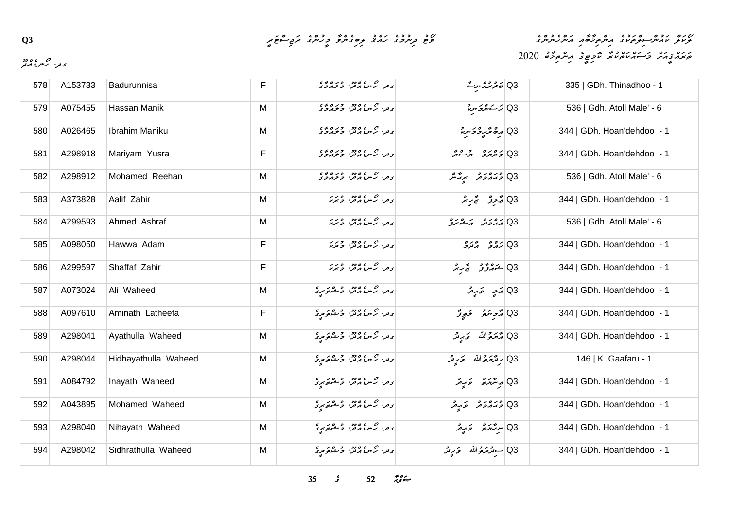| 578 | A153733 | Badurunnisa | F | ގދ. ހޯނޑެއްދޫ. މަލަމާގެ | ބަދުރުންނިސާ Q3 | 335 \| GDh. Thinadhoo - 1 |
|---|---|---|---|---|---|---|
| 579 | A075455 | Hassan Manik | M | ގދ. ހޯނޑެއްދޫ. މަލަމާގެ | ހަސަންމަނިކު Q3 | 536 \| Gdh. Atoll Male' - 6 |
| 580 | A026465 | Ibrahim Maniku | M | ގދ. ހޯނޑެއްދޫ. މަލަމާގެ | އިބްރާހީމްމަނިކު Q3 | 344 \| GDh. Hoan'dehdoo - 1 |
| 581 | A298918 | Mariyam Yusra | F | ގދ. ހޯނޑެއްދޫ. މަލަމާގެ | މަރިޔަމް ޔުސްރާ Q3 | 344 \| GDh. Hoan'dehdoo - 1 |
| 582 | A298912 | Mohamed Reehan | M | ގދ. ހޯނޑެއްދޫ. މަލަމާގެ | މުހައްމަދު ރީހާން Q3 | 536 \| Gdh. Atoll Male' - 6 |
| 583 | A373828 | Aalif Zahir | M | ގދ. ހޯނޑެއްދޫ. މަރަކަ | އާލިފް ޒާހިރު Q3 | 344 \| GDh. Hoan'dehdoo - 1 |
| 584 | A299593 | Ahmed Ashraf | M | ގދ. ހޯނޑެއްދޫ. މަރަކަ | އަހުމަދު އަޝްރަފް Q3 | 536 \| Gdh. Atoll Male' - 6 |
| 585 | A098050 | Hawwa Adam | F | ގދ. ހޯނޑެއްދޫ. މަރަކަ | ހައްވާ އާދަމް Q3 | 344 \| GDh. Hoan'dehdoo - 1 |
| 586 | A299597 | Shaffaf Zahir | F | ގދ. ހޯނޑެއްދޫ. މަރަކަ | ޝައްފާފު ޒާހިރު Q3 | 344 \| GDh. Hoan'dehdoo - 1 |
| 587 | A073024 | Ali Waheed | M | ގދ. ހޯނޑެއްދޫ. މުސްތަޤުރީގެ | އަލީ ވަހީދު Q3 | 344 \| GDh. Hoan'dehdoo - 1 |
| 588 | A097610 | Aminath Latheefa | F | ގދ. ހޯނޑެއްދޫ. މުސްތަޤުރީގެ | އާމިނަތު ލަޠީފާ Q3 | 344 \| GDh. Hoan'dehdoo - 1 |
| 589 | A298041 | Ayathulla Waheed | M | ގދ. ހޯނޑެއްދޫ. މުސްތަޤުރީގެ | އާޔަތުﷲ ވަހީދު Q3 | 344 \| GDh. Hoan'dehdoo - 1 |
| 590 | A298044 | Hidhayathulla Waheed | M | ގދ. ހޯނޑެއްދޫ. މުސްތަޤުރީގެ | ހިދާޔަތުﷲ ވަހީދު Q3 | 146 \| K. Gaafaru - 1 |
| 591 | A084792 | Inayath Waheed | M | ގދ. ހޯނޑެއްދޫ. މުސްތަޤުރީގެ | ޢިނާޔަތު ވަހީދު Q3 | 344 \| GDh. Hoan'dehdoo - 1 |
| 592 | A043895 | Mohamed Waheed | M | ގދ. ހޯނޑެއްދޫ. މުސްތަޤުރީގެ | މުހައްމަދު ވަހީދު Q3 | 344 \| GDh. Hoan'dehdoo - 1 |
| 593 | A298040 | Nihayath Waheed | M | ގދ. ހޯނޑެއްދޫ. މުސްތަޤުރީގެ | ނިހާޔަތު ވަހީދު Q3 | 344 \| GDh. Hoan'dehdoo - 1 |
| 594 | A298042 | Sidhrathulla Waheed | M | ގދ. ހޯނޑެއްދޫ. މުސްތަޤުރީގެ | ސިދްރަތުﷲ ވަހީދު Q3 | 344 \| GDh. Hoan'dehdoo - 1 |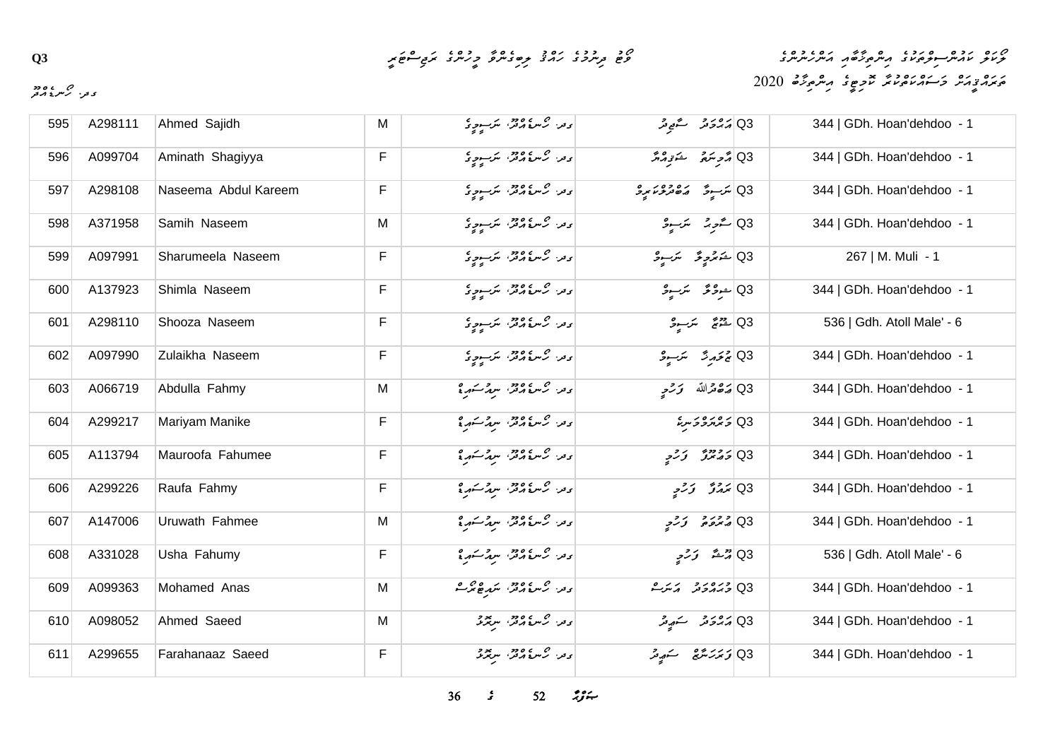| 595 | A298111 | Ahmed Sajidh | M | ގދ. ހޯނޑެއްދޫ، ނަސީމީގެ | Q3 އަހްމަދު ސާޖިދު | 344 \| GDh. Hoan'dehdoo - 1 |
|---|---|---|---|---|---|---|
| 596 | A099704 | Aminath Shagiyya | F | ގދ. ހޯނޑެއްދޫ، ނަސީމީގެ | Q3 އާމިނަތު ޝަފީއްޔާ | 344 \| GDh. Hoan'dehdoo - 1 |
| 597 | A298108 | Naseema Abdul Kareem | F | ގދ. ހޯނޑެއްދޫ، ނަސީމީގެ | Q3 ނަސީމާ އަބްދުލްކަރީމް | 344 \| GDh. Hoan'dehdoo - 1 |
| 598 | A371958 | Samih Naseem | M | ގދ. ހޯނޑެއްދޫ، ނަސީމީގެ | Q3 ސާމިހު ނަސީމް | 344 \| GDh. Hoan'dehdoo - 1 |
| 599 | A097991 | Sharumeela Naseem | F | ގދ. ހޯނޑެއްދޫ، ނަސީމީގެ | Q3 ޝަރުމީލާ ނަސީމް | 267 \| M. Muli - 1 |
| 600 | A137923 | Shimla Naseem | F | ގދ. ހޯނޑެއްދޫ، ނަސީމީގެ | Q3 ޝިމްލާ ނަސީމް | 344 \| GDh. Hoan'dehdoo - 1 |
| 601 | A298110 | Shooza Naseem | F | ގދ. ހޯނޑެއްދޫ، ނަސީމީގެ | Q3 ޝޫޒާ ނަސީމް | 536 \| Gdh. Atoll Male' - 6 |
| 602 | A097990 | Zulaikha Naseem | F | ގދ. ހޯނޑެއްދޫ، ނަސީމީގެ | Q3 ޒުލައިޚާ ނަސީމް | 344 \| GDh. Hoan'dehdoo - 1 |
| 603 | A066719 | Abdulla Fahmy | M | ގދ. ހޯނޑެއްދޫ، ނިއުސަންގު | Q3 އަބްދުﷲ ފަހުމީ | 344 \| GDh. Hoan'dehdoo - 1 |
| 604 | A299217 | Mariyam Manike | F | ގދ. ހޯނޑެއްދޫ، ނިއުސަންގު | Q3 މަރިޔަމްމަނިކެ | 344 \| GDh. Hoan'dehdoo - 1 |
| 605 | A113794 | Mauroofa Fahumee | F | ގދ. ހޯނޑެއްދޫ، ނިއުސަންގު | Q3 މައުރޫފާ ފަހުމީ | 344 \| GDh. Hoan'dehdoo - 1 |
| 606 | A299226 | Raufa Fahmy | F | ގދ. ހޯނޑެއްދޫ، ނިއުސަންގު | Q3 ރައުފާ ފަހުމީ | 344 \| GDh. Hoan'dehdoo - 1 |
| 607 | A147006 | Uruwath Fahmee | M | ގދ. ހޯނޑެއްދޫ، ނިއުސަންގު | Q3 އުރުވަތު ފަހުމީ | 344 \| GDh. Hoan'dehdoo - 1 |
| 608 | A331028 | Usha Fahumy | F | ގދ. ހޯނޑެއްދޫ، ނިއުސަންގު | Q3 އުޝާ ފަހުމީ | 536 \| Gdh. Atoll Male' - 6 |
| 609 | A099363 | Mohamed Anas | M | ގދ. ހޯނޑެއްދޫ، ނަރިބުރުސް | Q3 މުހައްމަދު އަނަސް | 344 \| GDh. Hoan'dehdoo - 1 |
| 610 | A098052 | Ahmed Saeed | M | ގދ. ހޯނޑެއްދޫ، ނިރާހު | Q3 އަހްމަދު ސައީދު | 344 \| GDh. Hoan'dehdoo - 1 |
| 611 | A299655 | Farahanaaz Saeed | F | ގދ. ހޯނޑެއްދޫ، ނިރާހު | Q3 ފަރަހަނާޒް ސައީދު | 344 \| GDh. Hoan'dehdoo - 1 |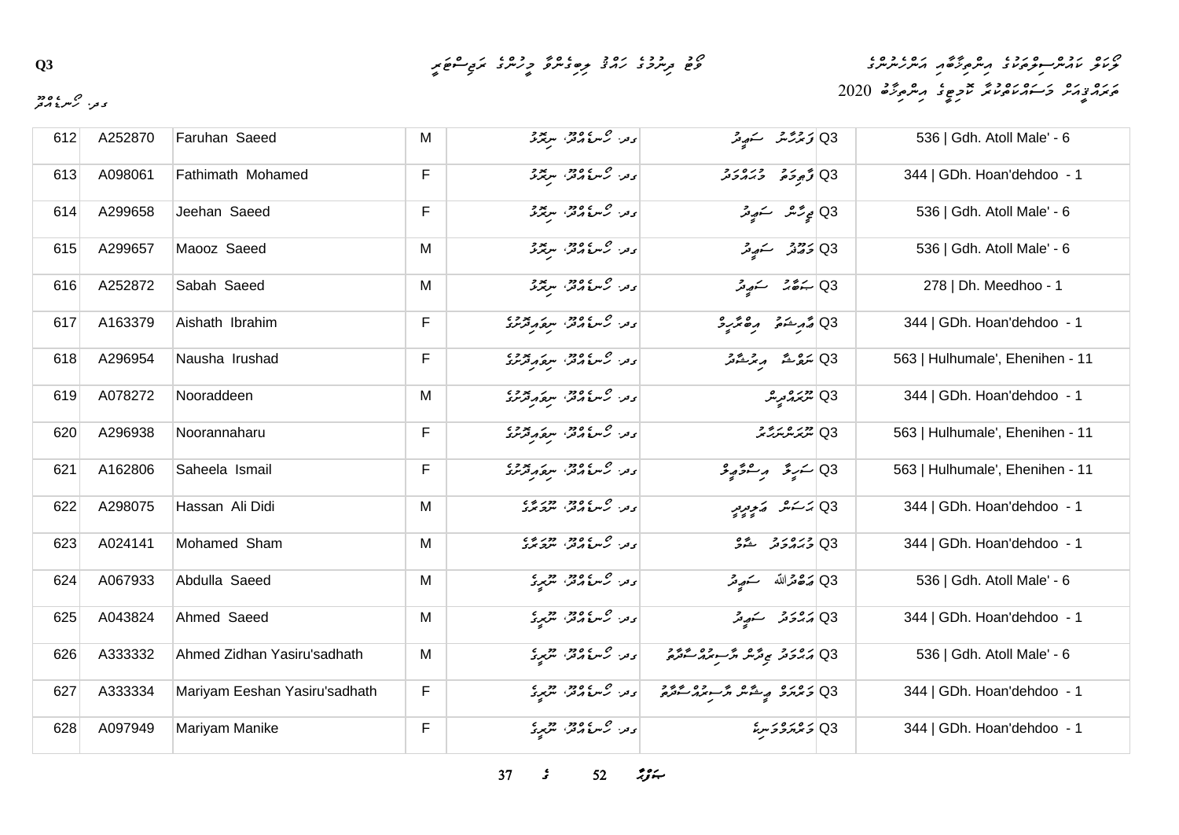| 612 | A252870 | Faruhan Saeed | M | ގދ. ހޯނޑެއްދޫ، ނިރަދާ | ފަރުހާން ސައީދު Q3 | 536 \| Gdh. Atoll Male' - 6 |
|---|---|---|---|---|---|---|
| 613 | A098061 | Fathimath Mohamed | F | ގދ. ހޯނޑެއްދޫ، ނިރަދާ | ފާތިމަތު މުހައްމަދު Q3 | 344 \| GDh. Hoan'dehdoo - 1 |
| 614 | A299658 | Jeehan Saeed | F | ގދ. ހޯނޑެއްދޫ، ނިރަދާ | ޖީހާން ސައީދު Q3 | 536 \| Gdh. Atoll Male' - 6 |
| 615 | A299657 | Maooz Saeed | M | ގދ. ހޯނޑެއްދޫ، ނިރަދާ | މައޫޒު ސައީދު Q3 | 536 \| Gdh. Atoll Male' - 6 |
| 616 | A252872 | Sabah Saeed | M | ގދ. ހޯނޑެއްދޫ، ނިރަދާ | ސަބާހް ސައީދު Q3 | 278 \| Dh. Meedhoo - 1 |
| 617 | A163379 | Aishath Ibrahim | F | ގދ. ހޯނޑެއްދޫ، ނިވައިދޫރު | އާއިޝަތު އިބްރާހީމް Q3 | 344 \| GDh. Hoan'dehdoo - 1 |
| 618 | A296954 | Nausha Irushad | F | ގދ. ހޯނޑެއްދޫ، ނިވައިދޫރު | ނައުޝާ އިރުޝާދު Q3 | 563 \| Hulhumale', Ehenihen - 11 |
| 619 | A078272 | Nooraddeen | M | ގދ. ހޯނޑެއްދޫ، ނިވައިދޫރު | ނޫރައްދީން Q3 | 344 \| GDh. Hoan'dehdoo - 1 |
| 620 | A296938 | Noorannaharu | F | ގދ. ހޯނޑެއްދޫ، ނިވައިދޫރު | ނޫރަންނަހަރު Q3 | 563 \| Hulhumale', Ehenihen - 11 |
| 621 | A162806 | Saheela Ismail | F | ގދ. ހޯނޑެއްދޫ، ނިވައިދޫރު | ސަހީލާ އިސްމާޢީލް Q3 | 563 \| Hulhumale', Ehenihen - 11 |
| 622 | A298075 | Hassan Ali Didi | M | ގދ. ހޯނޑެއްދޫ، ނޫރަނާގެ | ހަސަން އަލިދީދީ Q3 | 344 \| GDh. Hoan'dehdoo - 1 |
| 623 | A024141 | Mohamed Sham | M | ގދ. ހޯނޑެއްދޫ، ނޫރަނާގެ | މުހައްމަދު ޝާމް Q3 | 344 \| GDh. Hoan'dehdoo - 1 |
| 624 | A067933 | Abdulla Saeed | M | ގދ. ހޯނޑެއްދޫ، ނޫރީގެ | އަބްދުﷲ ސައީދު Q3 | 536 \| Gdh. Atoll Male' - 6 |
| 625 | A043824 | Ahmed Saeed | M | ގދ. ހޯނޑެއްދޫ، ނޫރީގެ | އަޙްމަދު ސައީދު Q3 | 344 \| GDh. Hoan'dehdoo - 1 |
| 626 | A333332 | Ahmed Zidhan Yasiru'sadhath | M | ގދ. ހޯނޑެއްދޫ، ނޫރީގެ | އަޙްމަދު ޒިދާން ޔާސިރުއްސަޢާދަތު Q3 | 536 \| Gdh. Atoll Male' - 6 |
| 627 | A333334 | Mariyam Eeshan Yasiru'sadhath | F | ގދ. ހޯނޑެއްދޫ، ނޫރީގެ | މަރިޔަމް އީޝާން ޔާސިރުއްސަޢާދަތު Q3 | 344 \| GDh. Hoan'dehdoo - 1 |
| 628 | A097949 | Mariyam Manike | F | ގދ. ހޯނޑެއްދޫ، ނޫރީގެ | މަރިޔަމްމަނިކެ Q3 | 344 \| GDh. Hoan'dehdoo - 1 |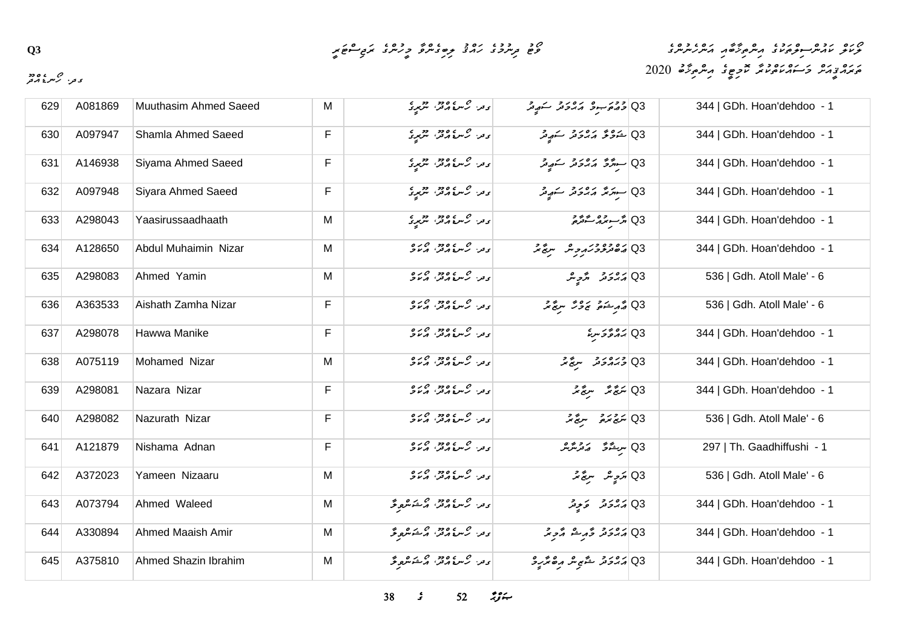| 629 | A081869 | Muuthasim Ahmed Saeed | M | ގދ. ހޯނޑެއްދޫ. ނޫރީގެ | މުއުތަސިމް އަހްމަދު ސަޢީދު Q3 | 344 \| GDh. Hoan'dehdoo - 1 |
|---|---|---|---|---|---|---|
| 630 | A097947 | Shamla Ahmed Saeed | F | ގދ. ހޯނޑެއްދޫ. ނޫރީގެ | ޝަމްލާ އަހްމަދު ސަޢީދު Q3 | 344 \| GDh. Hoan'dehdoo - 1 |
| 631 | A146938 | Siyama Ahmed Saeed | F | ގދ. ހޯނޑެއްދޫ. ނޫރީގެ | ސިޔާމާ އަހްމަދު ސަޢީދު Q3 | 344 \| GDh. Hoan'dehdoo - 1 |
| 632 | A097948 | Siyara Ahmed Saeed | F | ގދ. ހޯނޑެއްދޫ. ނޫރީގެ | ސިޔާރާ އަހްމަދު ސަޢީދު Q3 | 344 \| GDh. Hoan'dehdoo - 1 |
| 633 | A298043 | Yaasirussaadhaath | M | ގދ. ހޯނޑެއްދޫ. ނޫރީގެ | ޔާސިރުއްސަޢާދާތު Q3 | 344 \| GDh. Hoan'dehdoo - 1 |
| 634 | A128650 | Abdul Muhaimin Nizar | M | ގދ. ހޯނޑެއްދޫ. އާޒާދު | އަބްދުލްމުހައިމިން ނިޒާރު Q3 | 344 \| GDh. Hoan'dehdoo - 1 |
| 635 | A298083 | Ahmed Yamin | M | ގދ. ހޯނޑެއްދޫ. އާޒާދު | އަހްމަދު ޔާމިން Q3 | 536 \| Gdh. Atoll Male' - 6 |
| 636 | A363533 | Aishath Zamha Nizar | F | ގދ. ހޯނޑެއްދޫ. އާޒާދު | އާއިޝަތު ޒަމްހާ ނިޒާރު Q3 | 536 \| Gdh. Atoll Male' - 6 |
| 637 | A298078 | Hawwa Manike | F | ގދ. ހޯނޑެއްދޫ. އާޒާދު | ހައްވާމަނިކެ Q3 | 344 \| GDh. Hoan'dehdoo - 1 |
| 638 | A075119 | Mohamed Nizar | M | ގދ. ހޯނޑެއްދޫ. އާޒާދު | މުހައްމަދު ނިޒާރު Q3 | 344 \| GDh. Hoan'dehdoo - 1 |
| 639 | A298081 | Nazara Nizar | F | ގދ. ހޯނޑެއްދޫ. އާޒާދު | ނަޒާރާ ނިޒާރު Q3 | 344 \| GDh. Hoan'dehdoo - 1 |
| 640 | A298082 | Nazurath Nizar | F | ގދ. ހޯނޑެއްދޫ. އާޒާދު | ނަޟުރަތު ނިޒާރު Q3 | 536 \| Gdh. Atoll Male' - 6 |
| 641 | A121879 | Nishama Adnan | F | ގދ. ހޯނޑެއްދޫ. އާޒާދު | ނިޝާމާ އަދްނާން Q3 | 297 \| Th. Gaadhiffushi - 1 |
| 642 | A372023 | Yameen Nizaaru | M | ގދ. ހޯނޑެއްދޫ. އާޒާދު | ޔަމީން ނިޒާރު Q3 | 536 \| Gdh. Atoll Male' - 6 |
| 643 | A073794 | Ahmed Waleed | M | ގދ. ހޯނޑެއްދޫ. އާޝަންވިލާ | އަހްމަދު ވަލީދު Q3 | 344 \| GDh. Hoan'dehdoo - 1 |
| 644 | A330894 | Ahmed Maaish Amir | M | ގދ. ހޯނޑެއްދޫ. އާޝަންވިލާ | އަހްމަދު މާއިޝް އާމިރު Q3 | 344 \| GDh. Hoan'dehdoo - 1 |
| 645 | A375810 | Ahmed Shazin Ibrahim | M | ގދ. ހޯނޑެއްދޫ. އާޝަންވިލާ | އަހްމަދު ޝާޒިން އިބްރާހީމް Q3 | 344 \| GDh. Hoan'dehdoo - 1 |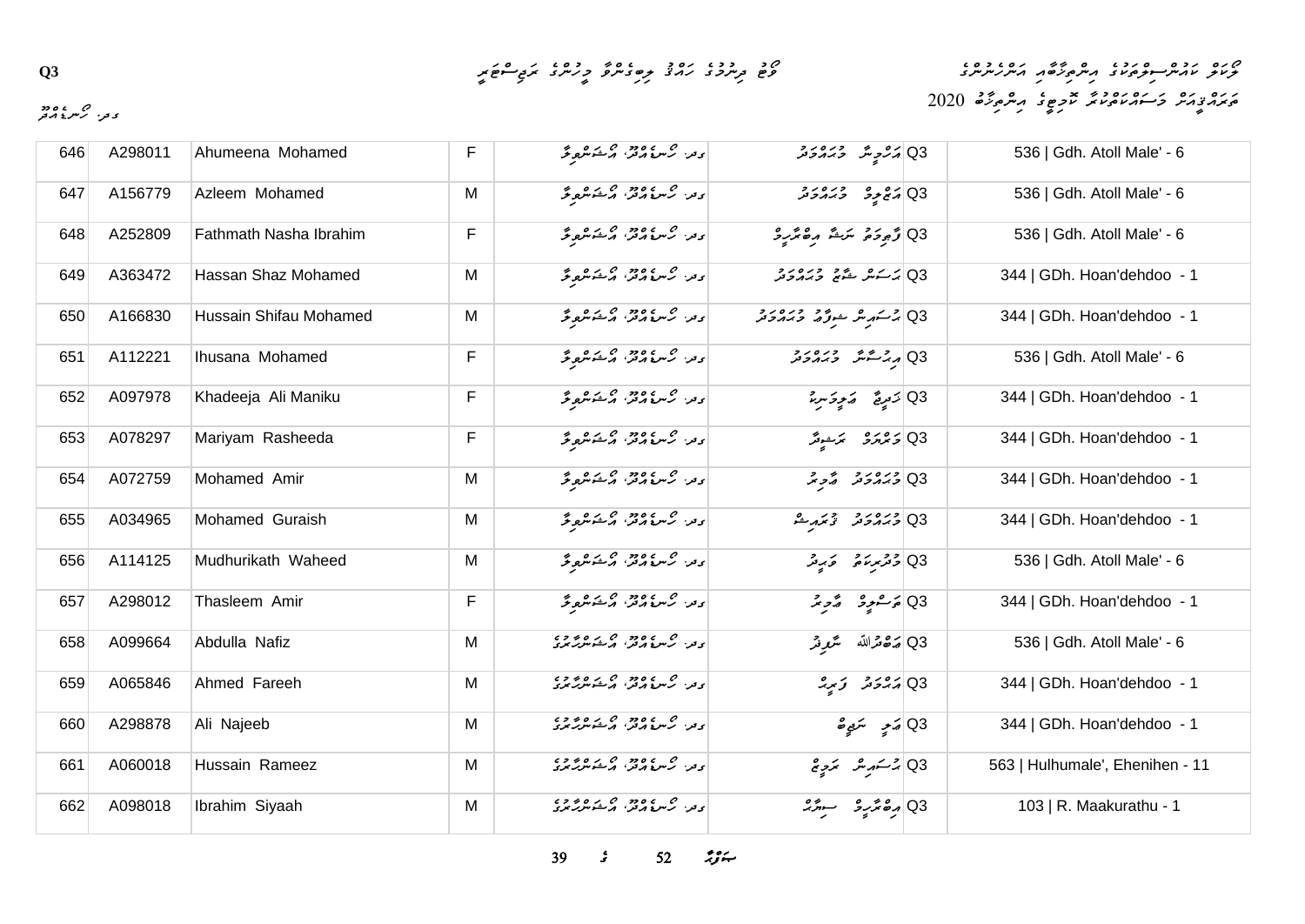| 646 | A298011 | Ahumeena Mohamed | F | ގދ. ހޯނޑެއްދޫ، އުތުރުބައި | އަހުމީނާ މުހައްމަދު Q3 | 536 \| Gdh. Atoll Male' - 6 |
|---|---|---|---|---|---|---|
| 647 | A156779 | Azleem Mohamed | M | ގދ. ހޯނޑެއްދޫ، އުތުރުބައި | އަޒްލީމް މުހައްމަދު Q3 | 536 \| Gdh. Atoll Male' - 6 |
| 648 | A252809 | Fathmath Nasha Ibrahim | F | ގދ. ހޯނޑެއްދޫ، އުތުރުބައި | ފާތިމަތު ނަޝާ އިބްރާހީމް Q3 | 536 \| Gdh. Atoll Male' - 6 |
| 649 | A363472 | Hassan Shaz Mohamed | M | ގދ. ހޯނޑެއްދޫ، އުތުރުބައި | ހަސަން ޝާޒް މުހައްމަދު Q3 | 344 \| GDh. Hoan'dehdoo - 1 |
| 650 | A166830 | Hussain Shifau Mohamed | M | ގދ. ހޯނޑެއްދޫ، އުތުރުބައި | ހުސައިން ޝިފާއު މުހައްމަދު Q3 | 344 \| GDh. Hoan'dehdoo - 1 |
| 651 | A112221 | Ihusana Mohamed | F | ގދ. ހޯނޑެއްދޫ، އުތުރުބައި | އިހުސާނާ މުހައްމަދު Q3 | 536 \| Gdh. Atoll Male' - 6 |
| 652 | A097978 | Khadeeja Ali Maniku | F | ގދ. ހޯނޑެއްދޫ، އުތުރުބައި | ހަދީޖާ އަލިމަނިކު Q3 | 344 \| GDh. Hoan'dehdoo - 1 |
| 653 | A078297 | Mariyam Rasheeda | F | ގދ. ހޯނޑެއްދޫ، އުތުރުބައި | މަރިޔަމް ރަޝީދާ Q3 | 344 \| GDh. Hoan'dehdoo - 1 |
| 654 | A072759 | Mohamed Amir | M | ގދ. ހޯނޑެއްދޫ، އުތުރުބައި | މުހައްމަދު އާމިރު Q3 | 344 \| GDh. Hoan'dehdoo - 1 |
| 655 | A034965 | Mohamed Guraish | M | ގދ. ހޯނޑެއްދޫ، އުތުރުބައި | މުހައްމަދު ގުރައިޝް Q3 | 344 \| GDh. Hoan'dehdoo - 1 |
| 656 | A114125 | Mudhurikath Waheed | M | ގދ. ހޯނޑެއްދޫ، އުތުރުބައި | މުދުރިކަތު ވަހީދު Q3 | 536 \| Gdh. Atoll Male' - 6 |
| 657 | A298012 | Thasleem Amir | F | ގދ. ހޯނޑެއްދޫ، އުތުރުބައި | ތަސްލީމް އާމިރު Q3 | 344 \| GDh. Hoan'dehdoo - 1 |
| 658 | A099664 | Abdulla Nafiz | M | ގދ. ހޯނޑެއްދޫ، އުތުރުހުޅުދޫ | އަބްދުﷲ ނާފިޒު Q3 | 536 \| Gdh. Atoll Male' - 6 |
| 659 | A065846 | Ahmed Fareeh | M | ގދ. ހޯނޑެއްދޫ، އުތުރުހުޅުދޫ | އަހްމަދު ފަރީހު Q3 | 344 \| GDh. Hoan'dehdoo - 1 |
| 660 | A298878 | Ali Najeeb | M | ގދ. ހޯނޑެއްދޫ، އުތުރުހުޅުދޫ | އަލި ނަޖީބު Q3 | 344 \| GDh. Hoan'dehdoo - 1 |
| 661 | A060018 | Hussain Rameez | M | ގދ. ހޯނޑެއްދޫ، އުތުރުހުޅުދޫ | ހުސައިން ރަމީޒު Q3 | 563 \| Hulhumale', Ehenihen - 11 |
| 662 | A098018 | Ibrahim Siyaah | M | ގދ. ހޯނޑެއްދޫ، އުތުރުހުޅުދޫ | އިބްރާހީމް ސިޔާހު Q3 | 103 \| R. Maakurathu - 1 |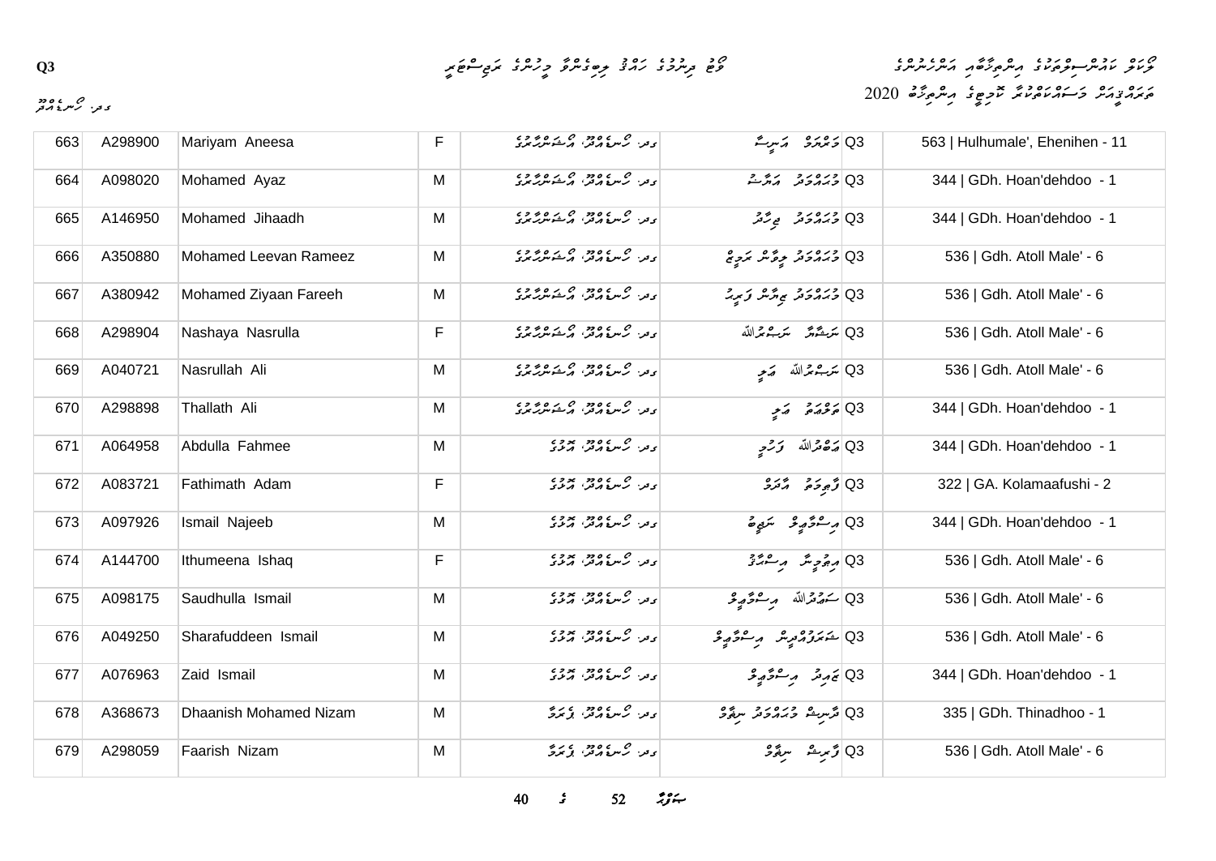| 663 | A298900 | Mariyam Aneesa | F | ގދ. ހޯނޑެއްދޫ، އާސަންދާގެ | މަރިޔަމް އަނީސާ | Q3 | 563 \| Hulhumale', Ehenihen - 11 |
|---|---|---|---|---|---|---|---|
| 664 | A098020 | Mohamed Ayaz | M | ގދ. ހޯނޑެއްދޫ، އާސަންދާގެ | މުހައްމަދު އަޔާޒު | Q3 | 344 \| GDh. Hoan'dehdoo - 1 |
| 665 | A146950 | Mohamed Jihaadh | M | ގދ. ހޯނޑެއްދޫ، އާސަންދާގެ | މުހައްމަދު ޖިހާދު | Q3 | 344 \| GDh. Hoan'dehdoo - 1 |
| 666 | A350880 | Mohamed Leevan Rameez | M | ގދ. ހޯނޑެއްދޫ، އާސަންދާގެ | މުހައްމަދު ލީވާން ރަމީޒު | Q3 | 536 \| Gdh. Atoll Male' - 6 |
| 667 | A380942 | Mohamed Ziyaan Fareeh | M | ގދ. ހޯނޑެއްދޫ، އާސަންދާގެ | މުހައްމަދު ޒިޔާން ފަރީހު | Q3 | 536 \| Gdh. Atoll Male' - 6 |
| 668 | A298904 | Nashaya Nasrulla | F | ގދ. ހޯނޑެއްދޫ، އާސަންދާގެ | ނަޝާޔާ ނަސްރުﷲ | Q3 | 536 \| Gdh. Atoll Male' - 6 |
| 669 | A040721 | Nasrullah Ali | M | ގދ. ހޯނޑެއްދޫ، އާސަންދާގެ | ނަސްރުﷲ ޢަލީ | Q3 | 536 \| Gdh. Atoll Male' - 6 |
| 670 | A298898 | Thallath Ali | M | ގދ. ހޯނޑެއްދޫ، އާސަންދާގެ | ތަލްޢަތު ޢަލީ | Q3 | 344 \| GDh. Hoan'dehdoo - 1 |
| 671 | A064958 | Abdulla Fahmee | M | ގދ. ހޯނޑެއްދޫ، އާގެ | އަބްދުﷲ ފަހްމީ | Q3 | 344 \| GDh. Hoan'dehdoo - 1 |
| 672 | A083721 | Fathimath Adam | F | ގދ. ހޯނޑެއްދޫ، އާގެ | ފާތިމަތު އާދަމް | Q3 | 322 \| GA. Kolamaafushi - 2 |
| 673 | A097926 | Ismail Najeeb | M | ގދ. ހޯނޑެއްދޫ، އާގެ | އިސްމާޢީލް ނަޖީބު | Q3 | 344 \| GDh. Hoan'dehdoo - 1 |
| 674 | A144700 | Ithumeena Ishaq | F | ގދ. ހޯނޑެއްދޫ، އާގެ | އިތުމީނާ އިސްހާޤު | Q3 | 536 \| Gdh. Atoll Male' - 6 |
| 675 | A098175 | Saudhulla Ismail | M | ގދ. ހޯނޑެއްދޫ، އާގެ | ސަޢުދުﷲ އިސްމާޢީލް | Q3 | 536 \| Gdh. Atoll Male' - 6 |
| 676 | A049250 | Sharafuddeen Ismail | M | ގދ. ހޯނޑެއްދޫ، އާގެ | ޝަރަފުއްދީން އިސްމާޢީލް | Q3 | 536 \| Gdh. Atoll Male' - 6 |
| 677 | A076963 | Zaid Ismail | M | ގދ. ހޯނޑެއްދޫ، އާގެ | ޒައިދު އިސްމާޢީލް | Q3 | 344 \| GDh. Hoan'dehdoo - 1 |
| 678 | A368673 | Dhaanish Mohamed Nizam | M | ގދ. ހޯނޑެއްދޫ، ޑޭޒީ | ދާނިޝް މުހައްމަދު ނިޒާމް | Q3 | 335 \| GDh. Thinadhoo - 1 |
| 679 | A298059 | Faarish Nizam | M | ގދ. ހޯނޑެއްދޫ، ޑޭޒީ | ފާރިޝް ނިޒާމް | Q3 | 536 \| Gdh. Atoll Male' - 6 |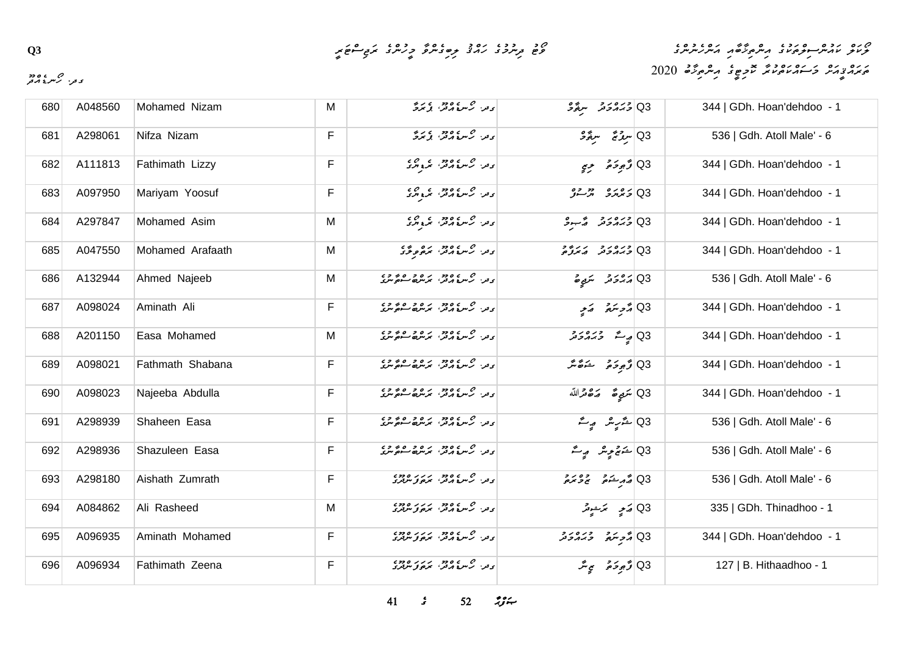| 680 | A048560 | Mohamed Nizam | M | ގދ. ހޯނޑެއްދޫ، ޒީރަމާ | މުހައްމަދު ނިޒާމް Q3 | 344 \| GDh. Hoan'dehdoo - 1 |
|---|---|---|---|---|---|---|
| 681 | A298061 | Nifza Nizam | F | ގދ. ހޯނޑެއްދޫ، ޒީރަމާ | ނިފްޒާ ނިޒާމް Q3 | 536 \| Gdh. Atoll Male' - 6 |
| 682 | A111813 | Fathimath Lizzy | F | ގދ. ހޯނޑެއްދޫ، ރޯޒްވިލާ | ފާތިމަތު ލިޒީ Q3 | 344 \| GDh. Hoan'dehdoo - 1 |
| 683 | A097950 | Mariyam Yoosuf | F | ގދ. ހޯނޑެއްދޫ، ރޯޒްވިލާ | މަރިޔަމް ޔޫސުފް Q3 | 344 \| GDh. Hoan'dehdoo - 1 |
| 684 | A297847 | Mohamed Asim | M | ގދ. ހޯނޑެއްދޫ، ރޯޒްވިލާ | މުހައްމަދު އާސިމް Q3 | 344 \| GDh. Hoan'dehdoo - 1 |
| 685 | A047550 | Mohamed Arafaath | M | ގދ. ހޯނޑެއްދޫ، ރަތްމަލްގެ | މުހައްމަދު އަރަފާތު Q3 | 344 \| GDh. Hoan'dehdoo - 1 |
| 686 | A132944 | Ahmed Najeeb | M | ގދ. ހޯނޑެއްދޫ، ރަންބޫސްޓާރު | އަހްމަދު ނަޖީބު Q3 | 536 \| Gdh. Atoll Male' - 6 |
| 687 | A098024 | Aminath Ali | F | ގދ. ހޯނޑެއްދޫ، ރަންބޫސްޓާރު | އާމިނަތު އަލި Q3 | 344 \| GDh. Hoan'dehdoo - 1 |
| 688 | A201150 | Easa Mohamed | M | ގދ. ހޯނޑެއްދޫ، ރަންބޫސްޓާރު | ޢީސާ މުހައްމަދު Q3 | 344 \| GDh. Hoan'dehdoo - 1 |
| 689 | A098021 | Fathmath Shabana | F | ގދ. ހޯނޑެއްދޫ، ރަންބޫސްޓާރު | ފާތިމަތު ޝަބާނާ Q3 | 344 \| GDh. Hoan'dehdoo - 1 |
| 690 | A098023 | Najeeba Abdulla | F | ގދ. ހޯނޑެއްދޫ، ރަންބޫސްޓާރު | ނަޖީބާ ޢަބްދުﷲ Q3 | 344 \| GDh. Hoan'dehdoo - 1 |
| 691 | A298939 | Shaheen Easa | F | ގދ. ހޯނޑެއްދޫ، ރަންބޫސްޓާރު | ޝާހީން ޢީސާ Q3 | 536 \| Gdh. Atoll Male' - 6 |
| 692 | A298936 | Shazuleen Easa | F | ގދ. ހޯނޑެއްދޫ، ރަންބޫސްޓާރު | ޝަޒުލީން ޢީސާ Q3 | 536 \| Gdh. Atoll Male' - 6 |
| 693 | A298180 | Aishath Zumrath | F | ގދ. ހޯނޑެއްދޫ، ރަތަފަންދޫގެ | އާއިޝަތު ޒުމްރަތު Q3 | 536 \| Gdh. Atoll Male' - 6 |
| 694 | A084862 | Ali Rasheed | M | ގދ. ހޯނޑެއްދޫ، ރަތަފަންދޫގެ | އަލި ރަޝީދު Q3 | 335 \| GDh. Thinadhoo - 1 |
| 695 | A096935 | Aminath Mohamed | F | ގދ. ހޯނޑެއްދޫ، ރަތަފަންދޫގެ | އާމިނަތު މުހައްމަދު Q3 | 344 \| GDh. Hoan'dehdoo - 1 |
| 696 | A096934 | Fathimath Zeena | F | ގދ. ހޯނޑެއްދޫ، ރަތަފަންދޫގެ | ފާތިމަތު ޒީނާ Q3 | 127 \| B. Hithaadhoo - 1 |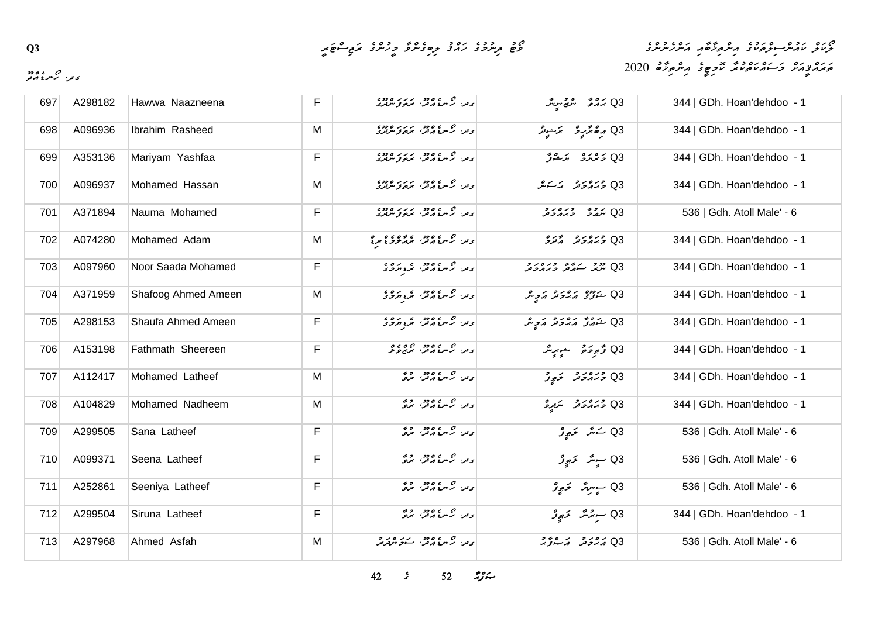| 697 | A298182 | Hawwa Naazneena | F | ގދ. ހޯނޑެއްދޫ، ރަތަފަންދޫގެ | ހައްވާ ނާޒްނީނާ | Q3 | 344 \| GDh. Hoan'dehdoo - 1 |
|---|---|---|---|---|---|---|---|
| 698 | A096936 | Ibrahim Rasheed | M | ގދ. ހޯނޑެއްދޫ، ރަތަފަންދޫގެ | އިބްރާހީމް ރަޝީދު | Q3 | 344 \| GDh. Hoan'dehdoo - 1 |
| 699 | A353136 | Mariyam Yashfaa | F | ގދ. ހޯނޑެއްދޫ، ރަތަފަންދޫގެ | މަރިޔަމް ޔަޝްފާ | Q3 | 344 \| GDh. Hoan'dehdoo - 1 |
| 700 | A096937 | Mohamed Hassan | M | ގދ. ހޯނޑެއްދޫ، ރަތަފަންދޫގެ | މުހައްމަދު ހަސަން | Q3 | 344 \| GDh. Hoan'dehdoo - 1 |
| 701 | A371894 | Nauma Mohamed | F | ގދ. ހޯނޑެއްދޫ، ރަތަފަންދޫގެ | ނައުމާ މުހައްމަދު | Q3 | 536 \| Gdh. Atoll Male' - 6 |
| 702 | A074280 | Mohamed Adam | M | ގދ. ހޯނޑެއްދޫ، ރައްދެބޮޑުގެ | މުހައްމަދު އާދަމް | Q3 | 344 \| GDh. Hoan'dehdoo - 1 |
| 703 | A097960 | Noor Saada Mohamed | F | ގދ. ހޯނޑެއްދޫ، ރިވިއަރާގެ | ނޫރު ސަޢާދާ މުހައްމަދު | Q3 | 344 \| GDh. Hoan'dehdoo - 1 |
| 704 | A371959 | Shafoog Ahmed Ameen | M | ގދ. ހޯނޑެއްދޫ، ރިވިއަރާގެ | ޝަފޫގު އަހްމަދު އަމީން | Q3 | 344 \| GDh. Hoan'dehdoo - 1 |
| 705 | A298153 | Shaufa Ahmed Ameen | F | ގދ. ހޯނޑެއްދޫ، ރިވިއަރާގެ | ޝައުފާ އަހްމަދު އަމީން | Q3 | 344 \| GDh. Hoan'dehdoo - 1 |
| 706 | A153198 | Fathmath Sheereen | F | ގދ. ހޯނޑެއްދޫ، ރޯޒްވިލާ | ފާތިމަތު ޝީރީން | Q3 | 344 \| GDh. Hoan'dehdoo - 1 |
| 707 | A112417 | Mohamed Latheef | M | ގދ. ހޯނޑެއްދޫ، ރޯޒާ | މުހައްމަދު ލަތީފު | Q3 | 344 \| GDh. Hoan'dehdoo - 1 |
| 708 | A104829 | Mohamed Nadheem | M | ގދ. ހޯނޑެއްދޫ، ރޯޒާ | މުހައްމަދު ނަދީމް | Q3 | 344 \| GDh. Hoan'dehdoo - 1 |
| 709 | A299505 | Sana Latheef | F | ގދ. ހޯނޑެއްދޫ، ރޯޒާ | ސަނާ ލަތީފު | Q3 | 536 \| Gdh. Atoll Male' - 6 |
| 710 | A099371 | Seena Latheef | F | ގދ. ހޯނޑެއްދޫ، ރޯޒާ | ސީނާ ލަތީފު | Q3 | 536 \| Gdh. Atoll Male' - 6 |
| 711 | A252861 | Seeniya Latheef | F | ގދ. ހޯނޑެއްދޫ، ރޯޒާ | ސީނިޔާ ލަތީފު | Q3 | 536 \| Gdh. Atoll Male' - 6 |
| 712 | A299504 | Siruna Latheef | F | ގދ. ހޯނޑެއްދޫ، ރޯޒާ | ސިރުނާ ލަތީފު | Q3 | 344 \| GDh. Hoan'dehdoo - 1 |
| 713 | A297968 | Ahmed Asfah | M | ގދ. ހޯނޑެއްދޫ، ސަމަންދަރު | އަހްމަދު އަސްފާހު | Q3 | 536 \| Gdh. Atoll Male' - 6 |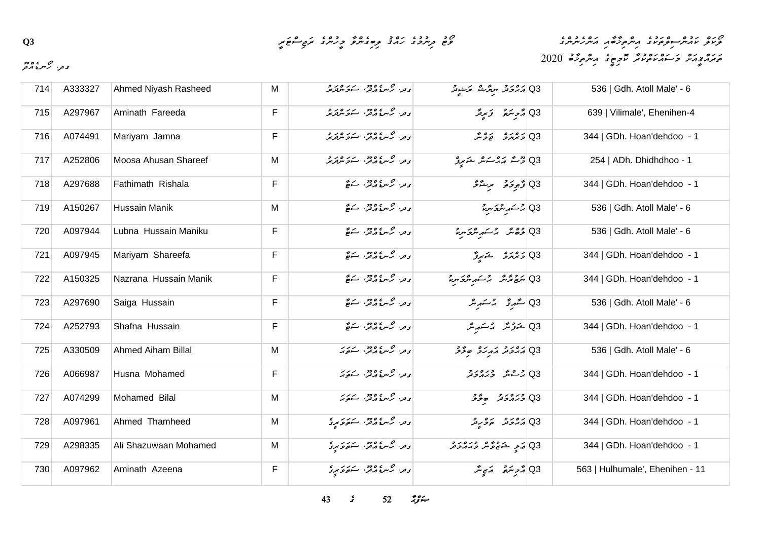| 714 | A333327 | Ahmed Niyash Rasheed | M | ގދ. ހޯނޑެއްދޫ، ސަވަންދަރު | އަހުމަދު ނިޔާޝް ރަޝީދު Q3 | 536 \| Gdh. Atoll Male' - 6 |
|---|---|---|---|---|---|---|
| 715 | A297967 | Aminath Fareeda | F | ގދ. ހޯނޑެއްދޫ، ސަވަންދަރު | އާމިނަތު ފަރީދާ Q3 | 639 \| Vilimale', Ehenihen-4 |
| 716 | A074491 | Mariyam Jamna | F | ގދ. ހޯނޑެއްދޫ، ސަވަންދަރު | މަރިޔަމް ޖަމްނާ Q3 | 344 \| GDh. Hoan'dehdoo - 1 |
| 717 | A252806 | Moosa Ahusan Shareef | M | ގދ. ހޯނޑެއްދޫ، ސަވަންދަރު | މޫސާ އަޙުސަން ޝަރީފް Q3 | 254 \| ADh. Dhidhdhoo - 1 |
| 718 | A297688 | Fathimath Rishala | F | ގދ. ހޯނޑެއްދޫ، ސަބާ | ފާތިމަތު ރިޝާލާ Q3 | 344 \| GDh. Hoan'dehdoo - 1 |
| 719 | A150267 | Hussain Manik | M | ގދ. ހޯނޑެއްދޫ، ސަބާ | ހުސައިންމާނިކު Q3 | 536 \| Gdh. Atoll Male' - 6 |
| 720 | A097944 | Lubna Hussain Maniku | F | ގދ. ހޯނޑެއްދޫ، ސަބާ | ލުބުނާ ހުސައިންމާނިކު Q3 | 536 \| Gdh. Atoll Male' - 6 |
| 721 | A097945 | Mariyam Shareefa | F | ގދ. ހޯނޑެއްދޫ، ސަބާ | މަރިޔަމް ޝަރީފާ Q3 | 344 \| GDh. Hoan'dehdoo - 1 |
| 722 | A150325 | Nazrana Hussain Manik | F | ގދ. ހޯނޑެއްދޫ، ސަބާ | ނަޒްރާނާ ހުސައިންމާނިކު Q3 | 344 \| GDh. Hoan'dehdoo - 1 |
| 723 | A297690 | Saiga Hussain | F | ގދ. ހޯނޑެއްދޫ، ސަބާ | ސާއިގާ ހުސައިން Q3 | 536 \| Gdh. Atoll Male' - 6 |
| 724 | A252793 | Shafna Hussain | F | ގދ. ހޯނޑެއްދޫ، ސަބާ | ޝަފްނާ ހުސައިން Q3 | 344 \| GDh. Hoan'dehdoo - 1 |
| 725 | A330509 | Ahmed Aiham Billal | M | ގދ. ހޯނޑެއްދޫ، ސަބަރަ | އަހުމަދު އައިހަމް ބިލާލް Q3 | 536 \| Gdh. Atoll Male' - 6 |
| 726 | A066987 | Husna Mohamed | F | ގދ. ހޯނޑެއްދޫ، ސަބަރަ | ހުސްނާ މުޙައްމަދު Q3 | 344 \| GDh. Hoan'dehdoo - 1 |
| 727 | A074299 | Mohamed Bilal | M | ގދ. ހޯނޑެއްދޫ، ސަބަރަ | މުޙައްމަދު ބިލާލް Q3 | 344 \| GDh. Hoan'dehdoo - 1 |
| 728 | A097961 | Ahmed Thamheed | M | ގދ. ހޯނޑެއްދޫ، ސަބަވަނީގެ | އަހުމަދުތަމްހީދު Q3 | 344 \| GDh. Hoan'dehdoo - 1 |
| 729 | A298335 | Ali Shazuwaan Mohamed | M | ގދ. ހޯނޑެއްދޫ، ސަބަވަނީގެ | އަލި ޝަޒުވާން މުޙައްމަދު Q3 | 344 \| GDh. Hoan'dehdoo - 1 |
| 730 | A097962 | Aminath Azeena | F | ގދ. ހޯނޑެއްދޫ، ސަބަވަނީގެ | އާމިނަތު އަޒީނާ Q3 | 563 \| Hulhumale', Ehenihen - 11 |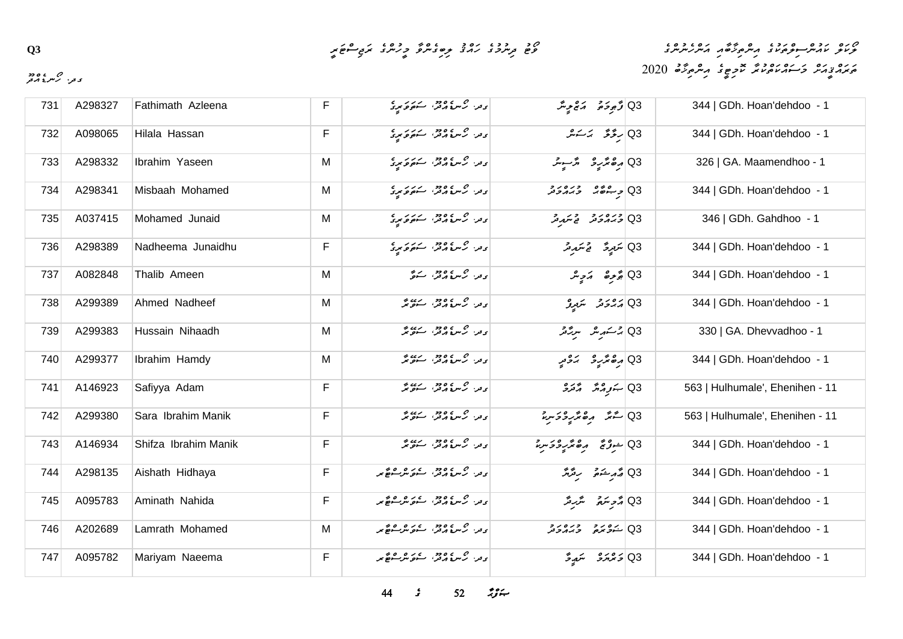| 731 | A298327 | Fathimath Azleena | F | ގދ. ހޯނޑެއްދޫ، ސަތޯމަރީގެ | ފާތިމަތު އަޒްލީނާ | Q3 | 344 \| GDh. Hoan'dehdoo - 1 |
|---|---|---|---|---|---|---|---|
| 732 | A098065 | Hilala Hassan | F | ގދ. ހޯނޑެއްދޫ، ސަތޯމަރީގެ | ހިލާލާ ހަސަން | Q3 | 344 \| GDh. Hoan'dehdoo - 1 |
| 733 | A298332 | Ibrahim Yaseen | M | ގދ. ހޯނޑެއްދޫ، ސަތޯމަރީގެ | އިބްރާހީމް ޔާސީން | Q3 | 326 \| GA. Maamendhoo - 1 |
| 734 | A298341 | Misbaah Mohamed | M | ގދ. ހޯނޑެއްދޫ، ސަތޯމަރީގެ | މިސްބާހު މުހައްމަދު | Q3 | 344 \| GDh. Hoan'dehdoo - 1 |
| 735 | A037415 | Mohamed Junaid | M | ގދ. ހޯނޑެއްދޫ، ސަތޯމަރީގެ | މުހައްމަދު ޖުނައިދު | Q3 | 346 \| GDh. Gahdhoo - 1 |
| 736 | A298389 | Nadheema Junaidhu | F | ގދ. ހޯނޑެއްދޫ، ސަތޯމަރީގެ | ނަދީމާ ޖުނައިދު | Q3 | 344 \| GDh. Hoan'dehdoo - 1 |
| 737 | A082848 | Thalib Ameen | M | ގދ. ހޯނޑެއްދޫ، ސަވާ | ޠާލިބު އަމީން | Q3 | 344 \| GDh. Hoan'dehdoo - 1 |
| 738 | A299389 | Ahmed Nadheef | M | ގދ. ހޯނޑެއްދޫ، ސަވޭރާ | އަހުމަދު ނަދީފް | Q3 | 344 \| GDh. Hoan'dehdoo - 1 |
| 739 | A299383 | Hussain Nihaadh | M | ގދ. ހޯނޑެއްދޫ، ސަވޭރާ | ހުސައިން ނިހާދު | Q3 | 330 \| GA. Dhevvadhoo - 1 |
| 740 | A299377 | Ibrahim Hamdy | M | ގދ. ހޯނޑެއްދޫ، ސަވޭރާ | އިބްރާހީމް ހަމްދީ | Q3 | 344 \| GDh. Hoan'dehdoo - 1 |
| 741 | A146923 | Safiyya Adam | F | ގދ. ހޯނޑެއްދޫ، ސަވޭރާ | ޞަފިއްޔާ އާދަމް | Q3 | 563 \| Hulhumale', Ehenihen - 11 |
| 742 | A299380 | Sara Ibrahim Manik | F | ގދ. ހޯނޑެއްދޫ، ސަވޭރާ | ސާރާ އިބްރާހީމްމަނިކު | Q3 | 563 \| Hulhumale', Ehenihen - 11 |
| 743 | A146934 | Shifza Ibrahim Manik | F | ގދ. ހޯނޑެއްދޫ، ސަވޭރާ | ޝިފްޒާ އިބްރާހީމްމަނިކު | Q3 | 344 \| GDh. Hoan'dehdoo - 1 |
| 744 | A298135 | Aishath Hidhaya | F | ގދ. ހޯނޑެއްދޫ، ސޮވަންސްޓާރ | އާއިޝަތު ހިދާޔާ | Q3 | 344 \| GDh. Hoan'dehdoo - 1 |
| 745 | A095783 | Aminath Nahida | F | ގދ. ހޯނޑެއްދޫ، ސޮވަންސްޓާރ | އާމިނަތު ނާހިދާ | Q3 | 344 \| GDh. Hoan'dehdoo - 1 |
| 746 | A202689 | Lamrath Mohamed | M | ގދ. ހޯނޑެއްދޫ، ސޮވަންސްޓާރ | ލަމްރަތު މުހައްމަދު | Q3 | 344 \| GDh. Hoan'dehdoo - 1 |
| 747 | A095782 | Mariyam Naeema | F | ގދ. ހޯނޑެއްދޫ، ސޮވަންސްޓާރ | މަރިޔަމް ނައީމާ | Q3 | 344 \| GDh. Hoan'dehdoo - 1 |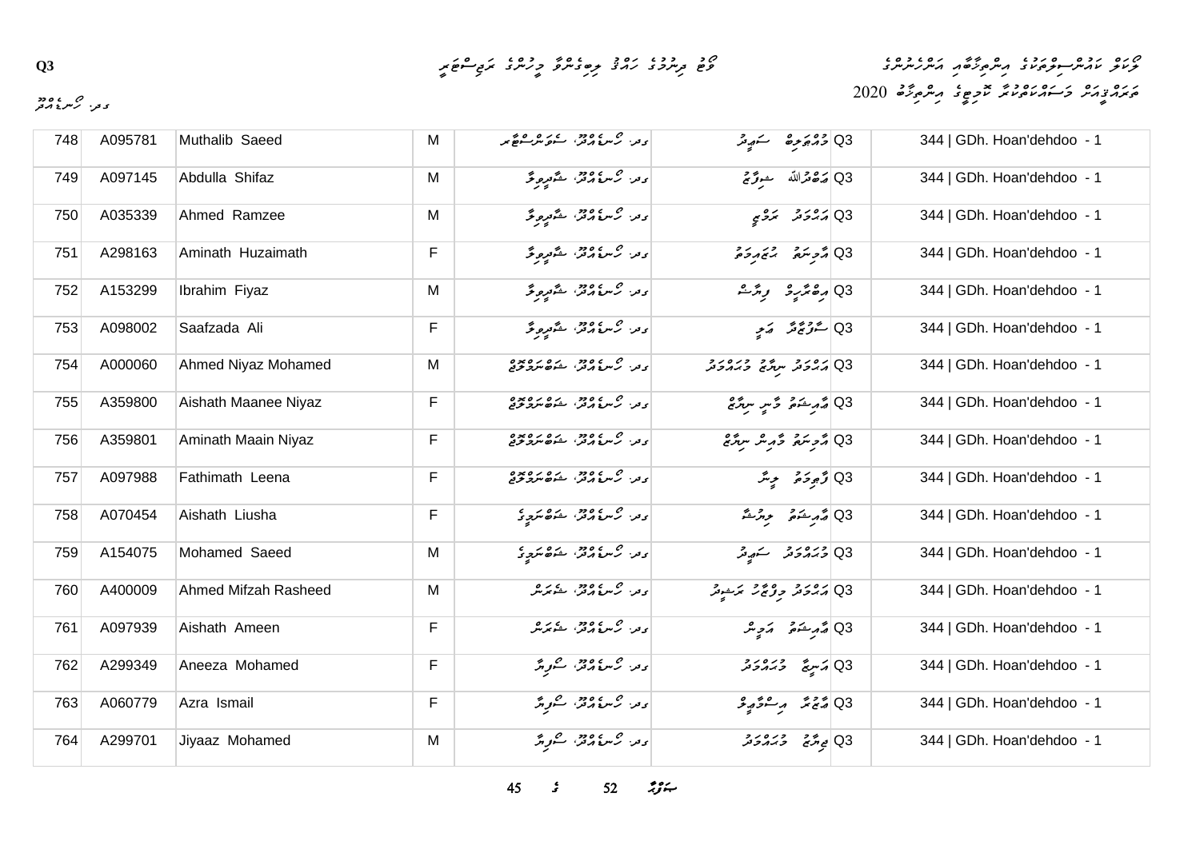ގ.ހޯނޑެއްދޫ

| 748 | A095781 | Muthalib  Saeed | M | ގދ. ހޯނޑެއްދޫ. ސަލަރިސްޓްބަރ | މުއްޠަލިބް  ސައީދު | Q3 | 344 \| GDh. Hoan'dehdoo  - 1 |
|---|---|---|---|---|---|---|---|
| 749 | A097145 | Abdulla  Shifaz | M | ގދ. ހޯނޑެއްދޫ. ޝާދީވިލާ | އަބްދުﷲ  ޝިފާޒު | Q3 | 344 \| GDh. Hoan'dehdoo  - 1 |
| 750 | A035339 | Ahmed  Ramzee | M | ގދ. ހޯނޑެއްދޫ. ޝާދީވިލާ | އަހްމަދު  ރަމްޒީ | Q3 | 344 \| GDh. Hoan'dehdoo  - 1 |
| 751 | A298163 | Aminath  Huzaimath | F | ގދ. ހޯނޑެއްދޫ. ޝާދީވިލާ | އާމިނަތު  ހުޒައިމަތު | Q3 | 344 \| GDh. Hoan'dehdoo  - 1 |
| 752 | A153299 | Ibrahim  Fiyaz | M | ގދ. ހޯނޑެއްދޫ. ޝާދީވިލާ | އިބްރާހީމް  ފިޔާޒު | Q3 | 344 \| GDh. Hoan'dehdoo  - 1 |
| 753 | A098002 | Saafzada  Ali | F | ގދ. ހޯނޑެއްދޫ. ޝާދީވިލާ | ސާފްޒާދާ  އަލި | Q3 | 344 \| GDh. Hoan'dehdoo  - 1 |
| 754 | A000060 | Ahmed Niyaz Mohamed | M | ގދ. ހޯނޑެއްދޫ. ޝަމްބަނޑުވާދީ | އަހްމަދު ނިޔާޒު މުހައްމަދު | Q3 | 344 \| GDh. Hoan'dehdoo  - 1 |
| 755 | A359800 | Aishath Maanee Niyaz | F | ގދ. ހޯނޑެއްދޫ. ޝަމްބަނޑުވާދީ | އާއިޝަތު މާނީ ނިޔާޒު | Q3 | 344 \| GDh. Hoan'dehdoo  - 1 |
| 756 | A359801 | Aminath Maain Niyaz | F | ގދ. ހޯނޑެއްދޫ. ޝަމްބަނޑުވާދީ | އާމިނަތު މާއިން ނިޔާޒު | Q3 | 344 \| GDh. Hoan'dehdoo  - 1 |
| 757 | A097988 | Fathimath  Leena | F | ގދ. ހޯނޑެއްދޫ. ޝަމްބަނޑުވާދީ | ފާތިމަތު  ލީނާ | Q3 | 344 \| GDh. Hoan'dehdoo  - 1 |
| 758 | A070454 | Aishath  Liusha | F | ގދ. ހޯނޑެއްދޫ. ޝަމްބަނޑީގެ | އާއިޝަތު  ލިއުޝާ | Q3 | 344 \| GDh. Hoan'dehdoo  - 1 |
| 759 | A154075 | Mohamed  Saeed | M | ގދ. ހޯނޑެއްދޫ. ޝަމްބަނޑީގެ | މުހައްމަދު  ސައީދު | Q3 | 344 \| GDh. Hoan'dehdoo  - 1 |
| 760 | A400009 | Ahmed Mifzah Rasheed | M | ގދ. ހޯނޑެއްދޫ. ޝަރަފް | އަހްމަދު މިފްޒާހް ރަޝީދު | Q3 | 344 \| GDh. Hoan'dehdoo  - 1 |
| 761 | A097939 | Aishath  Ameen | F | ގދ. ހޯނޑެއްދޫ. ޝަރަފް | އާއިޝަތު  އަމީން | Q3 | 344 \| GDh. Hoan'dehdoo  - 1 |
| 762 | A299349 | Aneeza  Mohamed | F | ގދ. ހޯނޑެއްދޫ. ސޯލިޔާ | އަނީޒާ  މުހައްމަދު | Q3 | 344 \| GDh. Hoan'dehdoo  - 1 |
| 763 | A060779 | Azra  Ismail | F | ގދ. ހޯނޑެއްދޫ. ސޯލިޔާ | އަޒްރާ  އިސްމާޢީލް | Q3 | 344 \| GDh. Hoan'dehdoo  - 1 |
| 764 | A299701 | Jiyaaz  Mohamed | M | ގދ. ހޯނޑެއްދޫ. ސޯލިޔާ | ޖިޔާޒް  މުހައްމަދު | Q3 | 344 \| GDh. Hoan'dehdoo  - 1 |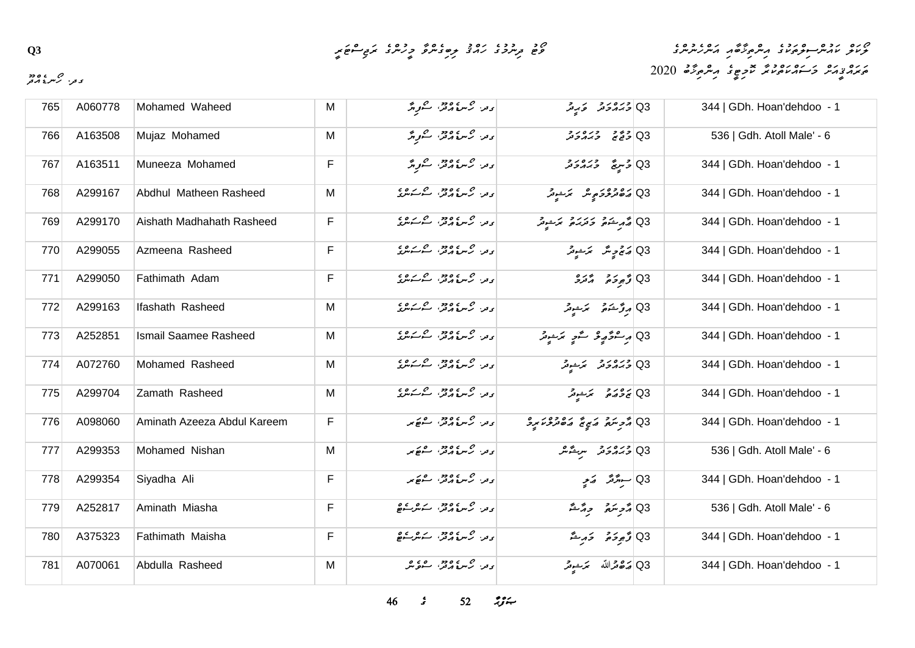| 765 | A060778 | Mohamed Waheed | M | ގދ. ހޯނޑެއްދޫ، ސޯފިޔާ | Q3 | 344 \| GDh. Hoan'dehdoo - 1 |
|---|---|---|---|---|---|---|
| 766 | A163508 | Mujaz Mohamed | M | ގދ. ހޯނޑެއްދޫ، ސޯފިޔާ | Q3 | 536 \| Gdh. Atoll Male' - 6 |
| 767 | A163511 | Muneeza Mohamed | F | ގދ. ހޯނޑެއްދޫ، ސޯފިޔާ | Q3 | 344 \| GDh. Hoan'dehdoo - 1 |
| 768 | A299167 | Abdhul Matheen Rasheed | M | ގދ. ހޯނޑެއްދޫ، ސޯސަންގް | Q3 | 344 \| GDh. Hoan'dehdoo - 1 |
| 769 | A299170 | Aishath Madhahath Rasheed | F | ގދ. ހޯނޑެއްދޫ، ސޯސަންގް | Q3 | 344 \| GDh. Hoan'dehdoo - 1 |
| 770 | A299055 | Azmeena Rasheed | F | ގދ. ހޯނޑެއްދޫ، ސޯސަންގް | Q3 | 344 \| GDh. Hoan'dehdoo - 1 |
| 771 | A299050 | Fathimath Adam | F | ގދ. ހޯނޑެއްދޫ، ސޯސަންގް | Q3 | 344 \| GDh. Hoan'dehdoo - 1 |
| 772 | A299163 | Ifashath Rasheed | M | ގދ. ހޯނޑެއްދޫ، ސޯސަންގް | Q3 | 344 \| GDh. Hoan'dehdoo - 1 |
| 773 | A252851 | Ismail Saamee Rasheed | M | ގދ. ހޯނޑެއްދޫ، ސޯސަންގް | Q3 | 344 \| GDh. Hoan'dehdoo - 1 |
| 774 | A072760 | Mohamed Rasheed | M | ގދ. ހޯނޑެއްދޫ، ސޯސަންގް | Q3 | 344 \| GDh. Hoan'dehdoo - 1 |
| 775 | A299704 | Zamath Rasheed | M | ގދ. ހޯނޑެއްދޫ، ސޯސަންގް | Q3 | 344 \| GDh. Hoan'dehdoo - 1 |
| 776 | A098060 | Aminath Azeeza Abdul Kareem | F | ގދ. ހޯނޑެއްދޫ، ސްޓަރ | Q3 | 344 \| GDh. Hoan'dehdoo - 1 |
| 777 | A299353 | Mohamed Nishan | M | ގދ. ހޯނޑެއްދޫ، ސްޓަރ | Q3 | 536 \| Gdh. Atoll Male' - 6 |
| 778 | A299354 | Siyadha Ali | F | ގދ. ހޯނޑެއްދޫ، ސްޓަރ | Q3 | 344 \| GDh. Hoan'dehdoo - 1 |
| 779 | A252817 | Aminath Miasha | F | ގދ. ހޯނޑެއްދޫ، ސަންސެޓް | Q3 | 536 \| Gdh. Atoll Male' - 6 |
| 780 | A375323 | Fathimath Maisha | F | ގދ. ހޯނޑެއްދޫ، ސަންސެޓް | Q3 | 344 \| GDh. Hoan'dehdoo - 1 |
| 781 | A070061 | Abdulla Rasheed | M | ގދ. ހޯނޑެއްދޫ، ސޯވަން | Q3 | 344 \| GDh. Hoan'dehdoo - 1 |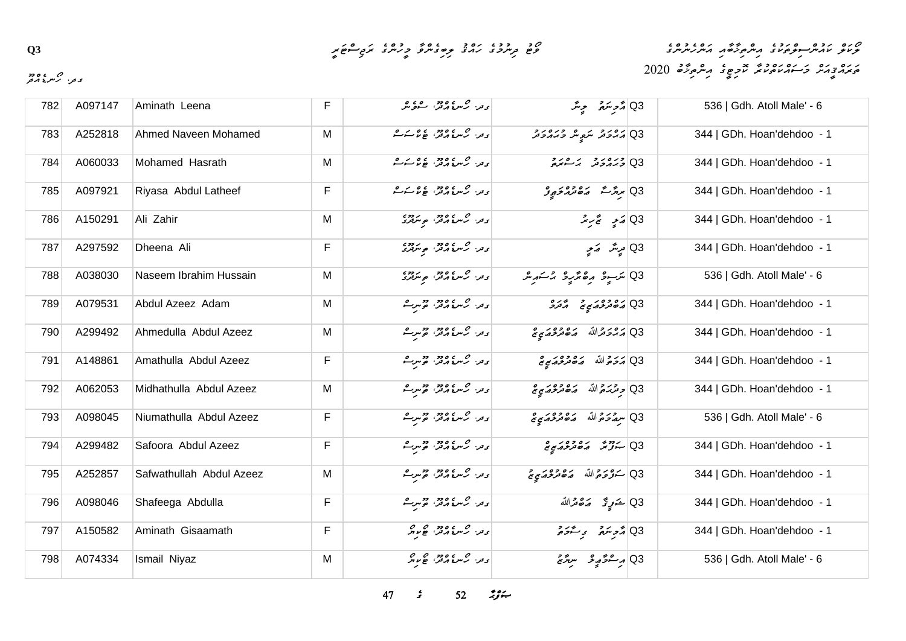| 782 | A097147 | Aminath Leena | F | ގދ. ހޯނޑެއްދޫ، ސުވެނި | އާމިނަތު ލީނާ Q3 | 536 \| Gdh. Atoll Male' - 6 |
|---|---|---|---|---|---|---|
| 783 | A252818 | Ahmed Naveen Mohamed | M | ގދ. ހޯނޑެއްދޫ، ބުރުސަލް | އަހުމަދު ނަވީން މުހައްމަދު Q3 | 344 \| GDh. Hoan'dehdoo - 1 |
| 784 | A060033 | Mohamed Hasrath | M | ގދ. ހޯނޑެއްދޫ، ބުރުސަލް | މުހައްމަދު ހަސްރަތު Q3 | 344 \| GDh. Hoan'dehdoo - 1 |
| 785 | A097921 | Riyasa Abdul Latheef | F | ގދ. ހޯނޑެއްދޫ، ބުރުސަލް | ރިޔާސާ އަބްދުއްލަޠީފު Q3 | 344 \| GDh. Hoan'dehdoo - 1 |
| 786 | A150291 | Ali Zahir | M | ގދ. ހޯނޑެއްދޫ، ވިނަރެސް | އަލި ޒާހިރު Q3 | 344 \| GDh. Hoan'dehdoo - 1 |
| 787 | A297592 | Dheena Ali | F | ގދ. ހޯނޑެއްދޫ، ވިނަރެސް | ދީނާ އަލި Q3 | 344 \| GDh. Hoan'dehdoo - 1 |
| 788 | A038030 | Naseem Ibrahim Hussain | M | ގދ. ހޯނޑެއްދޫ، ވިނަރެސް | ނަސީމް އިބްރާހީމް ހުސައިން Q3 | 536 \| Gdh. Atoll Male' - 6 |
| 789 | A079531 | Abdul Azeez Adam | M | ގދ. ހޯނޑެއްދޫ، ބުލޫސް | އަބްދުލްއަޒީޒު އާދަމް Q3 | 344 \| GDh. Hoan'dehdoo - 1 |
| 790 | A299492 | Ahmedulla Abdul Azeez | M | ގދ. ހޯނޑެއްދޫ، ބުލޫސް | އަހްމަދުﷲ އަބްދުލްއަޒީޒު Q3 | 344 \| GDh. Hoan'dehdoo - 1 |
| 791 | A148861 | Amathulla Abdul Azeez | F | ގދ. ހޯނޑެއްދޫ، ބުލޫސް | އަމަތުﷲ އަބްދުލްއަޒީޒު Q3 | 344 \| GDh. Hoan'dehdoo - 1 |
| 792 | A062053 | Midhathulla Abdul Azeez | M | ގދ. ހޯނޑެއްދޫ، ބުލޫސް | މިދްހަތުﷲ އަބްދުލްއަޒީޒު Q3 | 344 \| GDh. Hoan'dehdoo - 1 |
| 793 | A098045 | Niumathulla Abdul Azeez | F | ގދ. ހޯނޑެއްދޫ، ބުލޫސް | ނިޢުމަތުﷲ އަބްދުލްއަޒީޒު Q3 | 536 \| Gdh. Atoll Male' - 6 |
| 794 | A299482 | Safoora Abdul Azeez | F | ގދ. ހޯނޑެއްދޫ، ބުލޫސް | ޞަފޫރާ އަބްދުލްއަޒީޒު Q3 | 344 \| GDh. Hoan'dehdoo - 1 |
| 795 | A252857 | Safwathullah Abdul Azeez | M | ގދ. ހޯނޑެއްދޫ، ބުލޫސް | ސަފްވަތުﷲ އަބްދުލްއަޒީޒު Q3 | 344 \| GDh. Hoan'dehdoo - 1 |
| 796 | A098046 | Shafeega Abdulla | F | ގދ. ހޯނޑެއްދޫ، ބުލޫސް | ޝަފީގާ އަބްދުﷲ Q3 | 344 \| GDh. Hoan'dehdoo - 1 |
| 797 | A150582 | Aminath Gisaamath | F | ގދ. ހޯނޑެއްދޫ، ބިލެތް | އާމިނަތު ގިސާމަތު Q3 | 344 \| GDh. Hoan'dehdoo - 1 |
| 798 | A074334 | Ismail Niyaz | M | ގދ. ހޯނޑެއްދޫ، ބިލެތް | އިސްމާޢީލް ނިޔާޒް Q3 | 536 \| Gdh. Atoll Male' - 6 |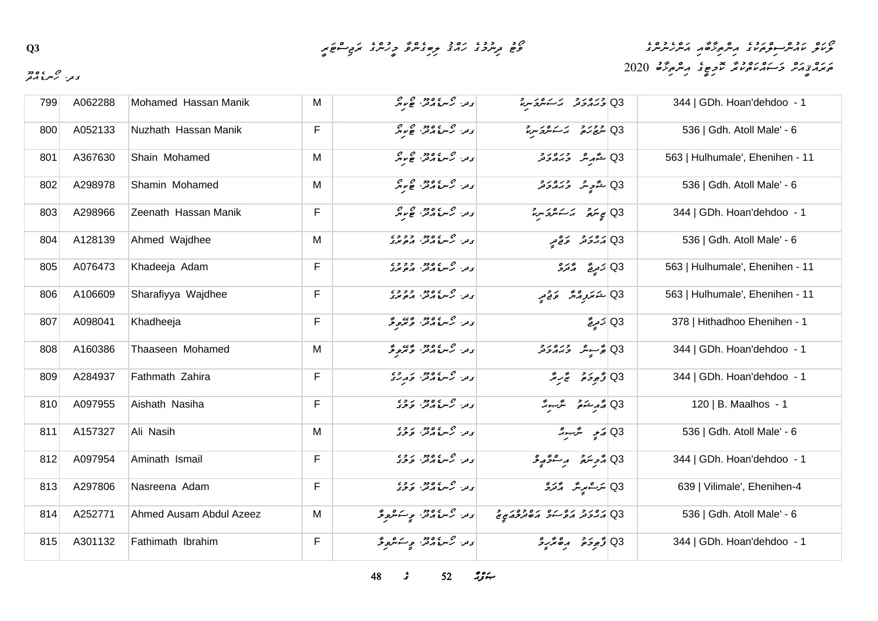| 799 | A062288 | Mohamed Hassan Manik | M | ގދ. ހޯނޑެއްދޫ. ޓާނަރ | Q3  މުހައްމަދު ހަސަންމަނިކު | 344 \| GDh. Hoan'dehdoo - 1 |
|---|---|---|---|---|---|---|
| 800 | A052133 | Nuzhath Hassan Manik | F | ގދ. ހޯނޑެއްދޫ. ޓާނަރ | Q3 ނުޒްހަތު ހަސަންމަނިކު | 536 \| Gdh. Atoll Male' - 6 |
| 801 | A367630 | Shain Mohamed | M | ގދ. ހޯނޑެއްދޫ. ޓާނަރ | Q3 ޝާއިން މުހައްމަދު | 563 \| Hulhumale', Ehenihen - 11 |
| 802 | A298978 | Shamin Mohamed | M | ގދ. ހޯނޑެއްދޫ. ޓާނަރ | Q3 ޝާމިން މުހައްމަދު | 536 \| Gdh. Atoll Male' - 6 |
| 803 | A298966 | Zeenath Hassan Manik | F | ގދ. ހޯނޑެއްދޫ. ޓާނަރ | Q3 ޒީނަތު ހަސަންމަނިކު | 344 \| GDh. Hoan'dehdoo - 1 |
| 804 | A128139 | Ahmed Wajdhee | M | ގދ. ހޯނޑެއްދޫ. އުވެރީ | Q3 އަހްމަދު ވަޖްދީ | 536 \| Gdh. Atoll Male' - 6 |
| 805 | A076473 | Khadeeja Adam | F | ގދ. ހޯނޑެއްދޫ. އުވެރީ | Q3 ޚަދީޖާ އާދަމް | 563 \| Hulhumale', Ehenihen - 11 |
| 806 | A106609 | Sharafiyya Wajdhee | F | ގދ. ހޯނޑެއްދޫ. އުވެރީ | Q3 ޝަރަފިއްޔާ ވަޖްދީ | 563 \| Hulhumale', Ehenihen - 11 |
| 807 | A098041 | Khadheeja | F | ގދ. ހޯނޑެއްދޫ. ވާރޮވާ | Q3 ޚަދީޖާ | 378 \| Hithadhoo Ehenihen - 1 |
| 808 | A160386 | Thaaseen Mohamed | M | ގދ. ހޯނޑެއްދޫ. ވާރޮވާ | Q3 ތާސީން މުހައްމަދު | 344 \| GDh. Hoan'dehdoo - 1 |
| 809 | A284937 | Fathmath Zahira | F | ގދ. ހޯނޑެއްދޫ. ވައިހުގެ | Q3 ފާތިމަތު ޒާހިރާ | 344 \| GDh. Hoan'dehdoo - 1 |
| 810 | A097955 | Aishath Nasiha | F | ގދ. ހޯނޑެއްދޫ. ވަލުގެ | Q3 އާއިޝަތު ނާސިހާ | 120 \| B. Maalhos - 1 |
| 811 | A157327 | Ali Nasih | M | ގދ. ހޯނޑެއްދޫ. ވަލުގެ | Q3 އަލި ނާސިހު | 536 \| Gdh. Atoll Male' - 6 |
| 812 | A097954 | Aminath Ismail | F | ގދ. ހޯނޑެއްދޫ. ވަލުގެ | Q3 އާމިނަތު އިސްމާއިލް | 344 \| GDh. Hoan'dehdoo - 1 |
| 813 | A297806 | Nasreena Adam | F | ގދ. ހޯނޑެއްދޫ. ވަލުގެ | Q3 ނަސްރީނާ އާދަމް | 639 \| Vilimale', Ehenihen-4 |
| 814 | A252771 | Ahmed Ausam Abdul Azeez | M | ގދ. ހޯނޑެއްދޫ. ވިސަންތިވާ | Q3 އަހްމަދު އައުސަމް އަބްދުލްޢަޒީޒް | 536 \| Gdh. Atoll Male' - 6 |
| 815 | A301132 | Fathimath Ibrahim | F | ގދ. ހޯނޑެއްދޫ. ވިސަންތިވާ | Q3 ފާތިމަތު އިބްރާހިމް | 344 \| GDh. Hoan'dehdoo - 1 |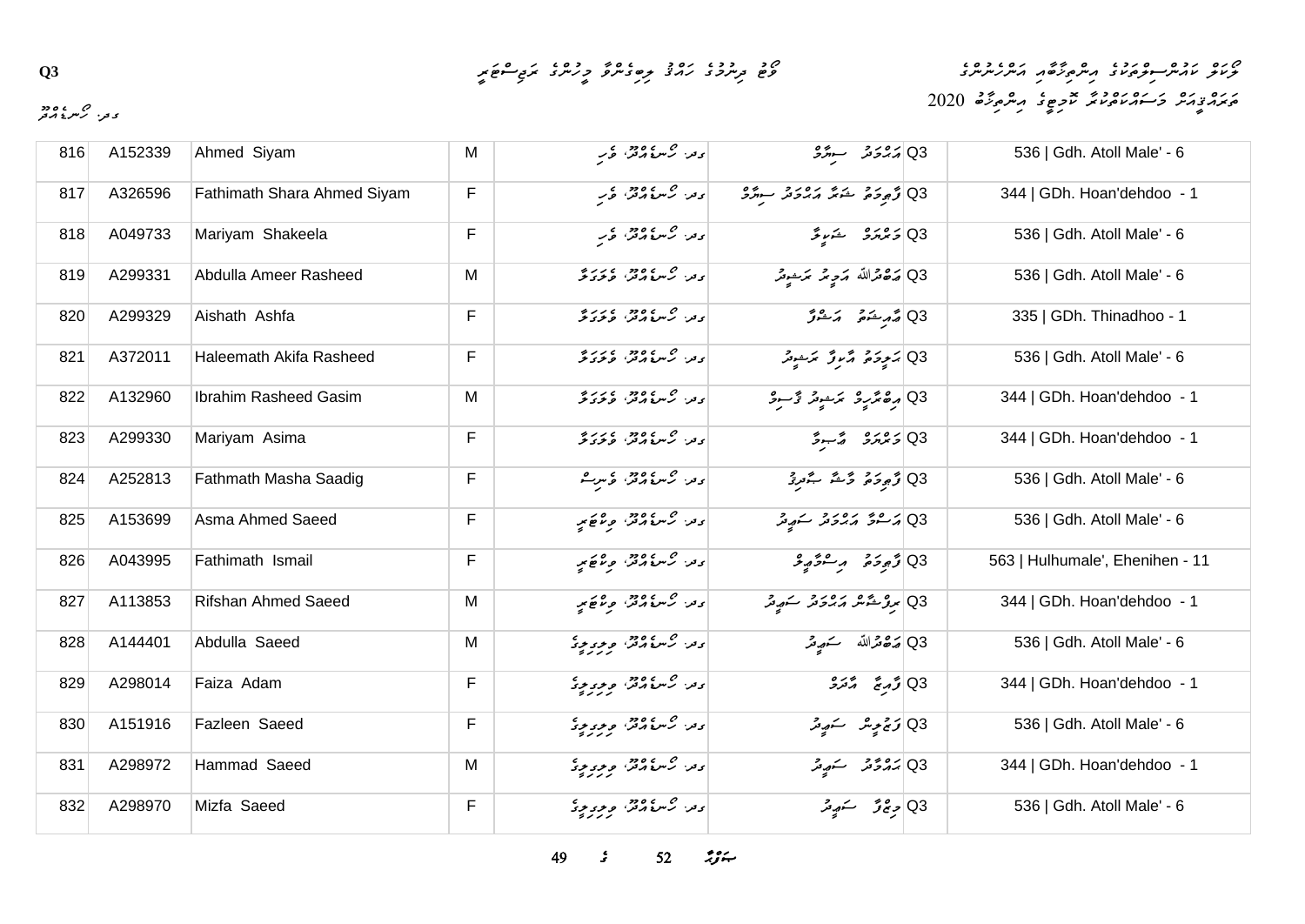| 816 | A152339 | Ahmed Siyam | M | ގދ. ހޯނޑެއްދޫ، ތަރި | އަޙްމަދު ސިޔާމް | Q3 | 536 \| Gdh. Atoll Male' - 6 |
|---|---|---|---|---|---|---|---|
| 817 | A326596 | Fathimath Shara Ahmed Siyam | F | ގދ. ހޯނޑެއްދޫ، ތަރި | ފާތިމަތު ޝަރާ އަޙްމަދު ސިޔާމް | Q3 | 344 \| GDh. Hoan'dehdoo - 1 |
| 818 | A049733 | Mariyam Shakeela | F | ގދ. ހޯނޑެއްދޫ، ތަރި | މަރިޔަމް ޝަކީލާ | Q3 | 536 \| Gdh. Atoll Male' - 6 |
| 819 | A299331 | Abdulla Ameer Rasheed | M | ގދ. ހޯނޑެއްދޫ، ތަރަގާ | އަބްދުﷲ އަމީރު ރަޝީދު | Q3 | 536 \| Gdh. Atoll Male' - 6 |
| 820 | A299329 | Aishath Ashfa | F | ގދ. ހޯނޑެއްދޫ، ތަރަގާ | އާއިޝަތު އަޝްފާ | Q3 | 335 \| GDh. Thinadhoo - 1 |
| 821 | A372011 | Haleemath Akifa Rasheed | F | ގދ. ހޯނޑެއްދޫ، ތަރަގާ | ހަލީމަތު އާކިފާ ރަޝީދު | Q3 | 536 \| Gdh. Atoll Male' - 6 |
| 822 | A132960 | Ibrahim Rasheed Gasim | M | ގދ. ހޯނޑެއްދޫ، ތަރަގާ | އިބްރާހީމް ރަޝީދު ޤާސިމް | Q3 | 344 \| GDh. Hoan'dehdoo - 1 |
| 823 | A299330 | Mariyam Asima | F | ގދ. ހޯނޑެއްދޫ، ތަރަގާ | މަރިޔަމް އާސިމާ | Q3 | 344 \| GDh. Hoan'dehdoo - 1 |
| 824 | A252813 | Fathmath Masha Saadig | F | ގދ. ހޯނޑެއްދޫ، ތަރިސް | ފާތިމަތު މާޝާ ސާދިގު | Q3 | 536 \| Gdh. Atoll Male' - 6 |
| 825 | A153699 | Asma Ahmed Saeed | F | ގދ. ހޯނޑެއްދޫ، ތިލަބަރި | އަސްމާ އަޙްމަދު ސައީދު | Q3 | 536 \| Gdh. Atoll Male' - 6 |
| 826 | A043995 | Fathimath Ismail | F | ގދ. ހޯނޑެއްދޫ، ތިލަބަރި | ފާތިމަތު އިސްމާޢީލް | Q3 | 563 \| Hulhumale', Ehenihen - 11 |
| 827 | A113853 | Rifshan Ahmed Saeed | M | ގދ. ހޯނޑެއްދޫ، ތިލަބަރި | ރިފްޝާން އަޙްމަދު ސައީދު | Q3 | 344 \| GDh. Hoan'dehdoo - 1 |
| 828 | A144401 | Abdulla Saeed | M | ގދ. ހޯނޑެއްދޫ، ތިތިރިތިރީ | އަބްދުﷲ ސައީދު | Q3 | 536 \| Gdh. Atoll Male' - 6 |
| 829 | A298014 | Faiza Adam | F | ގދ. ހޯނޑެއްދޫ، ތިތިރިތިރީ | ފާއިޒާ އާދަމް | Q3 | 344 \| GDh. Hoan'dehdoo - 1 |
| 830 | A151916 | Fazleen Saeed | F | ގދ. ހޯނޑެއްދޫ، ތިތިރިތިރީ | ފަޟްލީން ސައީދު | Q3 | 536 \| Gdh. Atoll Male' - 6 |
| 831 | A298972 | Hammad Saeed | M | ގދ. ހޯނޑެއްދޫ، ތިތިރިތިރީ | ހައްމާދު ސައީދު | Q3 | 344 \| GDh. Hoan'dehdoo - 1 |
| 832 | A298970 | Mizfa Saeed | F | ގދ. ހޯނޑެއްދޫ، ތިތިރިތިރީ | މިޒްފާ ސައީދު | Q3 | 536 \| Gdh. Atoll Male' - 6 |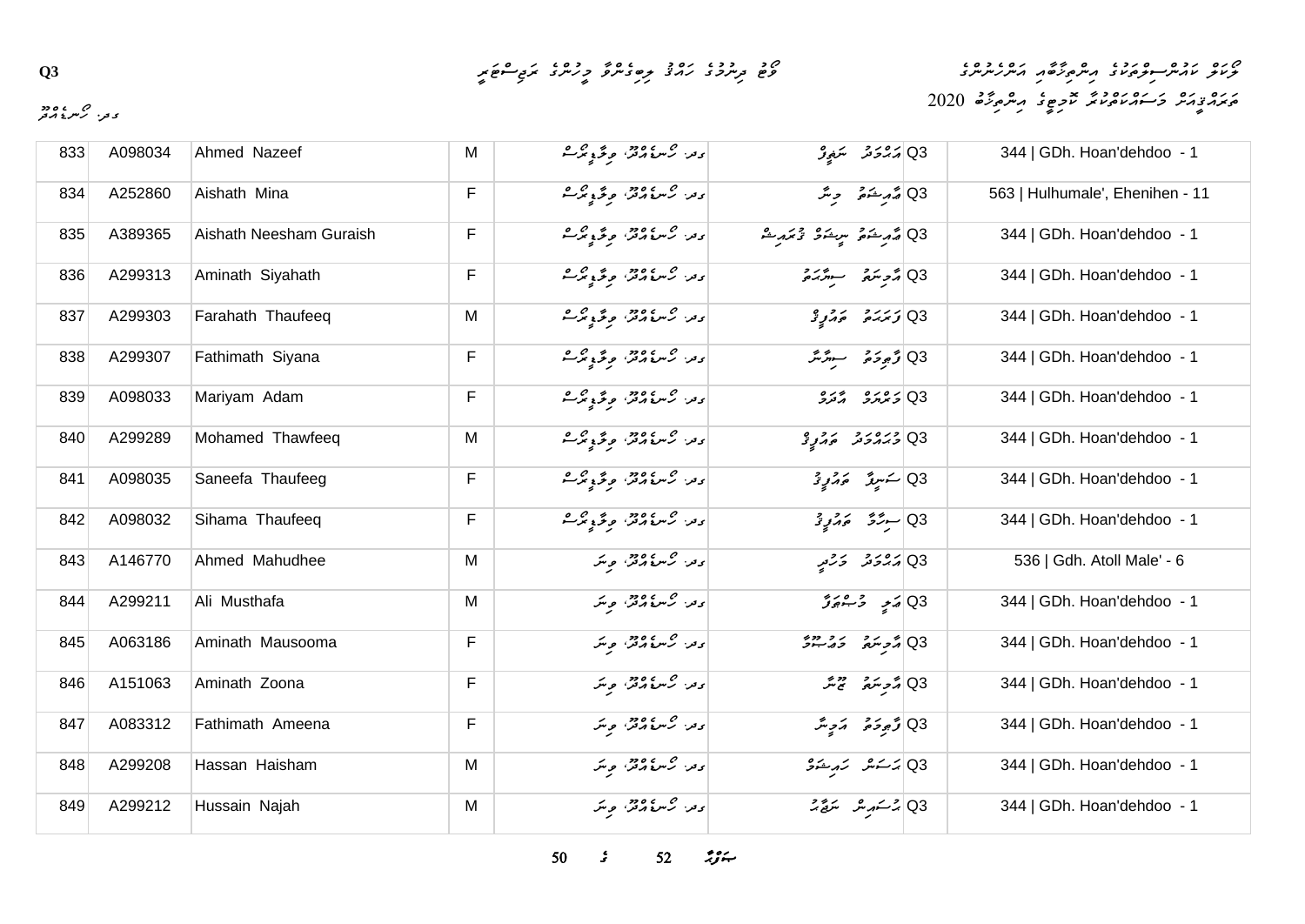| 833 | A098034 | Ahmed Nazeef | M | ގދ. ހޯނޑެއްދޫ، ވިލާފިރުސް | Q3 އަހުމަދު ނަޒީފު | 344 \| GDh. Hoan'dehdoo - 1 |
|---|---|---|---|---|---|---|
| 834 | A252860 | Aishath Mina | F | ގދ. ހޯނޑެއްދޫ، ވިލާފިރުސް | Q3 އާއިޝަތު މީނާ | 563 \| Hulhumale', Ehenihen - 11 |
| 835 | A389365 | Aishath Neesham Guraish | F | ގދ. ހޯނޑެއްދޫ، ވިލާފިރުސް | Q3 އާއިޝަތު ނީޝަމް ގުރައިޝް | 344 \| GDh. Hoan'dehdoo - 1 |
| 836 | A299313 | Aminath Siyahath | F | ގދ. ހޯނޑެއްދޫ، ވިލާފިރުސް | Q3 އާމިނަތު ސިޔާހަތު | 344 \| GDh. Hoan'dehdoo - 1 |
| 837 | A299303 | Farahath Thaufeeq | M | ގދ. ހޯނޑެއްދޫ، ވިލާފިރުސް | Q3 ފަރަހަތު ތައުފީޤު | 344 \| GDh. Hoan'dehdoo - 1 |
| 838 | A299307 | Fathimath Siyana | F | ގދ. ހޯނޑެއްދޫ، ވިލާފިރުސް | Q3 ފާތިމަތު ސިޔާނާ | 344 \| GDh. Hoan'dehdoo - 1 |
| 839 | A098033 | Mariyam Adam | F | ގދ. ހޯނޑެއްދޫ، ވިލާފިރުސް | Q3 މަރިޔަމް އާދަމް | 344 \| GDh. Hoan'dehdoo - 1 |
| 840 | A299289 | Mohamed Thawfeeq | M | ގދ. ހޯނޑެއްދޫ، ވިލާފިރުސް | Q3 މުހައްމަދު ތައުފީޤު | 344 \| GDh. Hoan'dehdoo - 1 |
| 841 | A098035 | Saneefa Thaufeeg | F | ގދ. ހޯނޑެއްދޫ، ވިލާފިރުސް | Q3 ސަނީފާ ތައުފީގު | 344 \| GDh. Hoan'dehdoo - 1 |
| 842 | A098032 | Sihama Thaufeeq | F | ގދ. ހޯނޑެއްދޫ، ވިލާފިރުސް | Q3 ސިހާމާ ތައުފީޤު | 344 \| GDh. Hoan'dehdoo - 1 |
| 843 | A146770 | Ahmed Mahudhee | M | ގދ. ހޯނޑެއްދޫ، ވިނަ | Q3 އަހުމަދު މަހުދީ | 536 \| Gdh. Atoll Male' - 6 |
| 844 | A299211 | Ali Musthafa | M | ގދ. ހޯނޑެއްދޫ، ވިނަ | Q3 އަލި މުސްތަފާ | 344 \| GDh. Hoan'dehdoo - 1 |
| 845 | A063186 | Aminath Mausooma | F | ގދ. ހޯނޑެއްދޫ، ވިނަ | Q3 އާމިނަތު މައުސޫމާ | 344 \| GDh. Hoan'dehdoo - 1 |
| 846 | A151063 | Aminath Zoona | F | ގދ. ހޯނޑެއްދޫ، ވިނަ | Q3 އާމިނަތު ޒޫނާ | 344 \| GDh. Hoan'dehdoo - 1 |
| 847 | A083312 | Fathimath Ameena | F | ގދ. ހޯނޑެއްދޫ، ވިނަ | Q3 ފާތިމަތު އަމީނާ | 344 \| GDh. Hoan'dehdoo - 1 |
| 848 | A299208 | Hassan Haisham | M | ގދ. ހޯނޑެއްދޫ، ވިނަ | Q3 ހަސަން ހައިޝަމް | 344 \| GDh. Hoan'dehdoo - 1 |
| 849 | A299212 | Hussain Najah | M | ގދ. ހޯނޑެއްދޫ، ވިނަ | Q3 ހުސައިން ނަޖާހު | 344 \| GDh. Hoan'dehdoo - 1 |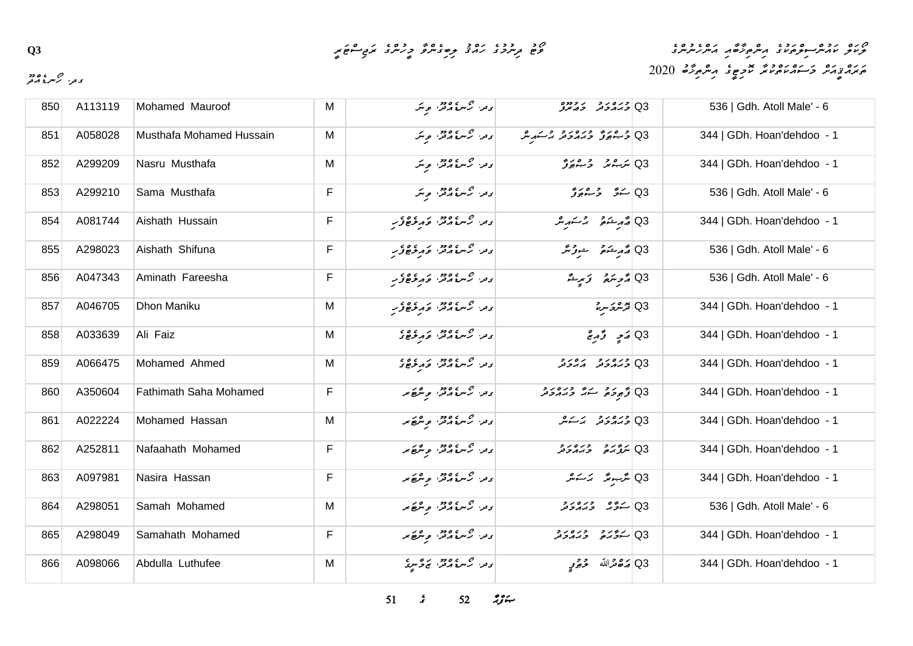| 850 | A113119 | Mohamed Mauroof | M | ގދ. ހޯނޑެއްދޫ، ވިނަ | Q3 މުހައްމަދު މައުރޫފް | 536 \| Gdh. Atoll Male' - 6 |
|---|---|---|---|---|---|---|
| 851 | A058028 | Musthafa Mohamed Hussain | M | ގދ. ހޯނޑެއްދޫ، ވިނަ | Q3 މުސްތަފާ މުހައްމަދު ހުސައިން | 344 \| GDh. Hoan'dehdoo - 1 |
| 852 | A299209 | Nasru Musthafa | M | ގދ. ހޯނޑެއްދޫ، ވިނަ | Q3 ނަސްރު މުސްތަފާ | 344 \| GDh. Hoan'dehdoo - 1 |
| 853 | A299210 | Sama Musthafa | F | ގދ. ހޯނޑެއްދޫ، ވިނަ | Q3 ސަމާ މުސްތަފާ | 536 \| Gdh. Atoll Male' - 6 |
| 854 | A081744 | Aishath Hussain | F | ގދ. ހޯނޑެއްދޫ، ވައިލެޓްވިލާ | Q3 އާއިޝަތު ހުސައިން | 344 \| GDh. Hoan'dehdoo - 1 |
| 855 | A298023 | Aishath Shifuna | F | ގދ. ހޯނޑެއްދޫ، ވައިލެޓްވިލާ | Q3 އާއިޝަތު ޝިފޫނާ | 536 \| Gdh. Atoll Male' - 6 |
| 856 | A047343 | Aminath Fareesha | F | ގދ. ހޯނޑެއްދޫ، ވައިލެޓްވިލާ | Q3 އާމިނަތު ފަރީޝާ | 536 \| Gdh. Atoll Male' - 6 |
| 857 | A046705 | Dhon Maniku | M | ގދ. ހޯނޑެއްދޫ، ވައިލެޓްވިލާ | Q3 ދޮންމަނިކު | 344 \| GDh. Hoan'dehdoo - 1 |
| 858 | A033639 | Ali Faiz | M | ގދ. ހޯނޑެއްދޫ، ވައިލެޓްގެ | Q3 އަލި ފާއިޒް | 344 \| GDh. Hoan'dehdoo - 1 |
| 859 | A066475 | Mohamed Ahmed | M | ގދ. ހޯނޑެއްދޫ، ވައިލެޓްގެ | Q3 މުހައްމަދު އަޙްމަދު | 344 \| GDh. Hoan'dehdoo - 1 |
| 860 | A350604 | Fathimath Saha Mohamed | F | ގދ. ހޯނޑެއްދޫ، ވިންޑަރ | Q3 ފާތިމަތު ސަހާ މުހައްމަދު | 344 \| GDh. Hoan'dehdoo - 1 |
| 861 | A022224 | Mohamed Hassan | M | ގދ. ހޯނޑެއްދޫ، ވިންޑަރ | Q3 މުހައްމަދު ޙަސަން | 344 \| GDh. Hoan'dehdoo - 1 |
| 862 | A252811 | Nafaahath Mohamed | F | ގދ. ހޯނޑެއްދޫ، ވިންޑަރ | Q3 ނަފާހަތު މުހައްމަދު | 344 \| GDh. Hoan'dehdoo - 1 |
| 863 | A097981 | Nasira Hassan | F | ގދ. ހޯނޑެއްދޫ، ވިންޑަރ | Q3 ނާސިރާ ޙަސަން | 344 \| GDh. Hoan'dehdoo - 1 |
| 864 | A298051 | Samah Mohamed | M | ގދ. ހޯނޑެއްދޫ، ވިންޑަރ | Q3 ސަމާޙް މުހައްމަދު | 536 \| Gdh. Atoll Male' - 6 |
| 865 | A298049 | Samahath Mohamed | F | ގދ. ހޯނޑެއްދޫ، ވިންޑަރ | Q3 ސަމާހަތު މުހައްމަދު | 344 \| GDh. Hoan'dehdoo - 1 |
| 866 | A098066 | Abdulla Luthufee | M | ގދ. ހޯނޑެއްދޫ، ޒަމާނީގެ | Q3 އަބްދުﷲ ލުތުފީ | 344 \| GDh. Hoan'dehdoo - 1 |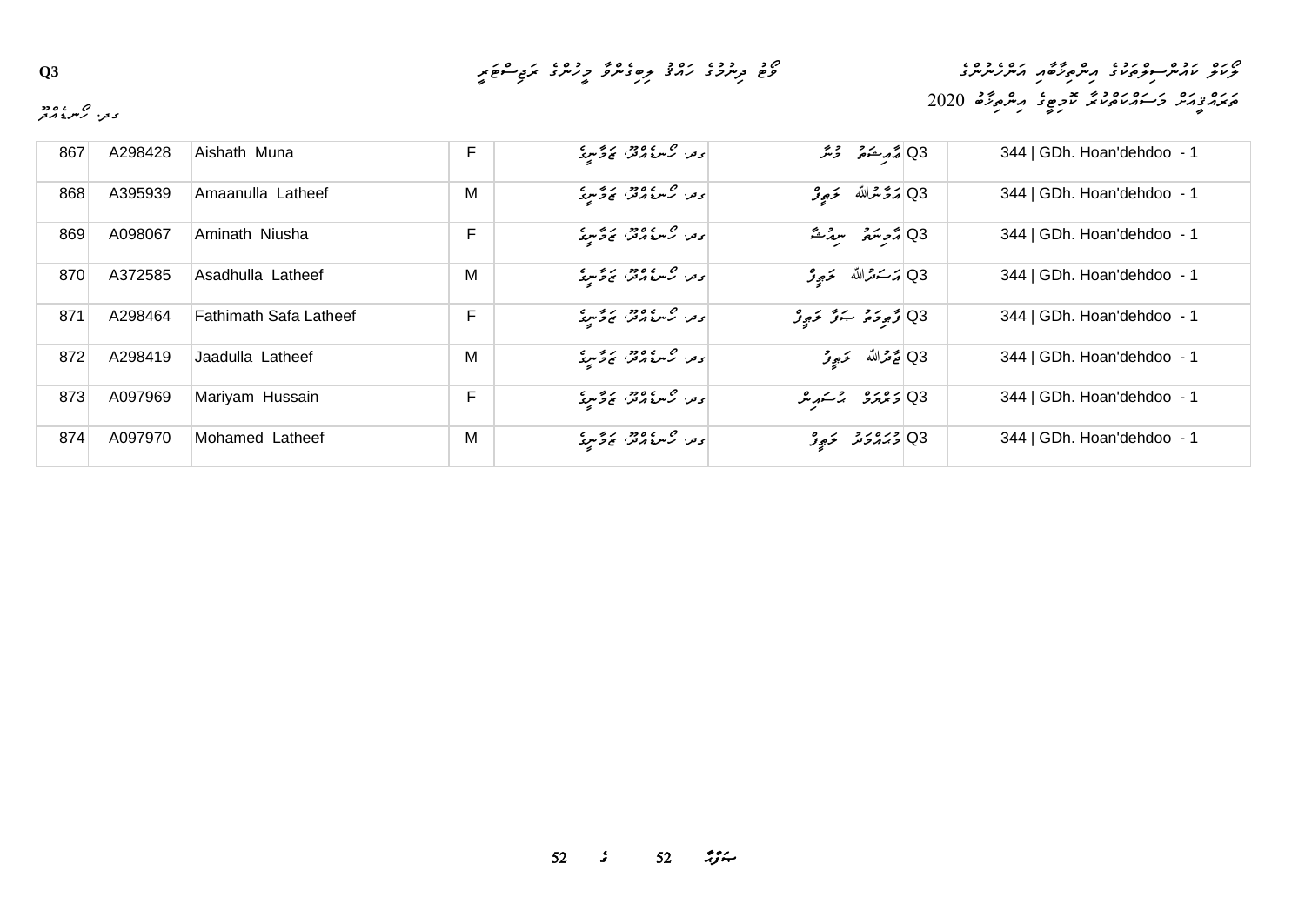| | | | | | | | |
|---|---|---|---|---|---|---|---|
| 867 | A298428 | Aishath Muna | F | ގދ. ހޯނޑެއްދޫ، ޗަމާސިގެ | އާއިޝަތު މުނާ | Q3 | 344 \| GDh. Hoan'dehdoo - 1 |
| 868 | A395939 | Amaanulla Latheef | M | ގދ. ހޯނޑެއްދޫ، ޗަމާސިގެ | އަމާނުﷲ ލަޠީފު | Q3 | 344 \| GDh. Hoan'dehdoo - 1 |
| 869 | A098067 | Aminath Niusha | F | ގދ. ހޯނޑެއްދޫ، ޗަމާސިގެ | އާމިނަތު ނިއުޝާ | Q3 | 344 \| GDh. Hoan'dehdoo - 1 |
| 870 | A372585 | Asadhulla Latheef | M | ގދ. ހޯނޑެއްދޫ، ޗަމާސިގެ | އަސަދުﷲ ލަޠީފު | Q3 | 344 \| GDh. Hoan'dehdoo - 1 |
| 871 | A298464 | Fathimath Safa Latheef | F | ގދ. ހޯނޑެއްދޫ، ޗަމާސިގެ | ފާތިމަތު ސަފާ ލަޠީފު | Q3 | 344 \| GDh. Hoan'dehdoo - 1 |
| 872 | A298419 | Jaadulla Latheef | M | ގދ. ހޯނޑެއްދޫ، ޗަމާސިގެ | ޖާދުﷲ ލަޠީފު | Q3 | 344 \| GDh. Hoan'dehdoo - 1 |
| 873 | A097969 | Mariyam Hussain | F | ގދ. ހޯނޑެއްދޫ، ޗަމާސިގެ | މަރިޔަމް ހުސައިން | Q3 | 344 \| GDh. Hoan'dehdoo - 1 |
| 874 | A097970 | Mohamed Latheef | M | ގދ. ހޯނޑެއްދޫ، ޗަމާސިގެ | މުހައްމަދު ލަޠީފު | Q3 | 344 \| GDh. Hoan'dehdoo - 1 |